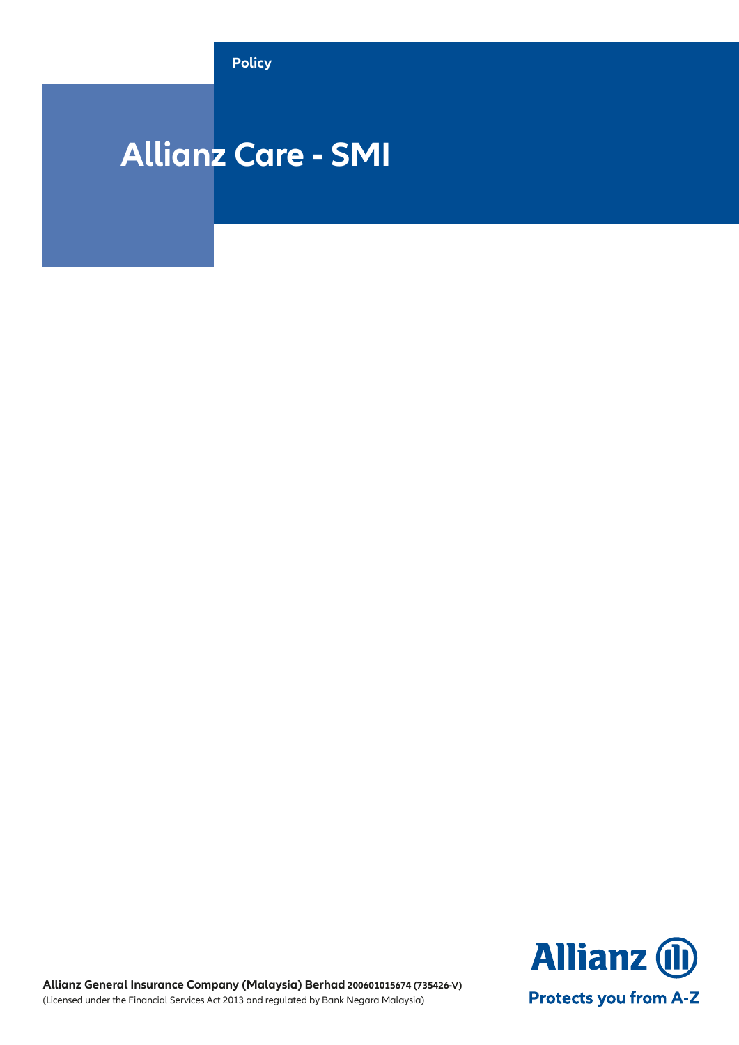Policy

# Allianz Care - SMI

**Allianz General Insurance Company (Malaysia) Berhad** 200601015674 (735426-V)
(Licensed under the Financial Services Act 2013 and regulated by Bank Negara Malaysia)

Allianz

Protects you from A-Z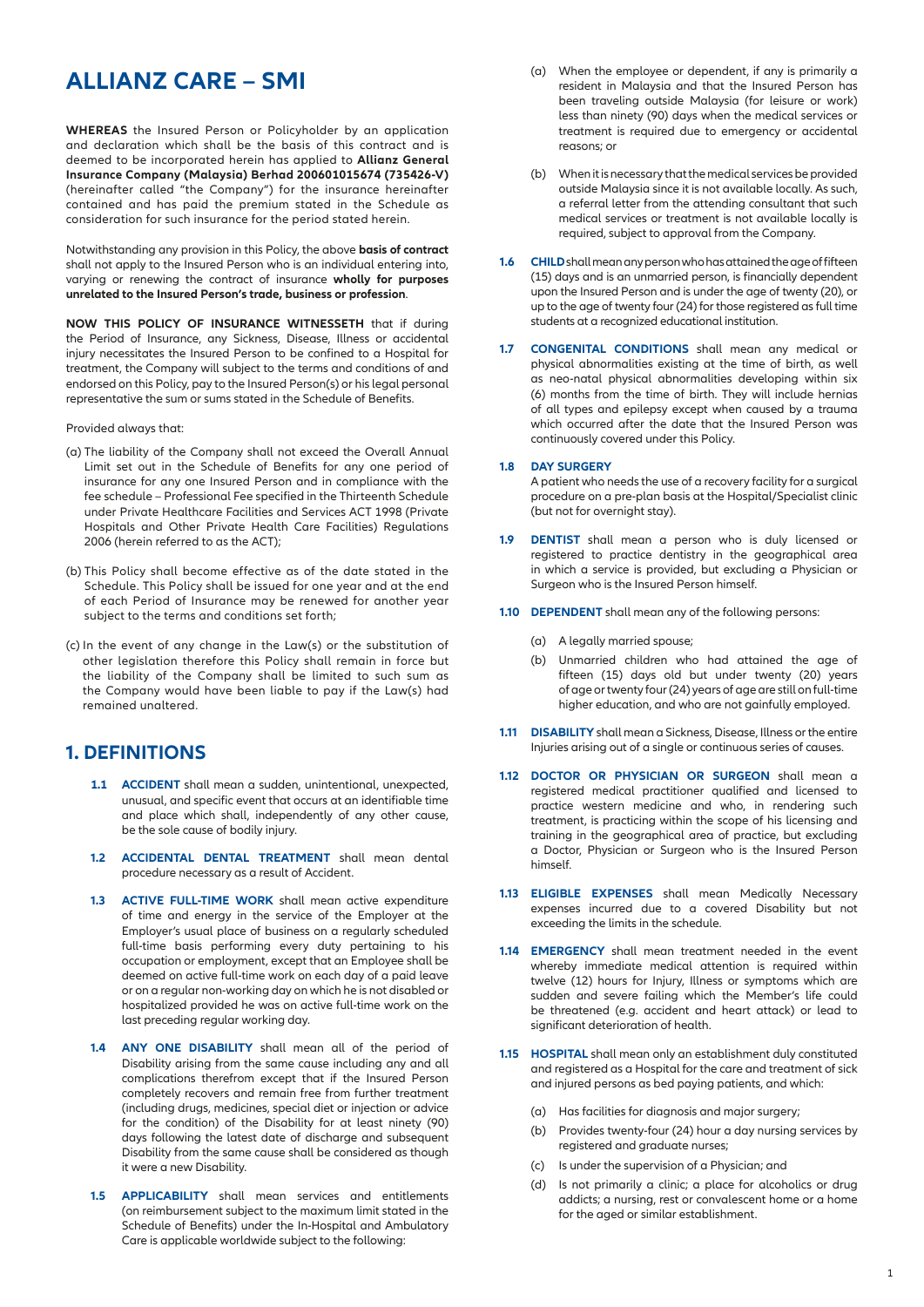# ALLIANZ CARE – SMI

**WHEREAS** the Insured Person or Policyholder by an application and declaration which shall be the basis of this contract and is deemed to be incorporated herein has applied to **Allianz General Insurance Company (Malaysia) Berhad 200601015674 (735426-V)** (hereinafter called "the Company") for the insurance hereinafter contained and has paid the premium stated in the Schedule as consideration for such insurance for the period stated herein.

Notwithstanding any provision in this Policy, the above **basis of contract** shall not apply to the Insured Person who is an individual entering into, varying or renewing the contract of insurance **wholly for purposes unrelated to the Insured Person's trade, business or profession**.

**NOW THIS POLICY OF INSURANCE WITNESSETH** that if during the Period of Insurance, any Sickness, Disease, Illness or accidental injury necessitates the Insured Person to be confined to a Hospital for treatment, the Company will subject to the terms and conditions of and endorsed on this Policy, pay to the Insured Person(s) or his legal personal representative the sum or sums stated in the Schedule of Benefits.

Provided always that:

(a) The liability of the Company shall not exceed the Overall Annual Limit set out in the Schedule of Benefits for any one period of insurance for any one Insured Person and in compliance with the fee schedule – Professional Fee specified in the Thirteenth Schedule under Private Healthcare Facilities and Services ACT 1998 (Private Hospitals and Other Private Health Care Facilities) Regulations 2006 (herein referred to as the ACT);

(b) This Policy shall become effective as of the date stated in the Schedule. This Policy shall be issued for one year and at the end of each Period of Insurance may be renewed for another year subject to the terms and conditions set forth;

(c) In the event of any change in the Law(s) or the substitution of other legislation therefore this Policy shall remain in force but the liability of the Company shall be limited to such sum as the Company would have been liable to pay if the Law(s) had remained unaltered.

## 1. DEFINITIONS

**1.1 ACCIDENT** shall mean a sudden, unintentional, unexpected, unusual, and specific event that occurs at an identifiable time and place which shall, independently of any other cause, be the sole cause of bodily injury.

**1.2 ACCIDENTAL DENTAL TREATMENT** shall mean dental procedure necessary as a result of Accident.

**1.3 ACTIVE FULL-TIME WORK** shall mean active expenditure of time and energy in the service of the Employer at the Employer's usual place of business on a regularly scheduled full-time basis performing every duty pertaining to his occupation or employment, except that an Employee shall be deemed on active full-time work on each day of a paid leave or on a regular non-working day on which he is not disabled or hospitalized provided he was on active full-time work on the last preceding regular working day.

**1.4 ANY ONE DISABILITY** shall mean all of the period of Disability arising from the same cause including any and all complications therefrom except that if the Insured Person completely recovers and remain free from further treatment (including drugs, medicines, special diet or injection or advice for the condition) of the Disability for at least ninety (90) days following the latest date of discharge and subsequent Disability from the same cause shall be considered as though it were a new Disability.

**1.5 APPLICABILITY** shall mean services and entitlements (on reimbursement subject to the maximum limit stated in the Schedule of Benefits) under the In-Hospital and Ambulatory Care is applicable worldwide subject to the following:

(a) When the employee or dependent, if any is primarily a resident in Malaysia and that the Insured Person has been traveling outside Malaysia (for leisure or work) less than ninety (90) days when the medical services or treatment is required due to emergency or accidental reasons; or

(b) When it is necessary that the medical services be provided outside Malaysia since it is not available locally. As such, a referral letter from the attending consultant that such medical services or treatment is not available locally is required, subject to approval from the Company.

**1.6 CHILD** shall mean any person who has attained the age of fifteen (15) days and is an unmarried person, is financially dependent upon the Insured Person and is under the age of twenty (20), or up to the age of twenty four (24) for those registered as full time students at a recognized educational institution.

**1.7 CONGENITAL CONDITIONS** shall mean any medical or physical abnormalities existing at the time of birth, as well as neo-natal physical abnormalities developing within six (6) months from the time of birth. They will include hernias of all types and epilepsy except when caused by a trauma which occurred after the date that the Insured Person was continuously covered under this Policy.

**1.8 DAY SURGERY**
A patient who needs the use of a recovery facility for a surgical procedure on a pre-plan basis at the Hospital/Specialist clinic (but not for overnight stay).

**1.9 DENTIST** shall mean a person who is duly licensed or registered to practice dentistry in the geographical area in which a service is provided, but excluding a Physician or Surgeon who is the Insured Person himself.

**1.10 DEPENDENT** shall mean any of the following persons:

(a) A legally married spouse;

(b) Unmarried children who had attained the age of fifteen (15) days old but under twenty (20) years of age or twenty four (24) years of age are still on full-time higher education, and who are not gainfully employed.

**1.11 DISABILITY** shall mean a Sickness, Disease, Illness or the entire Injuries arising out of a single or continuous series of causes.

**1.12 DOCTOR OR PHYSICIAN OR SURGEON** shall mean a registered medical practitioner qualified and licensed to practice western medicine and who, in rendering such treatment, is practicing within the scope of his licensing and training in the geographical area of practice, but excluding a Doctor, Physician or Surgeon who is the Insured Person himself.

**1.13 ELIGIBLE EXPENSES** shall mean Medically Necessary expenses incurred due to a covered Disability but not exceeding the limits in the schedule.

**1.14 EMERGENCY** shall mean treatment needed in the event whereby immediate medical attention is required within twelve (12) hours for Injury, Illness or symptoms which are sudden and severe failing which the Member's life could be threatened (e.g. accident and heart attack) or lead to significant deterioration of health.

**1.15 HOSPITAL** shall mean only an establishment duly constituted and registered as a Hospital for the care and treatment of sick and injured persons as bed paying patients, and which:

(a) Has facilities for diagnosis and major surgery;

(b) Provides twenty-four (24) hour a day nursing services by registered and graduate nurses;

(c) Is under the supervision of a Physician; and

(d) Is not primarily a clinic; a place for alcoholics or drug addicts; a nursing, rest or convalescent home or a home for the aged or similar establishment.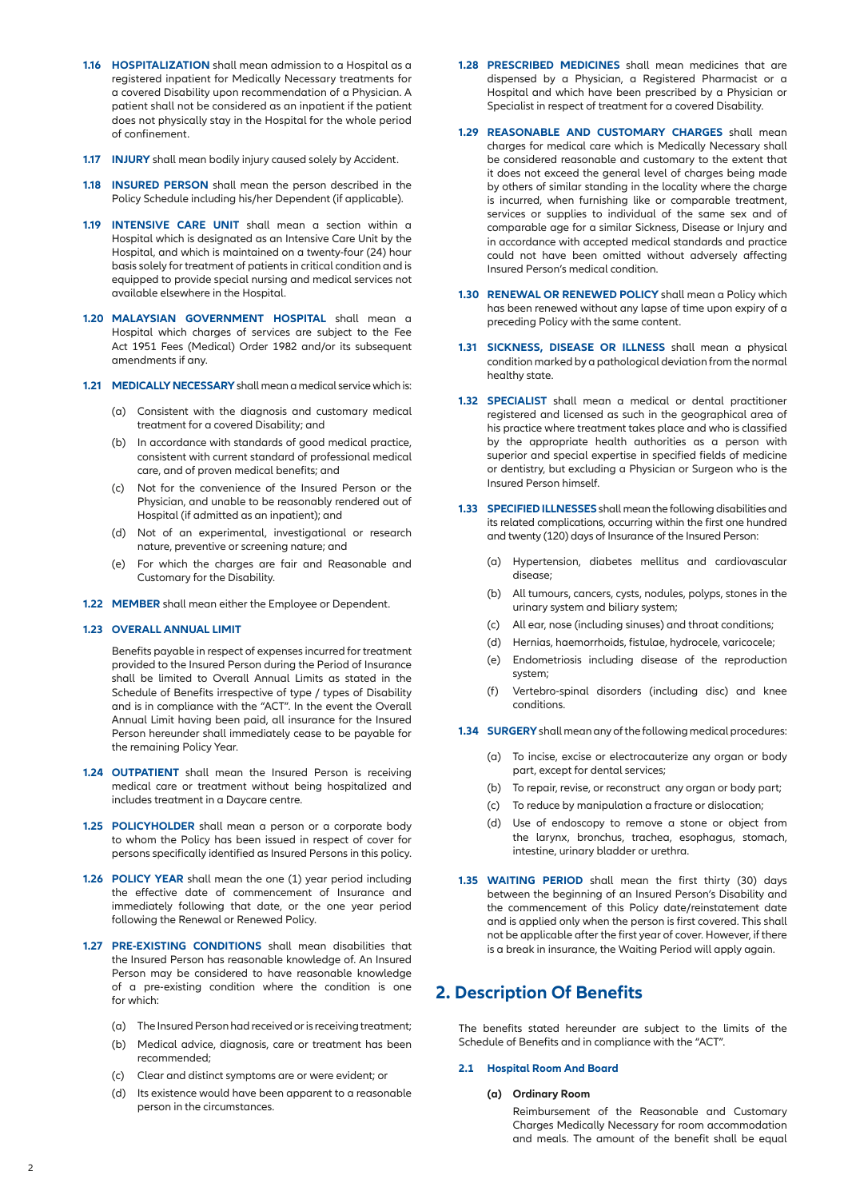**1.16 HOSPITALIZATION** shall mean admission to a Hospital as a registered inpatient for Medically Necessary treatments for a covered Disability upon recommendation of a Physician. A patient shall not be considered as an inpatient if the patient does not physically stay in the Hospital for the whole period of confinement.

**1.17 INJURY** shall mean bodily injury caused solely by Accident.

**1.18 INSURED PERSON** shall mean the person described in the Policy Schedule including his/her Dependent (if applicable).

**1.19 INTENSIVE CARE UNIT** shall mean a section within a Hospital which is designated as an Intensive Care Unit by the Hospital, and which is maintained on a twenty-four (24) hour basis solely for treatment of patients in critical condition and is equipped to provide special nursing and medical services not available elsewhere in the Hospital.

**1.20 MALAYSIAN GOVERNMENT HOSPITAL** shall mean a Hospital which charges of services are subject to the Fee Act 1951 Fees (Medical) Order 1982 and/or its subsequent amendments if any.

**1.21 MEDICALLY NECESSARY** shall mean a medical service which is:

(a) Consistent with the diagnosis and customary medical treatment for a covered Disability; and

(b) In accordance with standards of good medical practice, consistent with current standard of professional medical care, and of proven medical benefits; and

(c) Not for the convenience of the Insured Person or the Physician, and unable to be reasonably rendered out of Hospital (if admitted as an inpatient); and

(d) Not of an experimental, investigational or research nature, preventive or screening nature; and

(e) For which the charges are fair and Reasonable and Customary for the Disability.

**1.22 MEMBER** shall mean either the Employee or Dependent.

**1.23 OVERALL ANNUAL LIMIT**

Benefits payable in respect of expenses incurred for treatment provided to the Insured Person during the Period of Insurance shall be limited to Overall Annual Limits as stated in the Schedule of Benefits irrespective of type / types of Disability and is in compliance with the "ACT". In the event the Overall Annual Limit having been paid, all insurance for the Insured Person hereunder shall immediately cease to be payable for the remaining Policy Year.

**1.24 OUTPATIENT** shall mean the Insured Person is receiving medical care or treatment without being hospitalized and includes treatment in a Daycare centre.

**1.25 POLICYHOLDER** shall mean a person or a corporate body to whom the Policy has been issued in respect of cover for persons specifically identified as Insured Persons in this policy.

**1.26 POLICY YEAR** shall mean the one (1) year period including the effective date of commencement of Insurance and immediately following that date, or the one year period following the Renewal or Renewed Policy.

**1.27 PRE-EXISTING CONDITIONS** shall mean disabilities that the Insured Person has reasonable knowledge of. An Insured Person may be considered to have reasonable knowledge of a pre-existing condition where the condition is one for which:

(a) The Insured Person had received or is receiving treatment;

(b) Medical advice, diagnosis, care or treatment has been recommended;

(c) Clear and distinct symptoms are or were evident; or

(d) Its existence would have been apparent to a reasonable person in the circumstances.

**1.28 PRESCRIBED MEDICINES** shall mean medicines that are dispensed by a Physician, a Registered Pharmacist or a Hospital and which have been prescribed by a Physician or Specialist in respect of treatment for a covered Disability.

**1.29 REASONABLE AND CUSTOMARY CHARGES** shall mean charges for medical care which is Medically Necessary shall be considered reasonable and customary to the extent that it does not exceed the general level of charges being made by others of similar standing in the locality where the charge is incurred, when furnishing like or comparable treatment, services or supplies to individual of the same sex and of comparable age for a similar Sickness, Disease or Injury and in accordance with accepted medical standards and practice could not have been omitted without adversely affecting Insured Person's medical condition.

**1.30 RENEWAL OR RENEWED POLICY** shall mean a Policy which has been renewed without any lapse of time upon expiry of a preceding Policy with the same content.

**1.31 SICKNESS, DISEASE OR ILLNESS** shall mean a physical condition marked by a pathological deviation from the normal healthy state.

**1.32 SPECIALIST** shall mean a medical or dental practitioner registered and licensed as such in the geographical area of his practice where treatment takes place and who is classified by the appropriate health authorities as a person with superior and special expertise in specified fields of medicine or dentistry, but excluding a Physician or Surgeon who is the Insured Person himself.

**1.33 SPECIFIED ILLNESSES** shall mean the following disabilities and its related complications, occurring within the first one hundred and twenty (120) days of Insurance of the Insured Person:

(a) Hypertension, diabetes mellitus and cardiovascular disease;

(b) All tumours, cancers, cysts, nodules, polyps, stones in the urinary system and biliary system;

(c) All ear, nose (including sinuses) and throat conditions;

(d) Hernias, haemorrhoids, fistulae, hydrocele, varicocele;

(e) Endometriosis including disease of the reproduction system;

(f) Vertebro-spinal disorders (including disc) and knee conditions.

**1.34 SURGERY** shall mean any of the following medical procedures:

(a) To incise, excise or electrocauterize any organ or body part, except for dental services;

(b) To repair, revise, or reconstruct any organ or body part;

(c) To reduce by manipulation a fracture or dislocation;

(d) Use of endoscopy to remove a stone or object from the larynx, bronchus, trachea, esophagus, stomach, intestine, urinary bladder or urethra.

**1.35 WAITING PERIOD** shall mean the first thirty (30) days between the beginning of an Insured Person's Disability and the commencement of this Policy date/reinstatement date and is applied only when the person is first covered. This shall not be applicable after the first year of cover. However, if there is a break in insurance, the Waiting Period will apply again.

## 2. Description Of Benefits

The benefits stated hereunder are subject to the limits of the Schedule of Benefits and in compliance with the "ACT".

### 2.1 Hospital Room And Board

**(a) Ordinary Room**

Reimbursement of the Reasonable and Customary Charges Medically Necessary for room accommodation and meals. The amount of the benefit shall be equal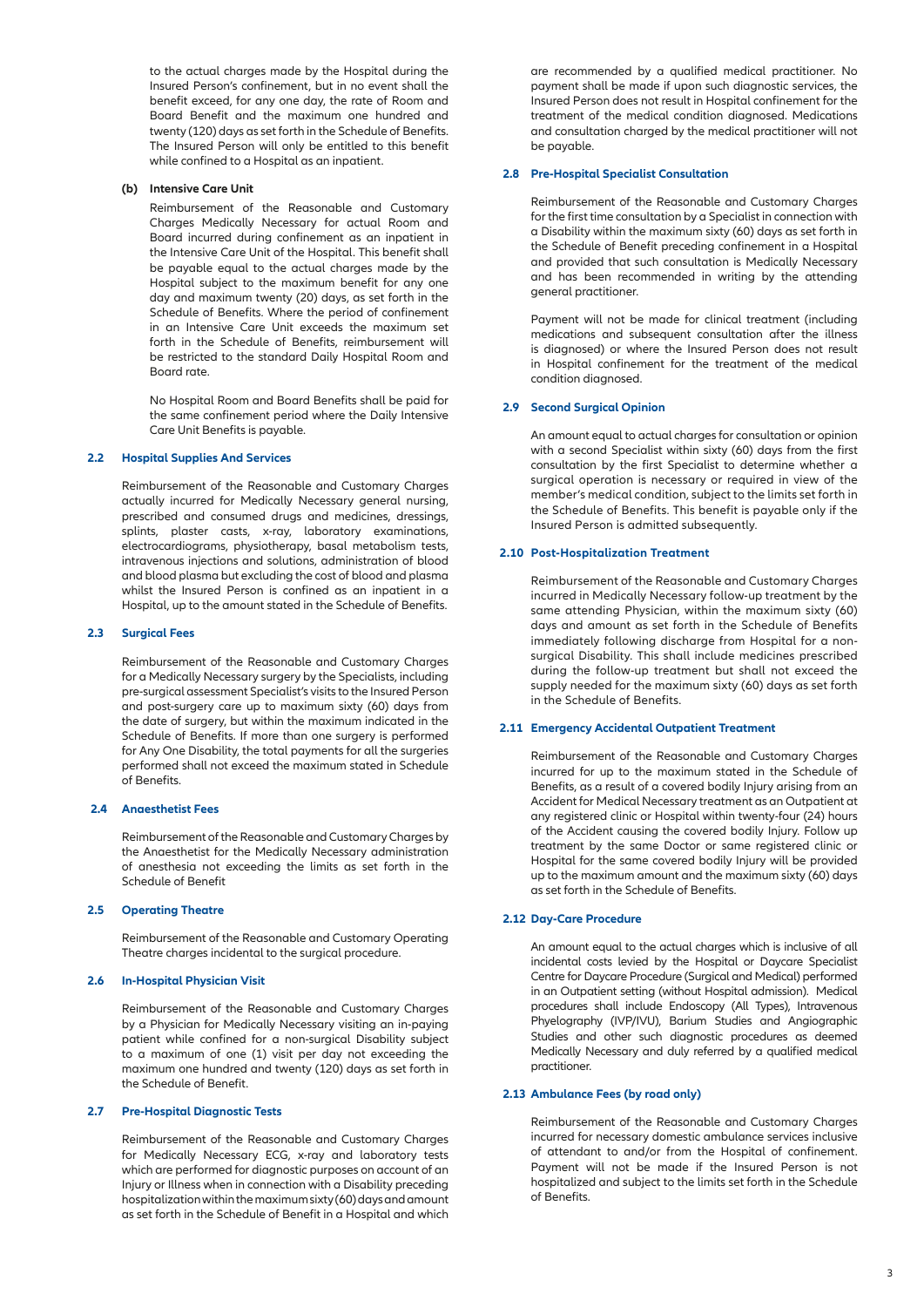to the actual charges made by the Hospital during the Insured Person's confinement, but in no event shall the benefit exceed, for any one day, the rate of Room and Board Benefit and the maximum one hundred and twenty (120) days as set forth in the Schedule of Benefits. The Insured Person will only be entitled to this benefit while confined to a Hospital as an inpatient.

**(b) Intensive Care Unit**

Reimbursement of the Reasonable and Customary Charges Medically Necessary for actual Room and Board incurred during confinement as an inpatient in the Intensive Care Unit of the Hospital. This benefit shall be payable equal to the actual charges made by the Hospital subject to the maximum benefit for any one day and maximum twenty (20) days, as set forth in the Schedule of Benefits. Where the period of confinement in an Intensive Care Unit exceeds the maximum set forth in the Schedule of Benefits, reimbursement will be restricted to the standard Daily Hospital Room and Board rate.

No Hospital Room and Board Benefits shall be paid for the same confinement period where the Daily Intensive Care Unit Benefits is payable.

### 2.2 Hospital Supplies And Services

Reimbursement of the Reasonable and Customary Charges actually incurred for Medically Necessary general nursing, prescribed and consumed drugs and medicines, dressings, splints, plaster casts, x-ray, laboratory examinations, electrocardiograms, physiotherapy, basal metabolism tests, intravenous injections and solutions, administration of blood and blood plasma but excluding the cost of blood and plasma whilst the Insured Person is confined as an inpatient in a Hospital, up to the amount stated in the Schedule of Benefits.

### 2.3 Surgical Fees

Reimbursement of the Reasonable and Customary Charges for a Medically Necessary surgery by the Specialists, including pre-surgical assessment Specialist's visits to the Insured Person and post-surgery care up to maximum sixty (60) days from the date of surgery, but within the maximum indicated in the Schedule of Benefits. If more than one surgery is performed for Any One Disability, the total payments for all the surgeries performed shall not exceed the maximum stated in Schedule of Benefits.

### 2.4 Anaesthetist Fees

Reimbursement of the Reasonable and Customary Charges by the Anaesthetist for the Medically Necessary administration of anesthesia not exceeding the limits as set forth in the Schedule of Benefit

### 2.5 Operating Theatre

Reimbursement of the Reasonable and Customary Operating Theatre charges incidental to the surgical procedure.

### 2.6 In-Hospital Physician Visit

Reimbursement of the Reasonable and Customary Charges by a Physician for Medically Necessary visiting an in-paying patient while confined for a non-surgical Disability subject to a maximum of one (1) visit per day not exceeding the maximum one hundred and twenty (120) days as set forth in the Schedule of Benefit.

### 2.7 Pre-Hospital Diagnostic Tests

Reimbursement of the Reasonable and Customary Charges for Medically Necessary ECG, x-ray and laboratory tests which are performed for diagnostic purposes on account of an Injury or Illness when in connection with a Disability preceding hospitalization within the maximum sixty (60) days and amount as set forth in the Schedule of Benefit in a Hospital and which are recommended by a qualified medical practitioner. No payment shall be made if upon such diagnostic services, the Insured Person does not result in Hospital confinement for the treatment of the medical condition diagnosed. Medications and consultation charged by the medical practitioner will not be payable.

### 2.8 Pre-Hospital Specialist Consultation

Reimbursement of the Reasonable and Customary Charges for the first time consultation by a Specialist in connection with a Disability within the maximum sixty (60) days as set forth in the Schedule of Benefit preceding confinement in a Hospital and provided that such consultation is Medically Necessary and has been recommended in writing by the attending general practitioner.

Payment will not be made for clinical treatment (including medications and subsequent consultation after the illness is diagnosed) or where the Insured Person does not result in Hospital confinement for the treatment of the medical condition diagnosed.

### 2.9 Second Surgical Opinion

An amount equal to actual charges for consultation or opinion with a second Specialist within sixty (60) days from the first consultation by the first Specialist to determine whether a surgical operation is necessary or required in view of the member's medical condition, subject to the limits set forth in the Schedule of Benefits. This benefit is payable only if the Insured Person is admitted subsequently.

### 2.10 Post-Hospitalization Treatment

Reimbursement of the Reasonable and Customary Charges incurred in Medically Necessary follow-up treatment by the same attending Physician, within the maximum sixty (60) days and amount as set forth in the Schedule of Benefits immediately following discharge from Hospital for a non-surgical Disability. This shall include medicines prescribed during the follow-up treatment but shall not exceed the supply needed for the maximum sixty (60) days as set forth in the Schedule of Benefits.

### 2.11 Emergency Accidental Outpatient Treatment

Reimbursement of the Reasonable and Customary Charges incurred for up to the maximum stated in the Schedule of Benefits, as a result of a covered bodily Injury arising from an Accident for Medical Necessary treatment as an Outpatient at any registered clinic or Hospital within twenty-four (24) hours of the Accident causing the covered bodily Injury. Follow up treatment by the same Doctor or same registered clinic or Hospital for the same covered bodily Injury will be provided up to the maximum amount and the maximum sixty (60) days as set forth in the Schedule of Benefits.

### 2.12 Day-Care Procedure

An amount equal to the actual charges which is inclusive of all incidental costs levied by the Hospital or Daycare Specialist Centre for Daycare Procedure (Surgical and Medical) performed in an Outpatient setting (without Hospital admission). Medical procedures shall include Endoscopy (All Types), Intravenous Phyelography (IVP/IVU), Barium Studies and Angiographic Studies and other such diagnostic procedures as deemed Medically Necessary and duly referred by a qualified medical practitioner.

### 2.13 Ambulance Fees (by road only)

Reimbursement of the Reasonable and Customary Charges incurred for necessary domestic ambulance services inclusive of attendant to and/or from the Hospital of confinement. Payment will not be made if the Insured Person is not hospitalized and subject to the limits set forth in the Schedule of Benefits.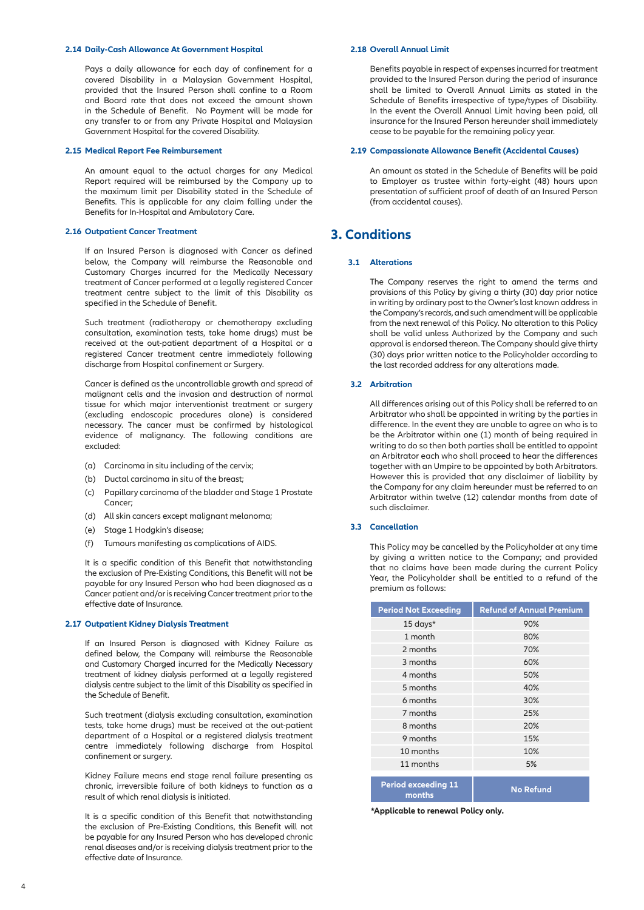### 2.14 Daily-Cash Allowance At Government Hospital

Pays a daily allowance for each day of confinement for a covered Disability in a Malaysian Government Hospital, provided that the Insured Person shall confine to a Room and Board rate that does not exceed the amount shown in the Schedule of Benefit. No Payment will be made for any transfer to or from any Private Hospital and Malaysian Government Hospital for the covered Disability.

### 2.15 Medical Report Fee Reimbursement

An amount equal to the actual charges for any Medical Report required will be reimbursed by the Company up to the maximum limit per Disability stated in the Schedule of Benefits. This is applicable for any claim falling under the Benefits for In-Hospital and Ambulatory Care.

### 2.16 Outpatient Cancer Treatment

If an Insured Person is diagnosed with Cancer as defined below, the Company will reimburse the Reasonable and Customary Charges incurred for the Medically Necessary treatment of Cancer performed at a legally registered Cancer treatment centre subject to the limit of this Disability as specified in the Schedule of Benefit.

Such treatment (radiotherapy or chemotherapy excluding consultation, examination tests, take home drugs) must be received at the out-patient department of a Hospital or a registered Cancer treatment centre immediately following discharge from Hospital confinement or Surgery.

Cancer is defined as the uncontrollable growth and spread of malignant cells and the invasion and destruction of normal tissue for which major interventionist treatment or surgery (excluding endoscopic procedures alone) is considered necessary. The cancer must be confirmed by histological evidence of malignancy. The following conditions are excluded:

(a) Carcinoma in situ including of the cervix;
(b) Ductal carcinoma in situ of the breast;
(c) Papillary carcinoma of the bladder and Stage 1 Prostate Cancer;
(d) All skin cancers except malignant melanoma;
(e) Stage 1 Hodgkin's disease;
(f) Tumours manifesting as complications of AIDS.

It is a specific condition of this Benefit that notwithstanding the exclusion of Pre-Existing Conditions, this Benefit will not be payable for any Insured Person who had been diagnosed as a Cancer patient and/or is receiving Cancer treatment prior to the effective date of Insurance.

### 2.17 Outpatient Kidney Dialysis Treatment

If an Insured Person is diagnosed with Kidney Failure as defined below, the Company will reimburse the Reasonable and Customary Charged incurred for the Medically Necessary treatment of kidney dialysis performed at a legally registered dialysis centre subject to the limit of this Disability as specified in the Schedule of Benefit.

Such treatment (dialysis excluding consultation, examination tests, take home drugs) must be received at the out-patient department of a Hospital or a registered dialysis treatment centre immediately following discharge from Hospital confinement or surgery.

Kidney Failure means end stage renal failure presenting as chronic, irreversible failure of both kidneys to function as a result of which renal dialysis is initiated.

It is a specific condition of this Benefit that notwithstanding the exclusion of Pre-Existing Conditions, this Benefit will not be payable for any Insured Person who has developed chronic renal diseases and/or is receiving dialysis treatment prior to the effective date of Insurance.

### 2.18 Overall Annual Limit

Benefits payable in respect of expenses incurred for treatment provided to the Insured Person during the period of insurance shall be limited to Overall Annual Limits as stated in the Schedule of Benefits irrespective of type/types of Disability. In the event the Overall Annual Limit having been paid, all insurance for the Insured Person hereunder shall immediately cease to be payable for the remaining policy year.

### 2.19 Compassionate Allowance Benefit (Accidental Causes)

An amount as stated in the Schedule of Benefits will be paid to Employer as trustee within forty-eight (48) hours upon presentation of sufficient proof of death of an Insured Person (from accidental causes).

## 3. Conditions

### 3.1 Alterations

The Company reserves the right to amend the terms and provisions of this Policy by giving a thirty (30) day prior notice in writing by ordinary post to the Owner's last known address in the Company's records, and such amendment will be applicable from the next renewal of this Policy. No alteration to this Policy shall be valid unless Authorized by the Company and such approval is endorsed thereon. The Company should give thirty (30) days prior written notice to the Policyholder according to the last recorded address for any alterations made.

### 3.2 Arbitration

All differences arising out of this Policy shall be referred to an Arbitrator who shall be appointed in writing by the parties in difference. In the event they are unable to agree on who is to be the Arbitrator within one (1) month of being required in writing to do so then both parties shall be entitled to appoint an Arbitrator each who shall proceed to hear the differences together with an Umpire to be appointed by both Arbitrators. However this is provided that any disclaimer of liability by the Company for any claim hereunder must be referred to an Arbitrator within twelve (12) calendar months from date of such disclaimer.

### 3.3 Cancellation

This Policy may be cancelled by the Policyholder at any time by giving a written notice to the Company; and provided that no claims have been made during the current Policy Year, the Policyholder shall be entitled to a refund of the premium as follows:

| Period Not Exceeding | Refund of Annual Premium |
|---|---|
| 15 days* | 90% |
| 1 month | 80% |
| 2 months | 70% |
| 3 months | 60% |
| 4 months | 50% |
| 5 months | 40% |
| 6 months | 30% |
| 7 months | 25% |
| 8 months | 20% |
| 9 months | 15% |
| 10 months | 10% |
| 11 months | 5% |
| **Period exceeding 11 months** | **No Refund** |

**\*Applicable to renewal Policy only.**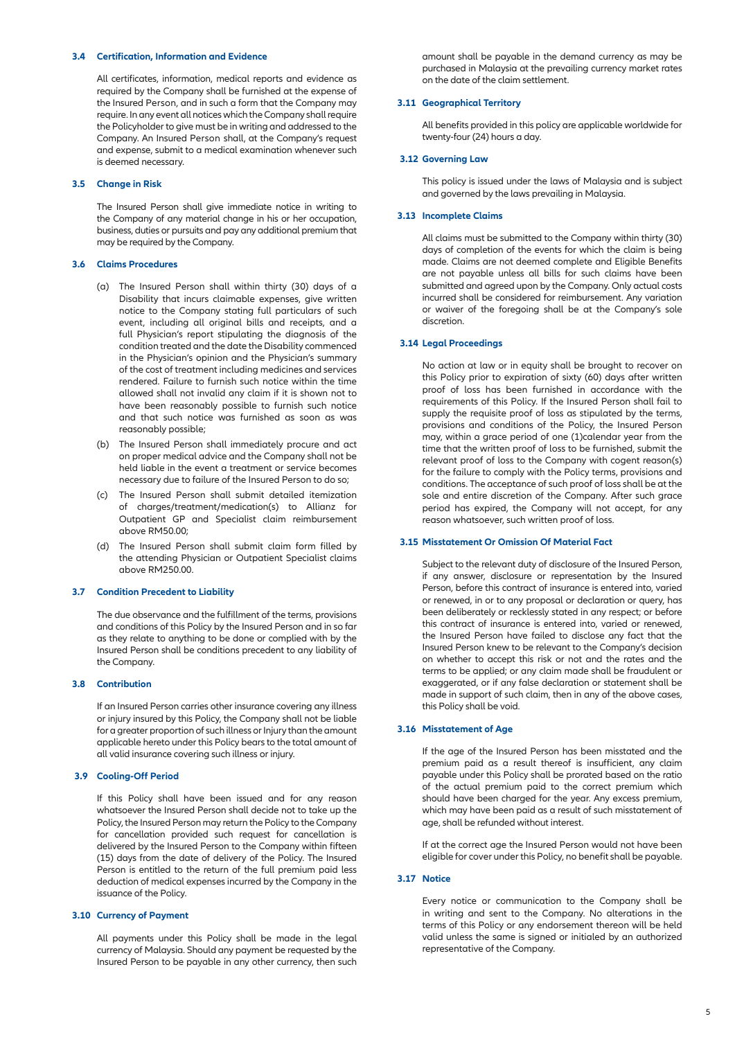### 3.4 Certification, Information and Evidence

All certificates, information, medical reports and evidence as required by the Company shall be furnished at the expense of the Insured Person, and in such a form that the Company may require. In any event all notices which the Company shall require the Policyholder to give must be in writing and addressed to the Company. An Insured Person shall, at the Company's request and expense, submit to a medical examination whenever such is deemed necessary.

### 3.5 Change in Risk

The Insured Person shall give immediate notice in writing to the Company of any material change in his or her occupation, business, duties or pursuits and pay any additional premium that may be required by the Company.

### 3.6 Claims Procedures

(a) The Insured Person shall within thirty (30) days of a Disability that incurs claimable expenses, give written notice to the Company stating full particulars of such event, including all original bills and receipts, and a full Physician's report stipulating the diagnosis of the condition treated and the date the Disability commenced in the Physician's opinion and the Physician's summary of the cost of treatment including medicines and services rendered. Failure to furnish such notice within the time allowed shall not invalid any claim if it is shown not to have been reasonably possible to furnish such notice and that such notice was furnished as soon as was reasonably possible;

(b) The Insured Person shall immediately procure and act on proper medical advice and the Company shall not be held liable in the event a treatment or service becomes necessary due to failure of the Insured Person to do so;

(c) The Insured Person shall submit detailed itemization of charges/treatment/medication(s) to Allianz for Outpatient GP and Specialist claim reimbursement above RM50.00;

(d) The Insured Person shall submit claim form filled by the attending Physician or Outpatient Specialist claims above RM250.00.

### 3.7 Condition Precedent to Liability

The due observance and the fulfillment of the terms, provisions and conditions of this Policy by the Insured Person and in so far as they relate to anything to be done or complied with by the Insured Person shall be conditions precedent to any liability of the Company.

### 3.8 Contribution

If an Insured Person carries other insurance covering any illness or injury insured by this Policy, the Company shall not be liable for a greater proportion of such illness or Injury than the amount applicable hereto under this Policy bears to the total amount of all valid insurance covering such illness or injury.

### 3.9 Cooling-Off Period

If this Policy shall have been issued and for any reason whatsoever the Insured Person shall decide not to take up the Policy, the Insured Person may return the Policy to the Company for cancellation provided such request for cancellation is delivered by the Insured Person to the Company within fifteen (15) days from the date of delivery of the Policy. The Insured Person is entitled to the return of the full premium paid less deduction of medical expenses incurred by the Company in the issuance of the Policy.

### 3.10 Currency of Payment

All payments under this Policy shall be made in the legal currency of Malaysia. Should any payment be requested by the Insured Person to be payable in any other currency, then such amount shall be payable in the demand currency as may be purchased in Malaysia at the prevailing currency market rates on the date of the claim settlement.

### 3.11 Geographical Territory

All benefits provided in this policy are applicable worldwide for twenty-four (24) hours a day.

### 3.12 Governing Law

This policy is issued under the laws of Malaysia and is subject and governed by the laws prevailing in Malaysia.

### 3.13 Incomplete Claims

All claims must be submitted to the Company within thirty (30) days of completion of the events for which the claim is being made. Claims are not deemed complete and Eligible Benefits are not payable unless all bills for such claims have been submitted and agreed upon by the Company. Only actual costs incurred shall be considered for reimbursement. Any variation or waiver of the foregoing shall be at the Company's sole discretion.

### 3.14 Legal Proceedings

No action at law or in equity shall be brought to recover on this Policy prior to expiration of sixty (60) days after written proof of loss has been furnished in accordance with the requirements of this Policy. If the Insured Person shall fail to supply the requisite proof of loss as stipulated by the terms, provisions and conditions of the Policy, the Insured Person may, within a grace period of one (1)calendar year from the time that the written proof of loss to be furnished, submit the relevant proof of loss to the Company with cogent reason(s) for the failure to comply with the Policy terms, provisions and conditions. The acceptance of such proof of loss shall be at the sole and entire discretion of the Company. After such grace period has expired, the Company will not accept, for any reason whatsoever, such written proof of loss.

### 3.15 Misstatement Or Omission Of Material Fact

Subject to the relevant duty of disclosure of the Insured Person, if any answer, disclosure or representation by the Insured Person, before this contract of insurance is entered into, varied or renewed, in or to any proposal or declaration or query, has been deliberately or recklessly stated in any respect; or before this contract of insurance is entered into, varied or renewed, the Insured Person have failed to disclose any fact that the Insured Person knew to be relevant to the Company's decision on whether to accept this risk or not and the rates and the terms to be applied; or any claim made shall be fraudulent or exaggerated, or if any false declaration or statement shall be made in support of such claim, then in any of the above cases, this Policy shall be void.

### 3.16 Misstatement of Age

If the age of the Insured Person has been misstated and the premium paid as a result thereof is insufficient, any claim payable under this Policy shall be prorated based on the ratio of the actual premium paid to the correct premium which should have been charged for the year. Any excess premium, which may have been paid as a result of such misstatement of age, shall be refunded without interest.

If at the correct age the Insured Person would not have been eligible for cover under this Policy, no benefit shall be payable.

### 3.17 Notice

Every notice or communication to the Company shall be in writing and sent to the Company. No alterations in the terms of this Policy or any endorsement thereon will be held valid unless the same is signed or initialed by an authorized representative of the Company.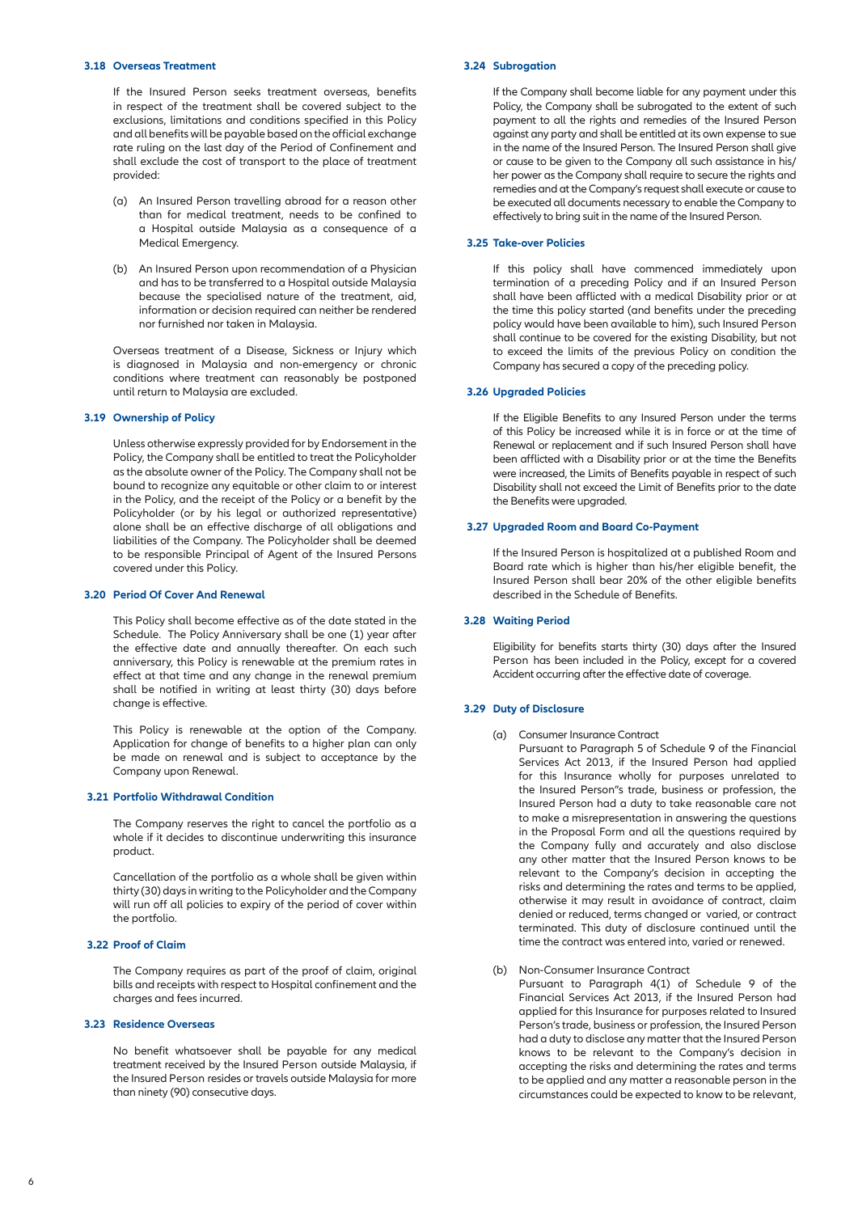### 3.18 Overseas Treatment

If the Insured Person seeks treatment overseas, benefits in respect of the treatment shall be covered subject to the exclusions, limitations and conditions specified in this Policy and all benefits will be payable based on the official exchange rate ruling on the last day of the Period of Confinement and shall exclude the cost of transport to the place of treatment provided:

(a) An Insured Person travelling abroad for a reason other than for medical treatment, needs to be confined to a Hospital outside Malaysia as a consequence of a Medical Emergency.

(b) An Insured Person upon recommendation of a Physician and has to be transferred to a Hospital outside Malaysia because the specialised nature of the treatment, aid, information or decision required can neither be rendered nor furnished nor taken in Malaysia.

Overseas treatment of a Disease, Sickness or Injury which is diagnosed in Malaysia and non-emergency or chronic conditions where treatment can reasonably be postponed until return to Malaysia are excluded.

### 3.19 Ownership of Policy

Unless otherwise expressly provided for by Endorsement in the Policy, the Company shall be entitled to treat the Policyholder as the absolute owner of the Policy. The Company shall not be bound to recognize any equitable or other claim to or interest in the Policy, and the receipt of the Policy or a benefit by the Policyholder (or by his legal or authorized representative) alone shall be an effective discharge of all obligations and liabilities of the Company. The Policyholder shall be deemed to be responsible Principal of Agent of the Insured Persons covered under this Policy.

### 3.20 Period Of Cover And Renewal

This Policy shall become effective as of the date stated in the Schedule. The Policy Anniversary shall be one (1) year after the effective date and annually thereafter. On each such anniversary, this Policy is renewable at the premium rates in effect at that time and any change in the renewal premium shall be notified in writing at least thirty (30) days before change is effective.

This Policy is renewable at the option of the Company. Application for change of benefits to a higher plan can only be made on renewal and is subject to acceptance by the Company upon Renewal.

### 3.21 Portfolio Withdrawal Condition

The Company reserves the right to cancel the portfolio as a whole if it decides to discontinue underwriting this insurance product.

Cancellation of the portfolio as a whole shall be given within thirty (30) days in writing to the Policyholder and the Company will run off all policies to expiry of the period of cover within the portfolio.

### 3.22 Proof of Claim

The Company requires as part of the proof of claim, original bills and receipts with respect to Hospital confinement and the charges and fees incurred.

### 3.23 Residence Overseas

No benefit whatsoever shall be payable for any medical treatment received by the Insured Person outside Malaysia, if the Insured Person resides or travels outside Malaysia for more than ninety (90) consecutive days.

### 3.24 Subrogation

If the Company shall become liable for any payment under this Policy, the Company shall be subrogated to the extent of such payment to all the rights and remedies of the Insured Person against any party and shall be entitled at its own expense to sue in the name of the Insured Person. The Insured Person shall give or cause to be given to the Company all such assistance in his/her power as the Company shall require to secure the rights and remedies and at the Company's request shall execute or cause to be executed all documents necessary to enable the Company to effectively to bring suit in the name of the Insured Person.

### 3.25 Take-over Policies

If this policy shall have commenced immediately upon termination of a preceding Policy and if an Insured Person shall have been afflicted with a medical Disability prior or at the time this policy started (and benefits under the preceding policy would have been available to him), such Insured Person shall continue to be covered for the existing Disability, but not to exceed the limits of the previous Policy on condition the Company has secured a copy of the preceding policy.

### 3.26 Upgraded Policies

If the Eligible Benefits to any Insured Person under the terms of this Policy be increased while it is in force or at the time of Renewal or replacement and if such Insured Person shall have been afflicted with a Disability prior or at the time the Benefits were increased, the Limits of Benefits payable in respect of such Disability shall not exceed the Limit of Benefits prior to the date the Benefits were upgraded.

### 3.27 Upgraded Room and Board Co-Payment

If the Insured Person is hospitalized at a published Room and Board rate which is higher than his/her eligible benefit, the Insured Person shall bear 20% of the other eligible benefits described in the Schedule of Benefits.

### 3.28 Waiting Period

Eligibility for benefits starts thirty (30) days after the Insured Person has been included in the Policy, except for a covered Accident occurring after the effective date of coverage.

### 3.29 Duty of Disclosure

(a) Consumer Insurance Contract
Pursuant to Paragraph 5 of Schedule 9 of the Financial Services Act 2013, if the Insured Person had applied for this Insurance wholly for purposes unrelated to the Insured Person"s trade, business or profession, the Insured Person had a duty to take reasonable care not to make a misrepresentation in answering the questions in the Proposal Form and all the questions required by the Company fully and accurately and also disclose any other matter that the Insured Person knows to be relevant to the Company's decision in accepting the risks and determining the rates and terms to be applied, otherwise it may result in avoidance of contract, claim denied or reduced, terms changed or varied, or contract terminated. This duty of disclosure continued until the time the contract was entered into, varied or renewed.

(b) Non-Consumer Insurance Contract
Pursuant to Paragraph 4(1) of Schedule 9 of the Financial Services Act 2013, if the Insured Person had applied for this Insurance for purposes related to Insured Person's trade, business or profession, the Insured Person had a duty to disclose any matter that the Insured Person knows to be relevant to the Company's decision in accepting the risks and determining the rates and terms to be applied and any matter a reasonable person in the circumstances could be expected to know to be relevant,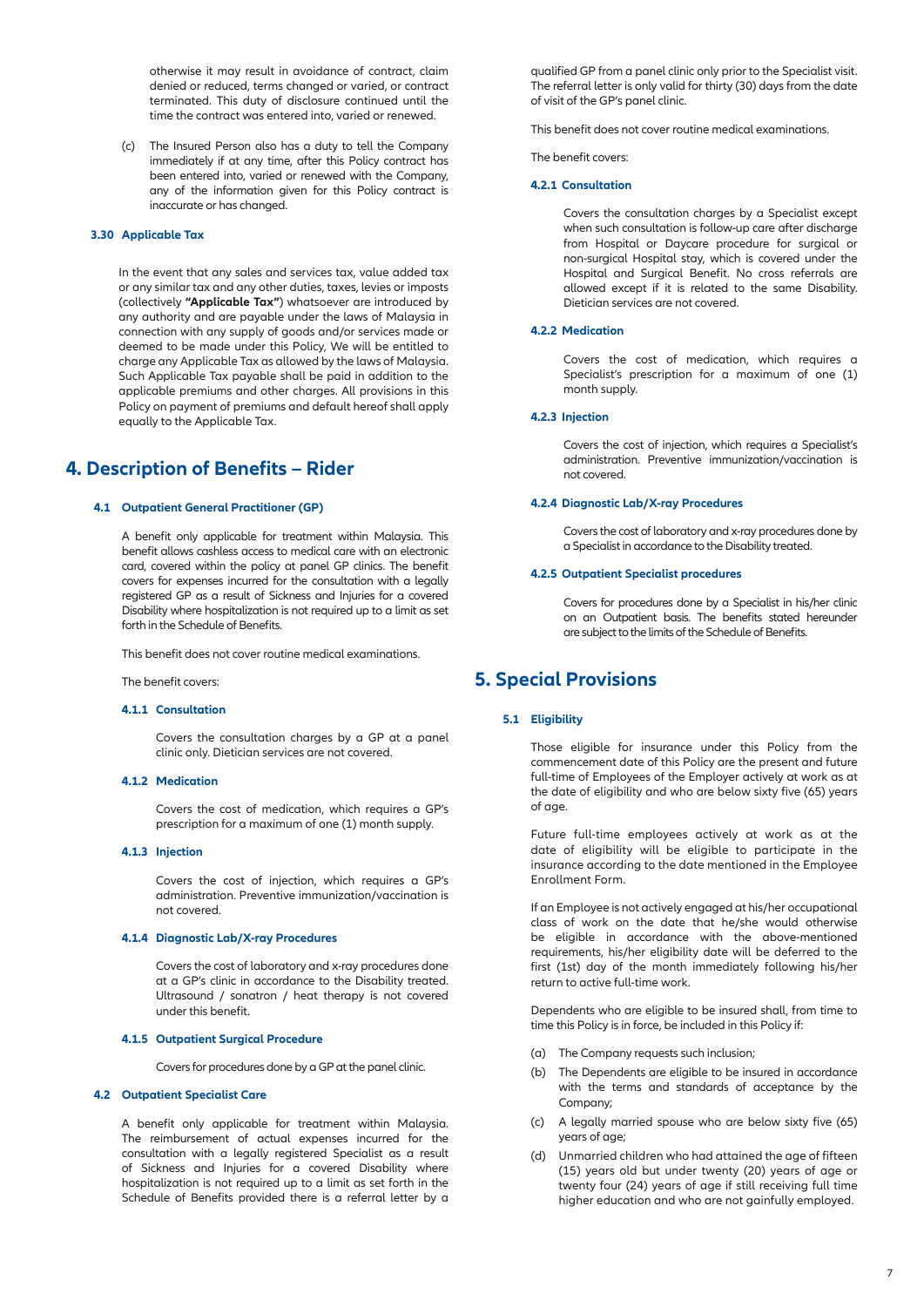otherwise it may result in avoidance of contract, claim denied or reduced, terms changed or varied, or contract terminated. This duty of disclosure continued until the time the contract was entered into, varied or renewed.

(c) The Insured Person also has a duty to tell the Company immediately if at any time, after this Policy contract has been entered into, varied or renewed with the Company, any of the information given for this Policy contract is inaccurate or has changed.

#### 3.30 Applicable Tax

In the event that any sales and services tax, value added tax or any similar tax and any other duties, taxes, levies or imposts (collectively **"Applicable Tax"**) whatsoever are introduced by any authority and are payable under the laws of Malaysia in connection with any supply of goods and/or services made or deemed to be made under this Policy, We will be entitled to charge any Applicable Tax as allowed by the laws of Malaysia. Such Applicable Tax payable shall be paid in addition to the applicable premiums and other charges. All provisions in this Policy on payment of premiums and default hereof shall apply equally to the Applicable Tax.

## 4. Description of Benefits – Rider

### 4.1 Outpatient General Practitioner (GP)

A benefit only applicable for treatment within Malaysia. This benefit allows cashless access to medical care with an electronic card, covered within the policy at panel GP clinics. The benefit covers for expenses incurred for the consultation with a legally registered GP as a result of Sickness and Injuries for a covered Disability where hospitalization is not required up to a limit as set forth in the Schedule of Benefits.

This benefit does not cover routine medical examinations.

The benefit covers:

#### 4.1.1 Consultation

Covers the consultation charges by a GP at a panel clinic only. Dietician services are not covered.

#### 4.1.2 Medication

Covers the cost of medication, which requires a GP's prescription for a maximum of one (1) month supply.

#### 4.1.3 Injection

Covers the cost of injection, which requires a GP's administration. Preventive immunization/vaccination is not covered.

#### 4.1.4 Diagnostic Lab/X-ray Procedures

Covers the cost of laboratory and x-ray procedures done at a GP's clinic in accordance to the Disability treated. Ultrasound / sonatron / heat therapy is not covered under this benefit.

#### 4.1.5 Outpatient Surgical Procedure

Covers for procedures done by a GP at the panel clinic.

### 4.2 Outpatient Specialist Care

A benefit only applicable for treatment within Malaysia. The reimbursement of actual expenses incurred for the consultation with a legally registered Specialist as a result of Sickness and Injuries for a covered Disability where hospitalization is not required up to a limit as set forth in the Schedule of Benefits provided there is a referral letter by a qualified GP from a panel clinic only prior to the Specialist visit. The referral letter is only valid for thirty (30) days from the date of visit of the GP's panel clinic.

This benefit does not cover routine medical examinations.

The benefit covers:

#### 4.2.1 Consultation

Covers the consultation charges by a Specialist except when such consultation is follow-up care after discharge from Hospital or Daycare procedure for surgical or non-surgical Hospital stay, which is covered under the Hospital and Surgical Benefit. No cross referrals are allowed except if it is related to the same Disability. Dietician services are not covered.

#### 4.2.2 Medication

Covers the cost of medication, which requires a Specialist's prescription for a maximum of one (1) month supply.

#### 4.2.3 Injection

Covers the cost of injection, which requires a Specialist's administration. Preventive immunization/vaccination is not covered.

#### 4.2.4 Diagnostic Lab/X-ray Procedures

Covers the cost of laboratory and x-ray procedures done by a Specialist in accordance to the Disability treated.

#### 4.2.5 Outpatient Specialist procedures

Covers for procedures done by a Specialist in his/her clinic on an Outpatient basis. The benefits stated hereunder are subject to the limits of the Schedule of Benefits.

## 5. Special Provisions

### 5.1 Eligibility

Those eligible for insurance under this Policy from the commencement date of this Policy are the present and future full-time of Employees of the Employer actively at work as at the date of eligibility and who are below sixty five (65) years of age.

Future full-time employees actively at work as at the date of eligibility will be eligible to participate in the insurance according to the date mentioned in the Employee Enrollment Form.

If an Employee is not actively engaged at his/her occupational class of work on the date that he/she would otherwise be eligible in accordance with the above-mentioned requirements, his/her eligibility date will be deferred to the first (1st) day of the month immediately following his/her return to active full-time work.

Dependents who are eligible to be insured shall, from time to time this Policy is in force, be included in this Policy if:

(a) The Company requests such inclusion;

(b) The Dependents are eligible to be insured in accordance with the terms and standards of acceptance by the Company;

(c) A legally married spouse who are below sixty five (65) years of age;

(d) Unmarried children who had attained the age of fifteen (15) years old but under twenty (20) years of age or twenty four (24) years of age if still receiving full time higher education and who are not gainfully employed.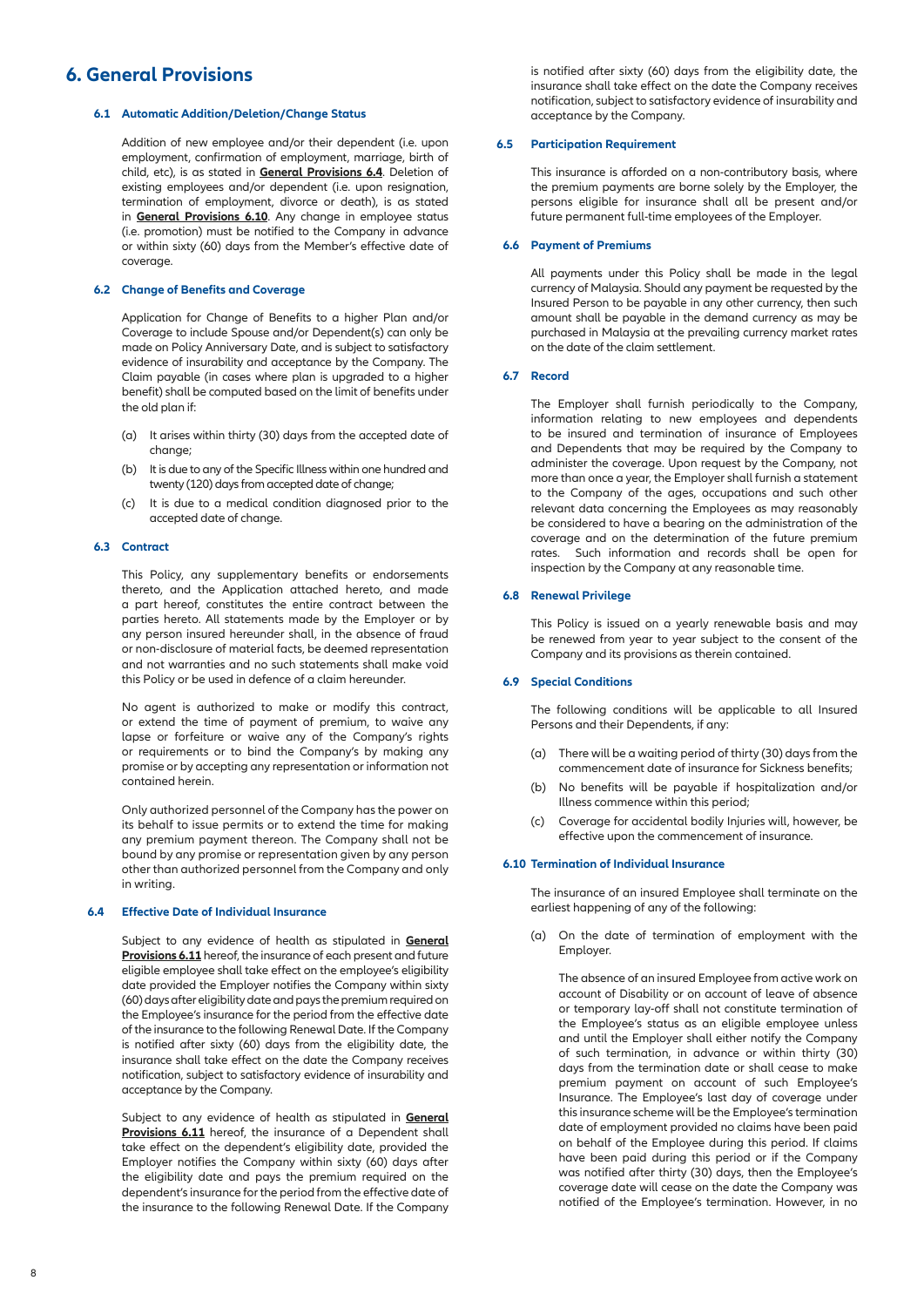# 6. General Provisions

### 6.1 Automatic Addition/Deletion/Change Status

Addition of new employee and/or their dependent (i.e. upon employment, confirmation of employment, marriage, birth of child, etc), is as stated in **General Provisions 6.4**. Deletion of existing employees and/or dependent (i.e. upon resignation, termination of employment, divorce or death), is as stated in **General Provisions 6.10**. Any change in employee status (i.e. promotion) must be notified to the Company in advance or within sixty (60) days from the Member's effective date of coverage.

### 6.2 Change of Benefits and Coverage

Application for Change of Benefits to a higher Plan and/or Coverage to include Spouse and/or Dependent(s) can only be made on Policy Anniversary Date, and is subject to satisfactory evidence of insurability and acceptance by the Company. The Claim payable (in cases where plan is upgraded to a higher benefit) shall be computed based on the limit of benefits under the old plan if:

(a) It arises within thirty (30) days from the accepted date of change;

(b) It is due to any of the Specific Illness within one hundred and twenty (120) days from accepted date of change;

(c) It is due to a medical condition diagnosed prior to the accepted date of change.

### 6.3 Contract

This Policy, any supplementary benefits or endorsements thereto, and the Application attached hereto, and made a part hereof, constitutes the entire contract between the parties hereto. All statements made by the Employer or by any person insured hereunder shall, in the absence of fraud or non-disclosure of material facts, be deemed representation and not warranties and no such statements shall make void this Policy or be used in defence of a claim hereunder.

No agent is authorized to make or modify this contract, or extend the time of payment of premium, to waive any lapse or forfeiture or waive any of the Company's rights or requirements or to bind the Company's by making any promise or by accepting any representation or information not contained herein.

Only authorized personnel of the Company has the power on its behalf to issue permits or to extend the time for making any premium payment thereon. The Company shall not be bound by any promise or representation given by any person other than authorized personnel from the Company and only in writing.

### 6.4 Effective Date of Individual Insurance

Subject to any evidence of health as stipulated in **General Provisions 6.11** hereof, the insurance of each present and future eligible employee shall take effect on the employee's eligibility date provided the Employer notifies the Company within sixty (60) days after eligibility date and pays the premium required on the Employee's insurance for the period from the effective date of the insurance to the following Renewal Date. If the Company is notified after sixty (60) days from the eligibility date, the insurance shall take effect on the date the Company receives notification, subject to satisfactory evidence of insurability and acceptance by the Company.

Subject to any evidence of health as stipulated in **General Provisions 6.11** hereof, the insurance of a Dependent shall take effect on the dependent's eligibility date, provided the Employer notifies the Company within sixty (60) days after the eligibility date and pays the premium required on the dependent's insurance for the period from the effective date of the insurance to the following Renewal Date. If the Company is notified after sixty (60) days from the eligibility date, the insurance shall take effect on the date the Company receives notification, subject to satisfactory evidence of insurability and acceptance by the Company.

### 6.5 Participation Requirement

This insurance is afforded on a non-contributory basis, where the premium payments are borne solely by the Employer, the persons eligible for insurance shall all be present and/or future permanent full-time employees of the Employer.

### 6.6 Payment of Premiums

All payments under this Policy shall be made in the legal currency of Malaysia. Should any payment be requested by the Insured Person to be payable in any other currency, then such amount shall be payable in the demand currency as may be purchased in Malaysia at the prevailing currency market rates on the date of the claim settlement.

### 6.7 Record

The Employer shall furnish periodically to the Company, information relating to new employees and dependents to be insured and termination of insurance of Employees and Dependents that may be required by the Company to administer the coverage. Upon request by the Company, not more than once a year, the Employer shall furnish a statement to the Company of the ages, occupations and such other relevant data concerning the Employees as may reasonably be considered to have a bearing on the administration of the coverage and on the determination of the future premium rates. Such information and records shall be open for inspection by the Company at any reasonable time.

### 6.8 Renewal Privilege

This Policy is issued on a yearly renewable basis and may be renewed from year to year subject to the consent of the Company and its provisions as therein contained.

### 6.9 Special Conditions

The following conditions will be applicable to all Insured Persons and their Dependents, if any:

(a) There will be a waiting period of thirty (30) days from the commencement date of insurance for Sickness benefits;

(b) No benefits will be payable if hospitalization and/or Illness commence within this period;

(c) Coverage for accidental bodily Injuries will, however, be effective upon the commencement of insurance.

### 6.10 Termination of Individual Insurance

The insurance of an insured Employee shall terminate on the earliest happening of any of the following:

(a) On the date of termination of employment with the Employer.

The absence of an insured Employee from active work on account of Disability or on account of leave of absence or temporary lay-off shall not constitute termination of the Employee's status as an eligible employee unless and until the Employer shall either notify the Company of such termination, in advance or within thirty (30) days from the termination date or shall cease to make premium payment on account of such Employee's Insurance. The Employee's last day of coverage under this insurance scheme will be the Employee's termination date of employment provided no claims have been paid on behalf of the Employee during this period. If claims have been paid during this period or if the Company was notified after thirty (30) days, then the Employee's coverage date will cease on the date the Company was notified of the Employee's termination. However, in no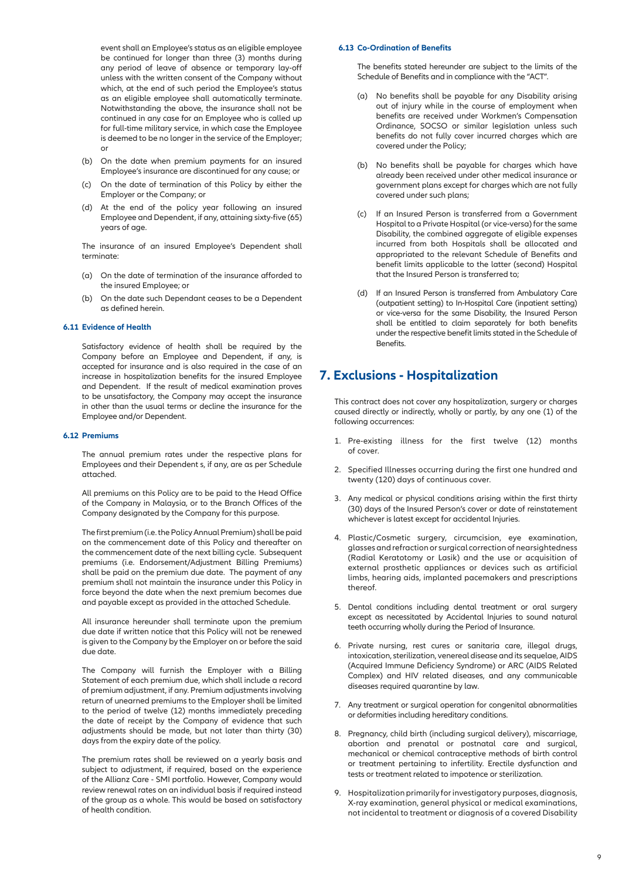event shall an Employee's status as an eligible employee be continued for longer than three (3) months during any period of leave of absence or temporary lay-off unless with the written consent of the Company without which, at the end of such period the Employee's status as an eligible employee shall automatically terminate. Notwithstanding the above, the insurance shall not be continued in any case for an Employee who is called up for full-time military service, in which case the Employee is deemed to be no longer in the service of the Employer; or

(b) On the date when premium payments for an insured Employee's insurance are discontinued for any cause; or

(c) On the date of termination of this Policy by either the Employer or the Company; or

(d) At the end of the policy year following an insured Employee and Dependent, if any, attaining sixty-five (65) years of age.

The insurance of an insured Employee's Dependent shall terminate:

(a) On the date of termination of the insurance afforded to the insured Employee; or

(b) On the date such Dependant ceases to be a Dependent as defined herein.

#### 6.11 Evidence of Health

Satisfactory evidence of health shall be required by the Company before an Employee and Dependent, if any, is accepted for insurance and is also required in the case of an increase in hospitalization benefits for the insured Employee and Dependent. If the result of medical examination proves to be unsatisfactory, the Company may accept the insurance in other than the usual terms or decline the insurance for the Employee and/or Dependent.

#### 6.12 Premiums

The annual premium rates under the respective plans for Employees and their Dependent s, if any, are as per Schedule attached.

All premiums on this Policy are to be paid to the Head Office of the Company in Malaysia, or to the Branch Offices of the Company designated by the Company for this purpose.

The first premium (i.e. the Policy Annual Premium) shall be paid on the commencement date of this Policy and thereafter on the commencement date of the next billing cycle. Subsequent premiums (i.e. Endorsement/Adjustment Billing Premiums) shall be paid on the premium due date. The payment of any premium shall not maintain the insurance under this Policy in force beyond the date when the next premium becomes due and payable except as provided in the attached Schedule.

All insurance hereunder shall terminate upon the premium due date if written notice that this Policy will not be renewed is given to the Company by the Employer on or before the said due date.

The Company will furnish the Employer with a Billing Statement of each premium due, which shall include a record of premium adjustment, if any. Premium adjustments involving return of unearned premiums to the Employer shall be limited to the period of twelve (12) months immediately preceding the date of receipt by the Company of evidence that such adjustments should be made, but not later than thirty (30) days from the expiry date of the policy.

The premium rates shall be reviewed on a yearly basis and subject to adjustment, if required, based on the experience of the Allianz Care - SMI portfolio. However, Company would review renewal rates on an individual basis if required instead of the group as a whole. This would be based on satisfactory of health condition.

#### 6.13 Co-Ordination of Benefits

The benefits stated hereunder are subject to the limits of the Schedule of Benefits and in compliance with the "ACT".

(a) No benefits shall be payable for any Disability arising out of injury while in the course of employment when benefits are received under Workmen's Compensation Ordinance, SOCSO or similar legislation unless such benefits do not fully cover incurred charges which are covered under the Policy;

(b) No benefits shall be payable for charges which have already been received under other medical insurance or government plans except for charges which are not fully covered under such plans;

(c) If an Insured Person is transferred from a Government Hospital to a Private Hospital (or vice-versa) for the same Disability, the combined aggregate of eligible expenses incurred from both Hospitals shall be allocated and appropriated to the relevant Schedule of Benefits and benefit limits applicable to the latter (second) Hospital that the Insured Person is transferred to;

(d) If an Insured Person is transferred from Ambulatory Care (outpatient setting) to In-Hospital Care (inpatient setting) or vice-versa for the same Disability, the Insured Person shall be entitled to claim separately for both benefits under the respective benefit limits stated in the Schedule of Benefits.

## 7. Exclusions - Hospitalization

This contract does not cover any hospitalization, surgery or charges caused directly or indirectly, wholly or partly, by any one (1) of the following occurrences:

1. Pre-existing illness for the first twelve (12) months of cover.
2. Specified Illnesses occurring during the first one hundred and twenty (120) days of continuous cover.
3. Any medical or physical conditions arising within the first thirty (30) days of the Insured Person's cover or date of reinstatement whichever is latest except for accidental Injuries.
4. Plastic/Cosmetic surgery, circumcision, eye examination, glasses and refraction or surgical correction of nearsightedness (Radial Keratotomy or Lasik) and the use or acquisition of external prosthetic appliances or devices such as artificial limbs, hearing aids, implanted pacemakers and prescriptions thereof.
5. Dental conditions including dental treatment or oral surgery except as necessitated by Accidental Injuries to sound natural teeth occurring wholly during the Period of Insurance.
6. Private nursing, rest cures or sanitaria care, illegal drugs, intoxication, sterilization, venereal disease and its sequelae, AIDS (Acquired Immune Deficiency Syndrome) or ARC (AIDS Related Complex) and HIV related diseases, and any communicable diseases required quarantine by law.
7. Any treatment or surgical operation for congenital abnormalities or deformities including hereditary conditions.
8. Pregnancy, child birth (including surgical delivery), miscarriage, abortion and prenatal or postnatal care and surgical, mechanical or chemical contraceptive methods of birth control or treatment pertaining to infertility. Erectile dysfunction and tests or treatment related to impotence or sterilization.
9. Hospitalization primarily for investigatory purposes, diagnosis, X-ray examination, general physical or medical examinations, not incidental to treatment or diagnosis of a covered Disability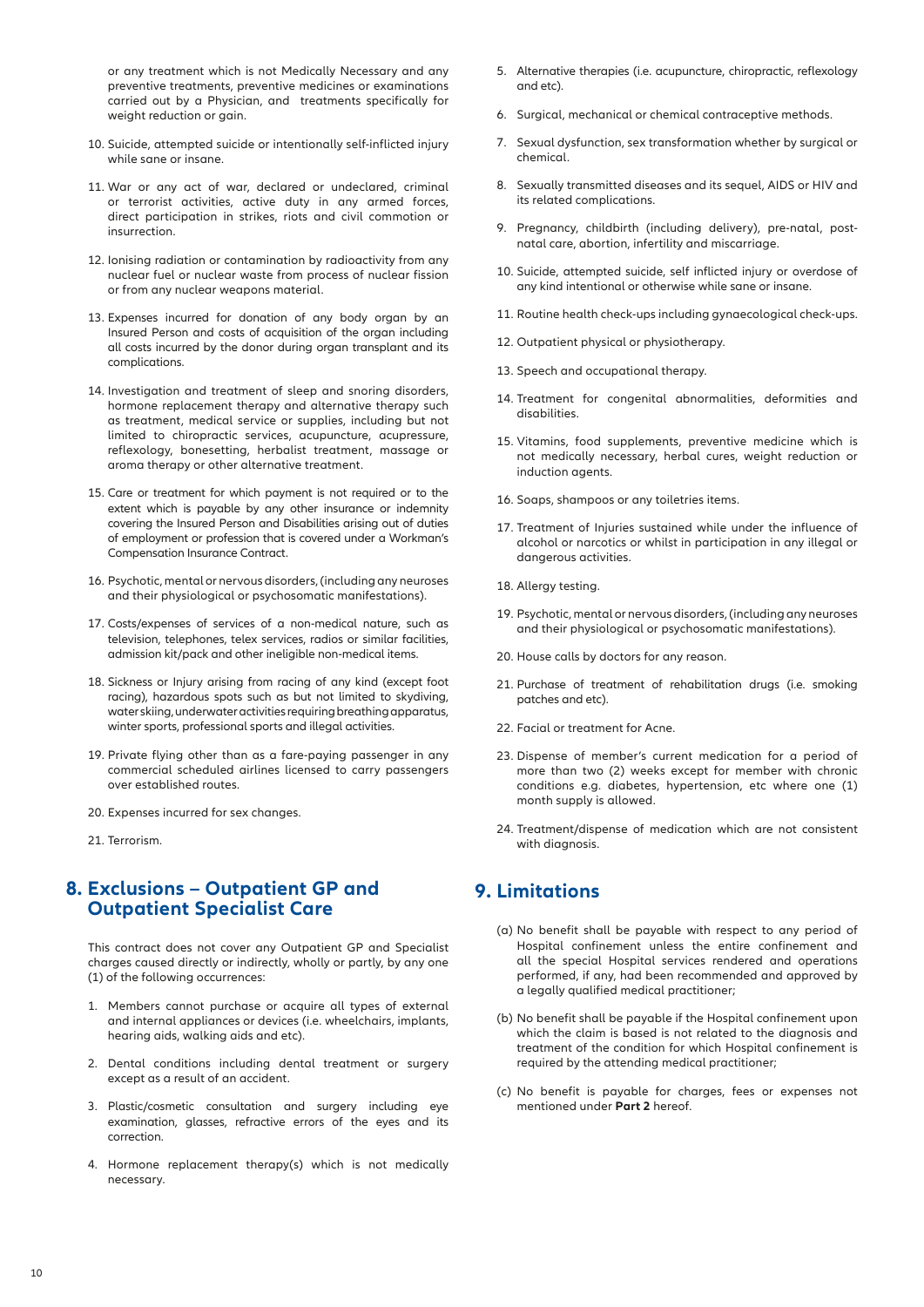or any treatment which is not Medically Necessary and any preventive treatments, preventive medicines or examinations carried out by a Physician, and treatments specifically for weight reduction or gain.

10. Suicide, attempted suicide or intentionally self-inflicted injury while sane or insane.
11. War or any act of war, declared or undeclared, criminal or terrorist activities, active duty in any armed forces, direct participation in strikes, riots and civil commotion or insurrection.
12. Ionising radiation or contamination by radioactivity from any nuclear fuel or nuclear waste from process of nuclear fission or from any nuclear weapons material.
13. Expenses incurred for donation of any body organ by an Insured Person and costs of acquisition of the organ including all costs incurred by the donor during organ transplant and its complications.
14. Investigation and treatment of sleep and snoring disorders, hormone replacement therapy and alternative therapy such as treatment, medical service or supplies, including but not limited to chiropractic services, acupuncture, acupressure, reflexology, bonesetting, herbalist treatment, massage or aroma therapy or other alternative treatment.
15. Care or treatment for which payment is not required or to the extent which is payable by any other insurance or indemnity covering the Insured Person and Disabilities arising out of duties of employment or profession that is covered under a Workman's Compensation Insurance Contract.
16. Psychotic, mental or nervous disorders, (including any neuroses and their physiological or psychosomatic manifestations).
17. Costs/expenses of services of a non-medical nature, such as television, telephones, telex services, radios or similar facilities, admission kit/pack and other ineligible non-medical items.
18. Sickness or Injury arising from racing of any kind (except foot racing), hazardous spots such as but not limited to skydiving, water skiing, underwater activities requiring breathing apparatus, winter sports, professional sports and illegal activities.
19. Private flying other than as a fare-paying passenger in any commercial scheduled airlines licensed to carry passengers over established routes.
20. Expenses incurred for sex changes.
21. Terrorism.

## 8. Exclusions – Outpatient GP and Outpatient Specialist Care

This contract does not cover any Outpatient GP and Specialist charges caused directly or indirectly, wholly or partly, by any one (1) of the following occurrences:

1. Members cannot purchase or acquire all types of external and internal appliances or devices (i.e. wheelchairs, implants, hearing aids, walking aids and etc).
2. Dental conditions including dental treatment or surgery except as a result of an accident.
3. Plastic/cosmetic consultation and surgery including eye examination, glasses, refractive errors of the eyes and its correction.
4. Hormone replacement therapy(s) which is not medically necessary.
5. Alternative therapies (i.e. acupuncture, chiropractic, reflexology and etc).
6. Surgical, mechanical or chemical contraceptive methods.
7. Sexual dysfunction, sex transformation whether by surgical or chemical.
8. Sexually transmitted diseases and its sequel, AIDS or HIV and its related complications.
9. Pregnancy, childbirth (including delivery), pre-natal, post-natal care, abortion, infertility and miscarriage.
10. Suicide, attempted suicide, self inflicted injury or overdose of any kind intentional or otherwise while sane or insane.
11. Routine health check-ups including gynaecological check-ups.
12. Outpatient physical or physiotherapy.
13. Speech and occupational therapy.
14. Treatment for congenital abnormalities, deformities and disabilities.
15. Vitamins, food supplements, preventive medicine which is not medically necessary, herbal cures, weight reduction or induction agents.
16. Soaps, shampoos or any toiletries items.
17. Treatment of Injuries sustained while under the influence of alcohol or narcotics or whilst in participation in any illegal or dangerous activities.
18. Allergy testing.
19. Psychotic, mental or nervous disorders, (including any neuroses and their physiological or psychosomatic manifestations).
20. House calls by doctors for any reason.
21. Purchase of treatment of rehabilitation drugs (i.e. smoking patches and etc).
22. Facial or treatment for Acne.
23. Dispense of member's current medication for a period of more than two (2) weeks except for member with chronic conditions e.g. diabetes, hypertension, etc where one (1) month supply is allowed.
24. Treatment/dispense of medication which are not consistent with diagnosis.

## 9. Limitations

(a) No benefit shall be payable with respect to any period of Hospital confinement unless the entire confinement and all the special Hospital services rendered and operations performed, if any, had been recommended and approved by a legally qualified medical practitioner;

(b) No benefit shall be payable if the Hospital confinement upon which the claim is based is not related to the diagnosis and treatment of the condition for which Hospital confinement is required by the attending medical practitioner;

(c) No benefit is payable for charges, fees or expenses not mentioned under **Part 2** hereof.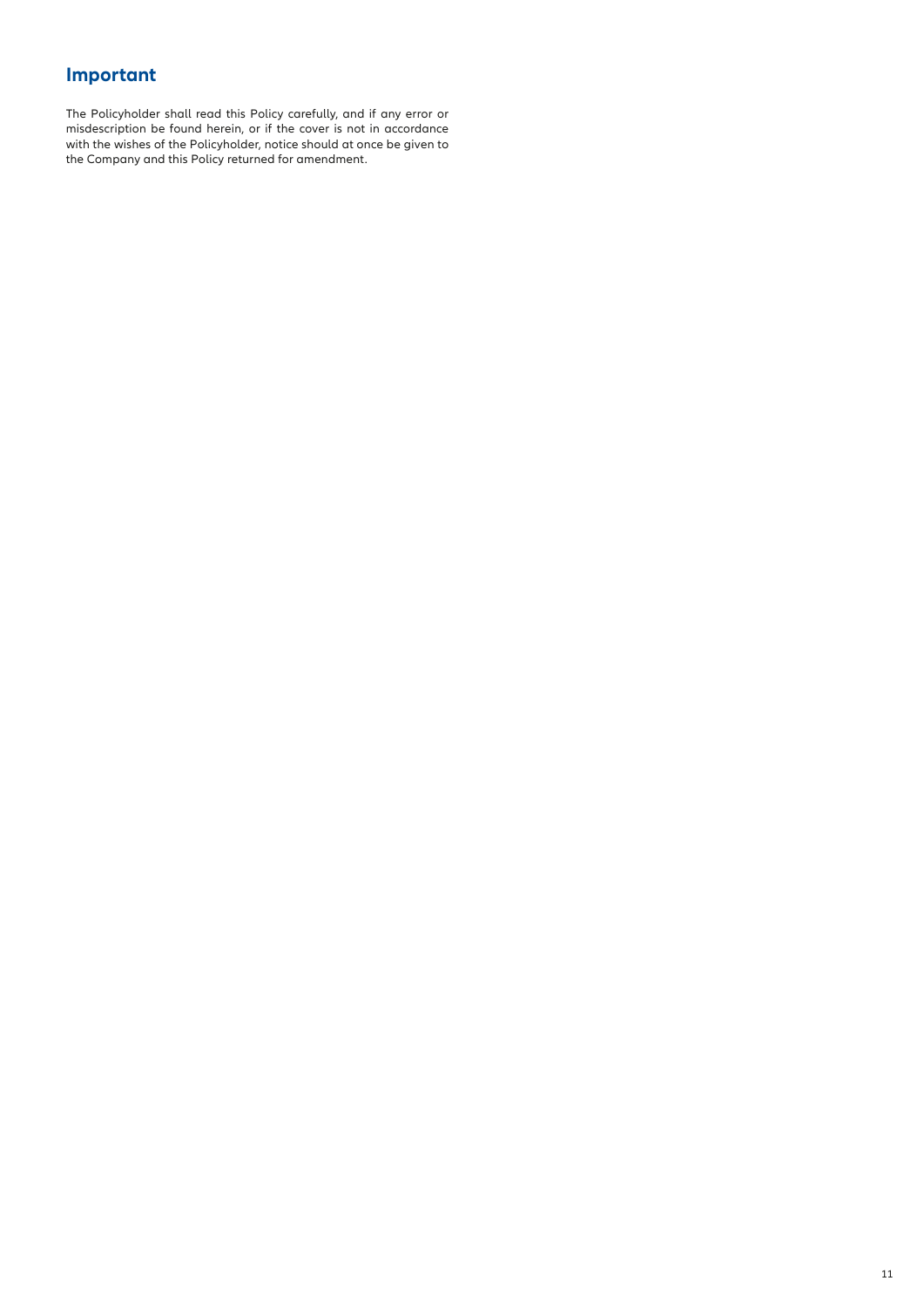## Important

The Policyholder shall read this Policy carefully, and if any error or misdescription be found herein, or if the cover is not in accordance with the wishes of the Policyholder, notice should at once be given to the Company and this Policy returned for amendment.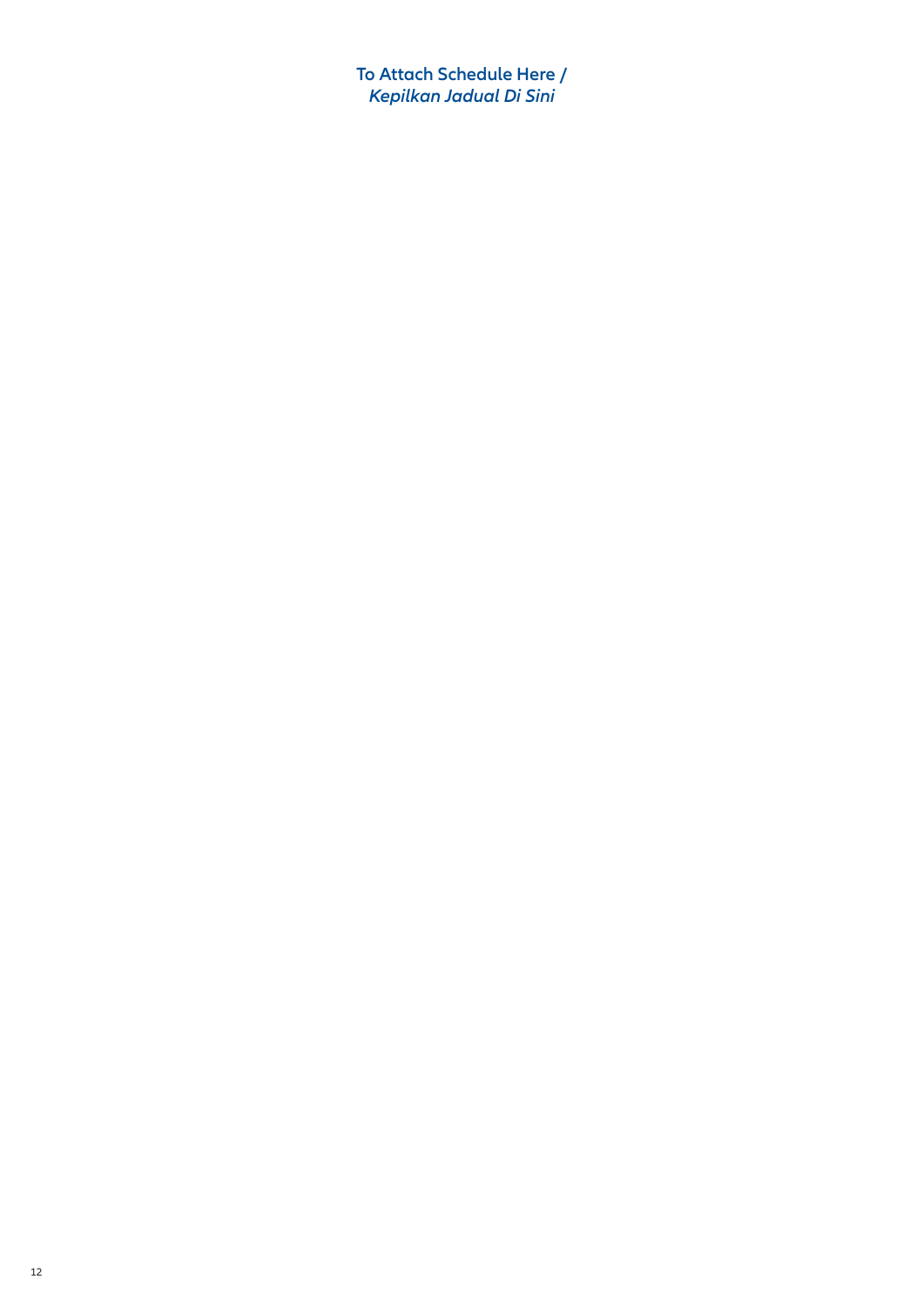**To Attach Schedule Here /**
***Kepilkan Jadual Di Sini***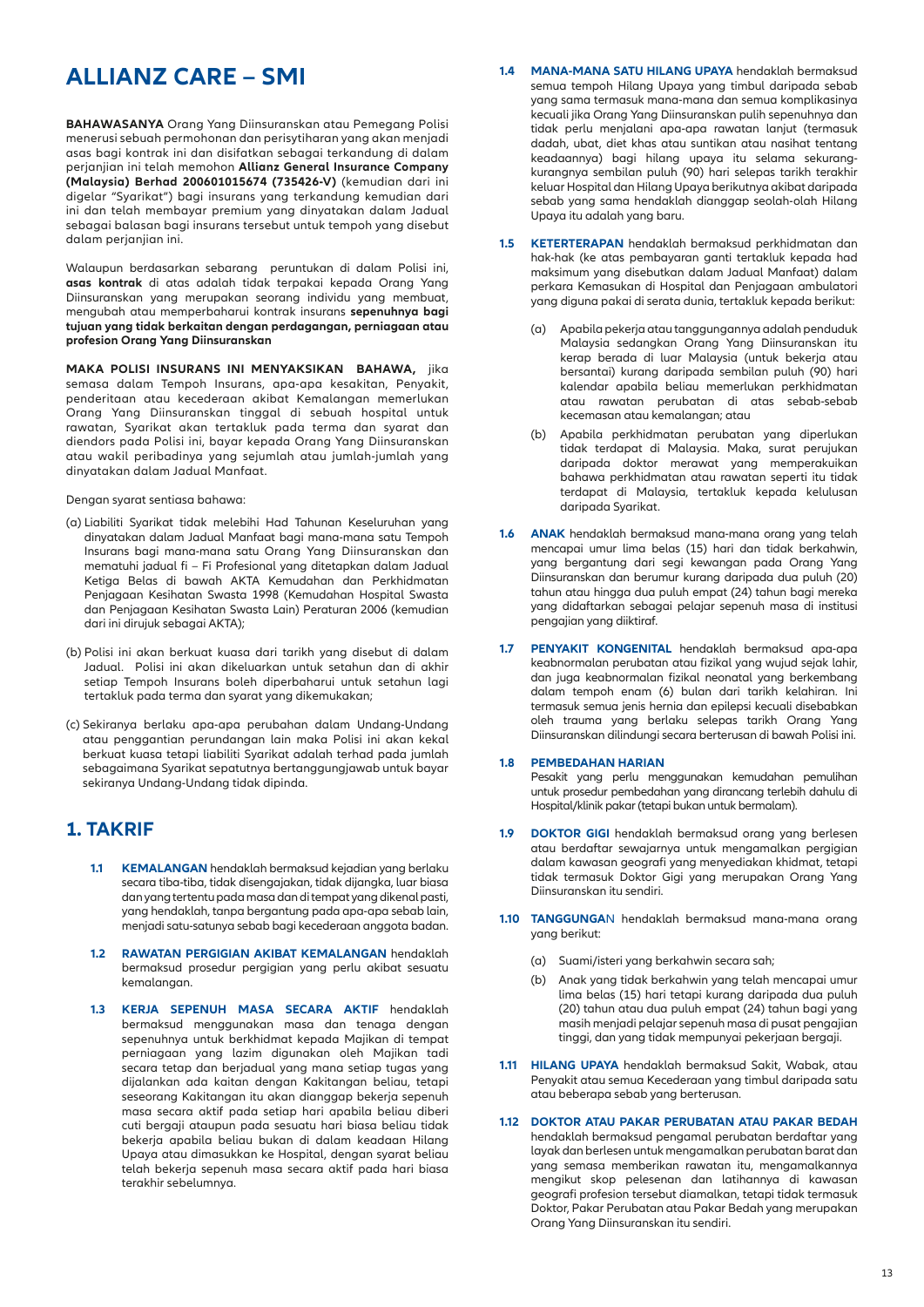# ALLIANZ CARE – SMI

**BAHAWASANYA** Orang Yang Diinsuranskan atau Pemegang Polisi menerusi sebuah permohonan dan perisytiharan yang akan menjadi asas bagi kontrak ini dan disifatkan sebagai terkandung di dalam perjanjian ini telah memohon **Allianz General Insurance Company (Malaysia) Berhad 200601015674 (735426-V)** (kemudian dari ini digelar "Syarikat") bagi insurans yang terkandung kemudian dari ini dan telah membayar premium yang dinyatakan dalam Jadual sebagai balasan bagi insurans tersebut untuk tempoh yang disebut dalam perjanjian ini.

Walaupun berdasarkan sebarang peruntukan di dalam Polisi ini, **asas kontrak** di atas adalah tidak terpakai kepada Orang Yang Diinsuranskan yang merupakan seorang individu yang membuat, mengubah atau memperbaharui kontrak insurans **sepenuhnya bagi tujuan yang tidak berkaitan dengan perdagangan, perniagaan atau profesion Orang Yang Diinsuranskan**

**MAKA POLISI INSURANS INI MENYAKSIKAN BAHAWA,** jika semasa dalam Tempoh Insurans, apa-apa kesakitan, Penyakit, penderitaan atau kecederaan akibat Kemalangan memerlukan Orang Yang Diinsuranskan tinggal di sebuah hospital untuk rawatan, Syarikat akan tertakluk pada terma dan syarat dan diendors pada Polisi ini, bayar kepada Orang Yang Diinsuranskan atau wakil peribadinya yang sejumlah atau jumlah-jumlah yang dinyatakan dalam Jadual Manfaat.

Dengan syarat sentiasa bahawa:

(a) Liabiliti Syarikat tidak melebihi Had Tahunan Keseluruhan yang dinyatakan dalam Jadual Manfaat bagi mana-mana satu Tempoh Insurans bagi mana-mana satu Orang Yang Diinsuranskan dan mematuhi jadual fi – Fi Profesional yang ditetapkan dalam Jadual Ketiga Belas di bawah AKTA Kemudahan dan Perkhidmatan Penjagaan Kesihatan Swasta 1998 (Kemudahan Hospital Swasta dan Penjagaan Kesihatan Swasta Lain) Peraturan 2006 (kemudian dari ini dirujuk sebagai AKTA);

(b) Polisi ini akan berkuat kuasa dari tarikh yang disebut di dalam Jadual. Polisi ini akan dikeluarkan untuk setahun dan di akhir setiap Tempoh Insurans boleh diperbaharui untuk setahun lagi tertakluk pada terma dan syarat yang dikemukakan;

(c) Sekiranya berlaku apa-apa perubahan dalam Undang-Undang atau penggantian perundangan lain maka Polisi ini akan kekal berkuat kuasa tetapi liabiliti Syarikat adalah terhad pada jumlah sebagaimana Syarikat sepatutnya bertanggungjawab untuk bayar sekiranya Undang-Undang tidak dipinda.

## 1. TAKRIF

**1.1 KEMALANGAN** hendaklah bermaksud kejadian yang berlaku secara tiba-tiba, tidak disengajakan, tidak dijangka, luar biasa dan yang tertentu pada masa dan di tempat yang dikenal pasti, yang hendaklah, tanpa bergantung pada apa-apa sebab lain, menjadi satu-satunya sebab bagi kecederaan anggota badan.

**1.2 RAWATAN PERGIGIAN AKIBAT KEMALANGAN** hendaklah bermaksud prosedur pergigian yang perlu akibat sesuatu kemalangan.

**1.3 KERJA SEPENUH MASA SECARA AKTIF** hendaklah bermaksud menggunakan masa dan tenaga dengan sepenuhnya untuk berkhidmat kepada Majikan di tempat perniagaan yang lazim digunakan oleh Majikan tadi secara tetap dan berjadual yang mana setiap tugas yang dijalankan ada kaitan dengan Kakitangan beliau, tetapi seseorang Kakitangan itu akan dianggap bekerja sepenuh masa secara aktif pada setiap hari apabila beliau diberi cuti bergaji ataupun pada sesuatu hari biasa beliau tidak bekerja apabila beliau bukan di dalam keadaan Hilang Upaya atau dimasukkan ke Hospital, dengan syarat beliau telah bekerja sepenuh masa secara aktif pada hari biasa terakhir sebelumnya.

**1.4 MANA-MANA SATU HILANG UPAYA** hendaklah bermaksud semua tempoh Hilang Upaya yang timbul daripada sebab yang sama termasuk mana-mana dan semua komplikasinya kecuali jika Orang Yang Diinsuranskan pulih sepenuhnya dan tidak perlu menjalani apa-apa rawatan lanjut (termasuk dadah, ubat, diet khas atau suntikan atau nasihat tentang keadaannya) bagi hilang upaya itu selama sekurang-kurangnya sembilan puluh (90) hari selepas tarikh terakhir keluar Hospital dan Hilang Upaya berikutnya akibat daripada sebab yang sama hendaklah dianggap seolah-olah Hilang Upaya itu adalah yang baru.

**1.5 KETERTERAPAN** hendaklah bermaksud perkhidmatan dan hak-hak (ke atas pembayaran ganti tertakluk kepada had maksimum yang disebutkan dalam Jadual Manfaat) dalam perkara Kemasukan di Hospital dan Penjagaan ambulatori yang diguna pakai di serata dunia, tertakluk kepada berikut:

(a) Apabila pekerja atau tanggungannya adalah penduduk Malaysia sedangkan Orang Yang Diinsuranskan itu kerap berada di luar Malaysia (untuk bekerja atau bersantai) kurang daripada sembilan puluh (90) hari kalendar apabila beliau memerlukan perkhidmatan atau rawatan perubatan di atas sebab-sebab kecemasan atau kemalangan; atau

(b) Apabila perkhidmatan perubatan yang diperlukan tidak terdapat di Malaysia. Maka, surat perujukan daripada doktor merawat yang memperakuikan bahawa perkhidmatan atau rawatan seperti itu tidak terdapat di Malaysia, tertakluk kepada kelulusan daripada Syarikat.

**1.6 ANAK** hendaklah bermaksud mana-mana orang yang telah mencapai umur lima belas (15) hari dan tidak berkahwin, yang bergantung dari segi kewangan pada Orang Yang Diinsuranskan dan berumur kurang daripada dua puluh (20) tahun atau hingga dua puluh empat (24) tahun bagi mereka yang didaftarkan sebagai pelajar sepenuh masa di institusi pengajian yang diiktiraf.

**1.7 PENYAKIT KONGENITAL** hendaklah bermaksud apa-apa keabnormalan perubatan atau fizikal yang wujud sejak lahir, dan juga keabnormalan fizikal neonatal yang berkembang dalam tempoh enam (6) bulan dari tarikh kelahiran. Ini termasuk semua jenis hernia dan epilepsi kecuali disebabkan oleh trauma yang berlaku selepas tarikh Orang Yang Diinsuranskan dilindungi secara berterusan di bawah Polisi ini.

**1.8 PEMBEDAHAN HARIAN**
Pesakit yang perlu menggunakan kemudahan pemulihan untuk prosedur pembedahan yang dirancang terlebih dahulu di Hospital/klinik pakar (tetapi bukan untuk bermalam).

**1.9 DOKTOR GIGI** hendaklah bermaksud orang yang berlesen atau berdaftar sewajarnya untuk mengamalkan pergigian dalam kawasan geografi yang menyediakan khidmat, tetapi tidak termasuk Doktor Gigi yang merupakan Orang Yang Diinsuranskan itu sendiri.

**1.10 TANGGUNGAN** hendaklah bermaksud mana-mana orang yang berikut:

(a) Suami/isteri yang berkahwin secara sah;

(b) Anak yang tidak berkahwin yang telah mencapai umur lima belas (15) hari tetapi kurang daripada dua puluh (20) tahun atau dua puluh empat (24) tahun bagi yang masih menjadi pelajar sepenuh masa di pusat pengajian tinggi, dan yang tidak mempunyai pekerjaan bergaji.

**1.11 HILANG UPAYA** hendaklah bermaksud Sakit, Wabak, atau Penyakit atau semua Kecederaan yang timbul daripada satu atau beberapa sebab yang berterusan.

**1.12 DOKTOR ATAU PAKAR PERUBATAN ATAU PAKAR BEDAH** hendaklah bermaksud pengamal perubatan berdaftar yang layak dan berlesen untuk mengamalkan perubatan barat dan yang semasa memberikan rawatan itu, mengamalkannya mengikut skop pelesenan dan latihannya di kawasan geografi profesion tersebut diamalkan, tetapi tidak termasuk Doktor, Pakar Perubatan atau Pakar Bedah yang merupakan Orang Yang Diinsuranskan itu sendiri.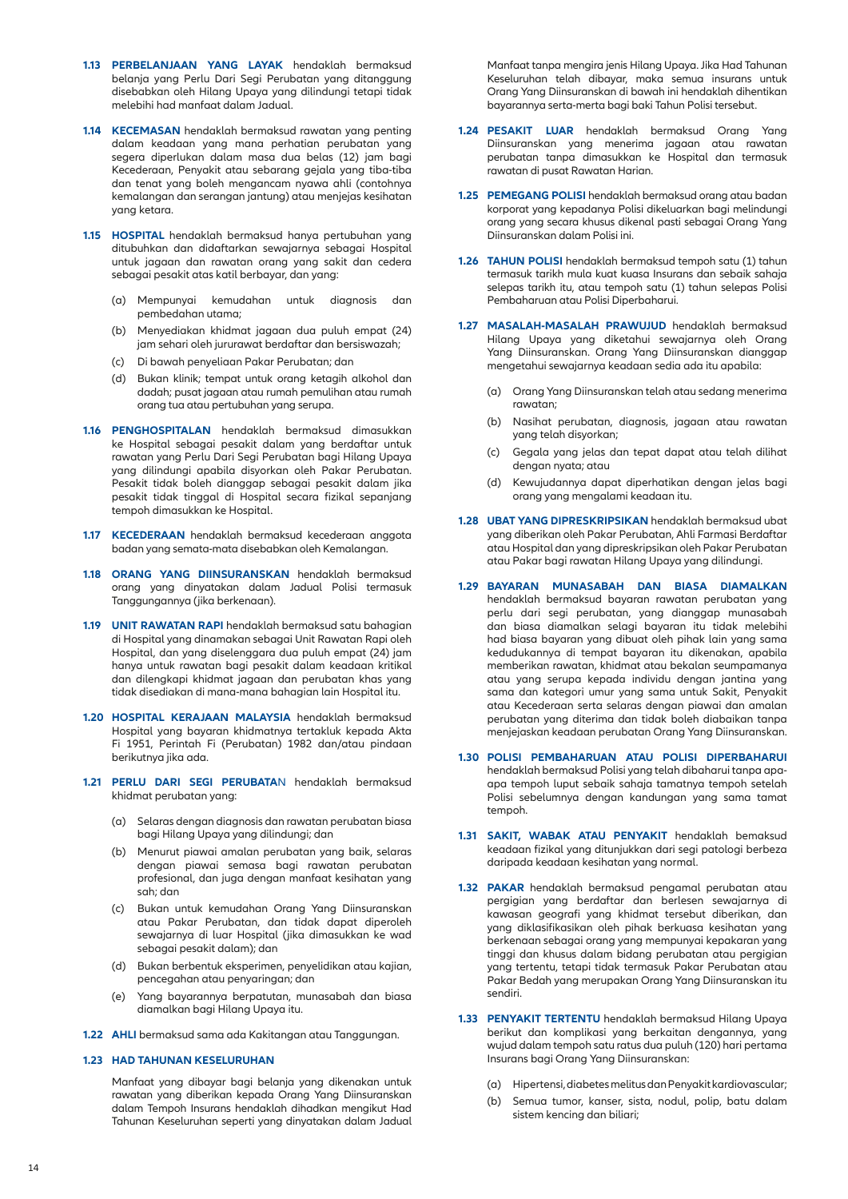**1.13 PERBELANJAAN YANG LAYAK** hendaklah bermaksud belanja yang Perlu Dari Segi Perubatan yang ditanggung disebabkan oleh Hilang Upaya yang dilindungi tetapi tidak melebihi had manfaat dalam Jadual.

**1.14 KECEMASAN** hendaklah bermaksud rawatan yang penting dalam keadaan yang mana perhatian perubatan yang segera diperlukan dalam masa dua belas (12) jam bagi Kecederaan, Penyakit atau sebarang gejala yang tiba-tiba dan tenat yang boleh mengancam nyawa ahli (contohnya kemalangan dan serangan jantung) atau menjejas kesihatan yang ketara.

**1.15 HOSPITAL** hendaklah bermaksud hanya pertubuhan yang ditubuhkan dan didaftarkan sewajarnya sebagai Hospital untuk jagaan dan rawatan orang yang sakit dan cedera sebagai pesakit atas katil berbayar, dan yang:

(a) Mempunyai kemudahan untuk diagnosis dan pembedahan utama;

(b) Menyediakan khidmat jagaan dua puluh empat (24) jam sehari oleh jururawat berdaftar dan bersiswazah;

(c) Di bawah penyeliaan Pakar Perubatan; dan

(d) Bukan klinik; tempat untuk orang ketagih alkohol dan dadah; pusat jagaan atau rumah pemulihan atau rumah orang tua atau pertubuhan yang serupa.

**1.16 PENGHOSPITALAN** hendaklah bermaksud dimasukkan ke Hospital sebagai pesakit dalam yang berdaftar untuk rawatan yang Perlu Dari Segi Perubatan bagi Hilang Upaya yang dilindungi apabila disyorkan oleh Pakar Perubatan. Pesakit tidak boleh dianggap sebagai pesakit dalam jika pesakit tidak tinggal di Hospital secara fizikal sepanjang tempoh dimasukkan ke Hospital.

**1.17 KECEDERAAN** hendaklah bermaksud kecederaan anggota badan yang semata-mata disebabkan oleh Kemalangan.

**1.18 ORANG YANG DIINSURANSKAN** hendaklah bermaksud orang yang dinyatakan dalam Jadual Polisi termasuk Tanggungannya (jika berkenaan).

**1.19 UNIT RAWATAN RAPI** hendaklah bermaksud satu bahagian di Hospital yang dinamakan sebagai Unit Rawatan Rapi oleh Hospital, dan yang diselenggara dua puluh empat (24) jam hanya untuk rawatan bagi pesakit dalam keadaan kritikal dan dilengkapi khidmat jagaan dan perubatan khas yang tidak disediakan di mana-mana bahagian lain Hospital itu.

**1.20 HOSPITAL KERAJAAN MALAYSIA** hendaklah bermaksud Hospital yang bayaran khidmatnya tertakluk kepada Akta Fi 1951, Perintah Fi (Perubatan) 1982 dan/atau pindaan berikutnya jika ada.

**1.21 PERLU DARI SEGI PERUBATAN** hendaklah bermaksud khidmat perubatan yang:

(a) Selaras dengan diagnosis dan rawatan perubatan biasa bagi Hilang Upaya yang dilindungi; dan

(b) Menurut piawai amalan perubatan yang baik, selaras dengan piawai semasa bagi rawatan perubatan profesional, dan juga dengan manfaat kesihatan yang sah; dan

(c) Bukan untuk kemudahan Orang Yang Diinsuranskan atau Pakar Perubatan, dan tidak dapat diperoleh sewajarnya di luar Hospital (jika dimasukkan ke wad sebagai pesakit dalam); dan

(d) Bukan berbentuk eksperimen, penyelidikan atau kajian, pencegahan atau penyaringan; dan

(e) Yang bayarannya berpatutan, munasabah dan biasa diamalkan bagi Hilang Upaya itu.

**1.22 AHLI** bermaksud sama ada Kakitangan atau Tanggungan.

**1.23 HAD TAHUNAN KESELURUHAN**

Manfaat yang dibayar bagi belanja yang dikenakan untuk rawatan yang diberikan kepada Orang Yang Diinsuranskan dalam Tempoh Insurans hendaklah dihadkan mengikut Had Tahunan Keseluruhan seperti yang dinyatakan dalam Jadual Manfaat tanpa mengira jenis Hilang Upaya. Jika Had Tahunan Keseluruhan telah dibayar, maka semua insurans untuk Orang Yang Diinsuranskan di bawah ini hendaklah dihentikan bayarannya serta-merta bagi baki Tahun Polisi tersebut.

**1.24 PESAKIT LUAR** hendaklah bermaksud Orang Yang Diinsuranskan yang menerima jagaan atau rawatan perubatan tanpa dimasukkan ke Hospital dan termasuk rawatan di pusat Rawatan Harian.

**1.25 PEMEGANG POLISI** hendaklah bermaksud orang atau badan korporat yang kepadanya Polisi dikeluarkan bagi melindungi orang yang secara khusus dikenal pasti sebagai Orang Yang Diinsuranskan dalam Polisi ini.

**1.26 TAHUN POLISI** hendaklah bermaksud tempoh satu (1) tahun termasuk tarikh mula kuat kuasa Insurans dan sebaik sahaja selepas tarikh itu, atau tempoh satu (1) tahun selepas Polisi Pembaharuan atau Polisi Diperbaharui.

**1.27 MASALAH-MASALAH PRAWUJUD** hendaklah bermaksud Hilang Upaya yang diketahui sewajarnya oleh Orang Yang Diinsuranskan. Orang Yang Diinsuranskan dianggap mengetahui sewajarnya keadaan sedia ada itu apabila:

(a) Orang Yang Diinsuranskan telah atau sedang menerima rawatan;

(b) Nasihat perubatan, diagnosis, jagaan atau rawatan yang telah disyorkan;

(c) Gegala yang jelas dan tepat dapat atau telah dilihat dengan nyata; atau

(d) Kewujudannya dapat diperhatikan dengan jelas bagi orang yang mengalami keadaan itu.

**1.28 UBAT YANG DIPRESKRIPSIKAN** hendaklah bermaksud ubat yang diberikan oleh Pakar Perubatan, Ahli Farmasi Berdaftar atau Hospital dan yang dipreskripsikan oleh Pakar Perubatan atau Pakar bagi rawatan Hilang Upaya yang dilindungi.

**1.29 BAYARAN MUNASABAH DAN BIASA DIAMALKAN** hendaklah bermaksud bayaran rawatan perubatan yang perlu dari segi perubatan, yang dianggap munasabah dan biasa diamalkan selagi bayaran itu tidak melebihi had biasa bayaran yang dibuat oleh pihak lain yang sama kedudukannya di tempat bayaran itu dikenakan, apabila memberikan rawatan, khidmat atau bekalan seumpamanya atau yang serupa kepada individu dengan jantina yang sama dan kategori umur yang sama untuk Sakit, Penyakit atau Kecederaan serta selaras dengan piawai dan amalan perubatan yang diterima dan tidak boleh diabaikan tanpa menjejaskan keadaan perubatan Orang Yang Diinsuranskan.

**1.30 POLISI PEMBAHARUAN ATAU POLISI DIPERBAHARUI** hendaklah bermaksud Polisi yang telah dibaharui tanpa apa-apa tempoh luput sebaik sahaja tamatnya tempoh setelah Polisi sebelumnya dengan kandungan yang sama tamat tempoh.

**1.31 SAKIT, WABAK ATAU PENYAKIT** hendaklah bemaksud keadaan fizikal yang ditunjukkan dari segi patologi berbeza daripada keadaan kesihatan yang normal.

**1.32 PAKAR** hendaklah bermaksud pengamal perubatan atau pergigian yang berdaftar dan berlesen sewajarnya di kawasan geografi yang khidmat tersebut diberikan, dan yang diklasifikasikan oleh pihak berkuasa kesihatan yang berkenaan sebagai orang yang mempunyai kepakaran yang tinggi dan khusus dalam bidang perubatan atau pergigian yang tertentu, tetapi tidak termasuk Pakar Perubatan atau Pakar Bedah yang merupakan Orang Yang Diinsuranskan itu sendiri.

**1.33 PENYAKIT TERTENTU** hendaklah bermaksud Hilang Upaya berikut dan komplikasi yang berkaitan dengannya, yang wujud dalam tempoh satu ratus dua puluh (120) hari pertama Insurans bagi Orang Yang Diinsuranskan:

(a) Hipertensi, diabetes melitus dan Penyakit kardiovascular;

(b) Semua tumor, kanser, sista, nodul, polip, batu dalam sistem kencing dan biliari;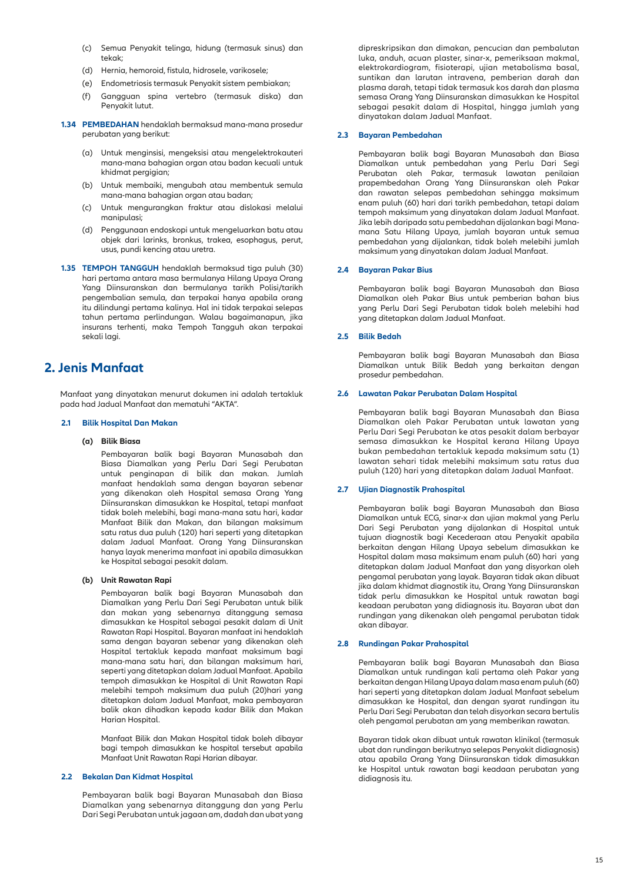(c) Semua Penyakit telinga, hidung (termasuk sinus) dan tekak;

(d) Hernia, hemoroid, fistula, hidrosele, varikosele;

(e) Endometriosis termasuk Penyakit sistem pembiakan;

(f) Gangguan spina vertebro (termasuk diska) dan Penyakit lutut.

**1.34 PEMBEDAHAN** hendaklah bermaksud mana-mana prosedur perubatan yang berikut:

(a) Untuk menginsisi, mengeksisi atau mengelektrokauteri mana-mana bahagian organ atau badan kecuali untuk khidmat pergigian;

(b) Untuk membaiki, mengubah atau membentuk semula mana-mana bahagian organ atau badan;

(c) Untuk mengurangkan fraktur atau dislokasi melalui manipulasi;

(d) Penggunaan endoskopi untuk mengeluarkan batu atau objek dari larinks, bronkus, trakea, esophagus, perut, usus, pundi kencing atau uretra.

**1.35 TEMPOH TANGGUH** hendaklah bermaksud tiga puluh (30) hari pertama antara masa bermulanya Hilang Upaya Orang Yang Diinsuranskan dan bermulanya tarikh Polisi/tarikh pengembalian semula, dan terpakai hanya apabila orang itu dilindungi pertama kalinya. Hal ini tidak terpakai selepas tahun pertama perlindungan. Walau bagaimanapun, jika insurans terhenti, maka Tempoh Tangguh akan terpakai sekali lagi.

## 2. Jenis Manfaat

Manfaat yang dinyatakan menurut dokumen ini adalah tertakluk pada had Jadual Manfaat dan mematuhi "AKTA".

### 2.1 Bilik Hospital Dan Makan

**(a) Bilik Biasa**

Pembayaran balik bagi Bayaran Munasabah dan Biasa Diamalkan yang Perlu Dari Segi Perubatan untuk penginapan di bilik dan makan. Jumlah manfaat hendaklah sama dengan bayaran sebenar yang dikenakan oleh Hospital semasa Orang Yang Diinsuranskan dimasukkan ke Hospital, tetapi manfaat tidak boleh melebihi, bagi mana-mana satu hari, kadar Manfaat Bilik dan Makan, dan bilangan maksimum satu ratus dua puluh (120) hari seperti yang ditetapkan dalam Jadual Manfaat. Orang Yang Diinsuranskan hanya layak menerima manfaat ini apabila dimasukkan ke Hospital sebagai pesakit dalam.

**(b) Unit Rawatan Rapi**

Pembayaran balik bagi Bayaran Munasabah dan Diamalkan yang Perlu Dari Segi Perubatan untuk bilik dan makan yang sebenarnya ditanggung semasa dimasukkan ke Hospital sebagai pesakit dalam di Unit Rawatan Rapi Hospital. Bayaran manfaat ini hendaklah sama dengan bayaran sebenar yang dikenakan oleh Hospital tertakluk kepada manfaat maksimum bagi mana-mana satu hari, dan bilangan maksimum hari, seperti yang ditetapkan dalam Jadual Manfaat. Apabila tempoh dimasukkan ke Hospital di Unit Rawatan Rapi melebihi tempoh maksimum dua puluh (20)hari yang ditetapkan dalam Jadual Manfaat, maka pembayaran balik akan dihadkan kepada kadar Bilik dan Makan Harian Hospital.

Manfaat Bilik dan Makan Hospital tidak boleh dibayar bagi tempoh dimasukkan ke hospital tersebut apabila Manfaat Unit Rawatan Rapi Harian dibayar.

### 2.2 Bekalan Dan Kidmat Hospital

Pembayaran balik bagi Bayaran Munasabah dan Biasa Diamalkan yang sebenarnya ditanggung dan yang Perlu Dari Segi Perubatan untuk jagaan am, dadah dan ubat yang dipreskripsikan dan dimakan, pencucian dan pembalutan luka, anduh, acuan plaster, sinar-x, pemeriksaan makmal, elektrokardiogram, fisioterapi, ujian metabolisma basal, suntikan dan larutan intravena, pemberian darah dan plasma darah, tetapi tidak termasuk kos darah dan plasma semasa Orang Yang Diinsuranskan dimasukkan ke Hospital sebagai pesakit dalam di Hospital, hingga jumlah yang dinyatakan dalam Jadual Manfaat.

### 2.3 Bayaran Pembedahan

Pembayaran balik bagi Bayaran Munasabah dan Biasa Diamalkan untuk pembedahan yang Perlu Dari Segi Perubatan oleh Pakar, termasuk lawatan penilaian prapembedahan Orang Yang Diinsuranskan oleh Pakar dan rawatan selepas pembedahan sehingga maksimum enam puluh (60) hari dari tarikh pembedahan, tetapi dalam tempoh maksimum yang dinyatakan dalam Jadual Manfaat. Jika lebih daripada satu pembedahan dijalankan bagi Mana-mana Satu Hilang Upaya, jumlah bayaran untuk semua pembedahan yang dijalankan, tidak boleh melebihi jumlah maksimum yang dinyatakan dalam Jadual Manfaat.

### 2.4 Bayaran Pakar Bius

Pembayaran balik bagi Bayaran Munasabah dan Biasa Diamalkan oleh Pakar Bius untuk pemberian bahan bius yang Perlu Dari Segi Perubatan boleh melebihi had yang ditetapkan dalam Jadual Manfaat.

### 2.5 Bilik Bedah

Pembayaran balik bagi Bayaran Munasabah dan Biasa Diamalkan untuk Bilik Bedah yang berkaitan dengan prosedur pembedahan.

### 2.6 Lawatan Pakar Perubatan Dalam Hospital

Pembayaran balik bagi Bayaran Munasabah dan Biasa Diamalkan oleh Pakar Perubatan untuk lawatan yang Perlu Dari Segi Perubatan ke atas pesakit dalam berbayar semasa dimasukkan ke Hospital kerana Hilang Upaya bukan pembedahan tertakluk kepada maksimum satu (1) lawatan sehari tidak melebihi maksimum satu ratus dua puluh (120) hari yang ditetapkan dalam Jadual Manfaat.

### 2.7 Ujian Diagnostik Prahospital

Pembayaran balik bagi Bayaran Munasabah dan Biasa Diamalkan untuk ECG, sinar-x dan ujian makmal yang Perlu Dari Segi Perubatan yang dijalankan di Hospital untuk tujuan diagnostik bagi Kecederaan atau Penyakit apabila berkaitan dengan Hilang Upaya sebelum dimasukkan ke Hospital dalam masa maksimum enam puluh (60) hari yang ditetapkan dalam Jadual Manfaat dan yang disyorkan oleh pengamal perubatan yang layak. Bayaran tidak akan dibuat jika dalam khidmat diagnostik itu, Orang Yang Diinsuranskan tidak perlu dimasukkan ke Hospital untuk rawatan bagi keadaan perubatan yang didiagnosis itu. Bayaran ubat dan rundingan yang dikenakan oleh pengamal perubatan tidak akan dibayar.

### 2.8 Rundingan Pakar Prahospital

Pembayaran balik bagi Bayaran Munasabah dan Biasa Diamalkan untuk rundingan kali pertama oleh Pakar yang berkaitan dengan Hilang Upaya dalam masa enam puluh (60) hari seperti yang ditetapkan dalam Jadual Manfaat sebelum dimasukkan ke Hospital, dan dengan syarat rundingan itu Perlu Dari Segi Perubatan dan telah disyorkan secara bertulis oleh pengamal perubatan am yang memberikan rawatan.

Bayaran tidak akan dibuat untuk rawatan klinikal (termasuk ubat dan rundingan berikutnya selepas Penyakit didiagnosis) atau apabila Orang Yang Diinsuranskan tidak dimasukkan ke Hospital untuk rawatan bagi keadaan perubatan yang didiagnosis itu.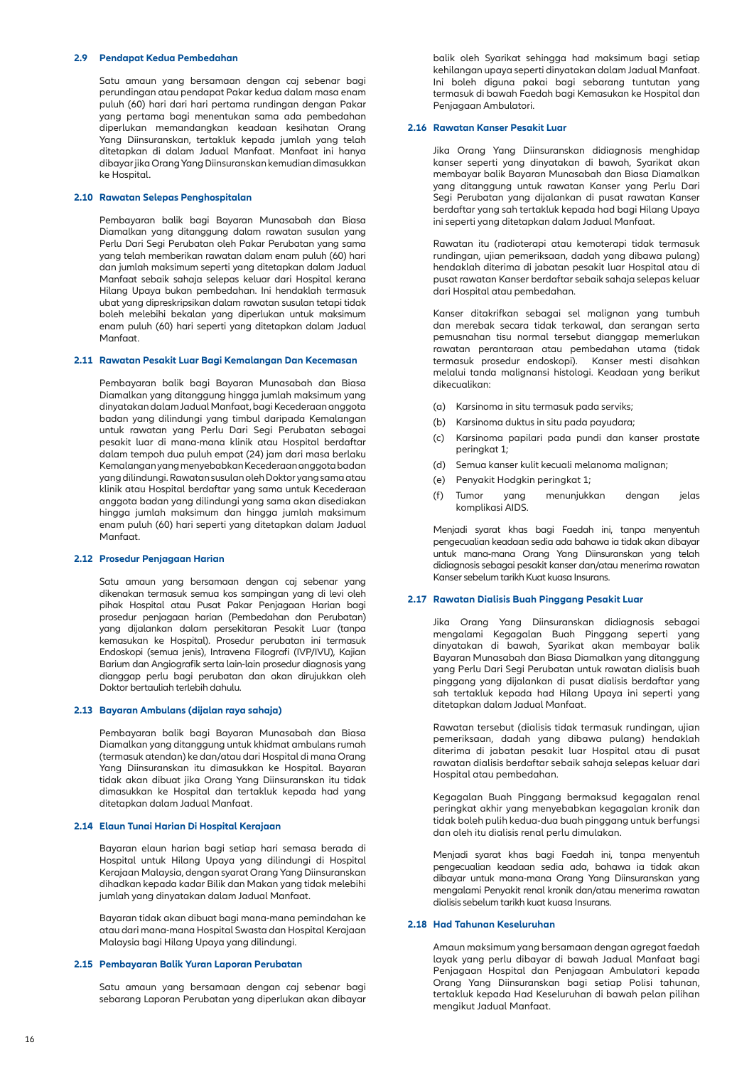### 2.9 Pendapat Kedua Pembedahan

Satu amaun yang bersamaan dengan caj sebenar bagi perundingan atau pendapat Pakar kedua dalam masa enam puluh (60) hari dari hari pertama rundingan dengan Pakar yang pertama bagi menentukan sama ada pembedahan diperlukan memandangkan keadaan kesihatan Orang Yang Diinsuranskan, tertakluk kepada jumlah yang telah ditetapkan di dalam Jadual Manfaat. Manfaat ini hanya dibayar jika Orang Yang Diinsuranskan kemudian dimasukkan ke Hospital.

### 2.10 Rawatan Selepas Penghospitalan

Pembayaran balik bagi Bayaran Munasabah dan Biasa Diamalkan yang ditanggung dalam rawatan susulan yang Perlu Dari Segi Perubatan oleh Pakar Perubatan yang sama yang telah memberikan rawatan dalam enam puluh (60) hari dan jumlah maksimum seperti yang ditetapkan dalam Jadual Manfaat sebaik sahaja selepas keluar dari Hospital kerana Hilang Upaya bukan pembedahan. Ini hendaklah termasuk ubat yang dipreskripsikan dalam rawatan susulan tetapi tidak boleh melebihi bekalan yang diperlukan untuk maksimum enam puluh (60) hari seperti yang ditetapkan dalam Jadual Manfaat.

### 2.11 Rawatan Pesakit Luar Bagi Kemalangan Dan Kecemasan

Pembayaran balik bagi Bayaran Munasabah dan Biasa Diamalkan yang ditanggung hingga jumlah maksimum yang dinyatakan dalam Jadual Manfaat, bagi Kecederaan anggota badan yang dilindungi yang timbul daripada Kemalangan untuk rawatan yang Perlu Dari Segi Perubatan sebagai pesakit luar di mana-mana klinik atau Hospital berdaftar dalam tempoh dua puluh empat (24) jam dari masa berlaku Kemalangan yang menyebabkan Kecederaan anggota badan yang dilindungi. Rawatan susulan oleh Doktor yang sama atau klinik atau Hospital berdaftar yang sama untuk Kecederaan anggota badan yang dilindungi yang sama akan disediakan hingga jumlah maksimum dan hingga jumlah maksimum enam puluh (60) hari seperti yang ditetapkan dalam Jadual Manfaat.

### 2.12 Prosedur Penjagaan Harian

Satu amaun yang bersamaan dengan caj sebenar yang dikenakan termasuk semua kos sampingan yang di levi oleh pihak Hospital atau Pusat Pakar Penjagaan Harian bagi prosedur penjagaan harian (Pembedahan dan Perubatan) yang dijalankan dalam persekitaran Pesakit Luar (tanpa kemasukan ke Hospital). Prosedur perubatan ini termasuk Endoskopi (semua jenis), Intravena Filografi (IVP/IVU), Kajian Barium dan Angiografik serta lain-lain prosedur diagnosis yang dianggap perlu bagi perubatan dan akan dirujukkan oleh Doktor bertauliah terlebih dahulu.

### 2.13 Bayaran Ambulans (dijalan raya sahaja)

Pembayaran balik bagi Bayaran Munasabah dan Biasa Diamalkan yang ditanggung untuk khidmat ambulans rumah (termasuk atendan) ke dan/atau dari Hospital di mana Orang Yang Diinsuranskan itu dimasukkan ke Hospital. Bayaran tidak akan dibuat jika Orang Yang Diinsuranskan itu tidak dimasukkan ke Hospital dan tertakluk kepada had yang ditetapkan dalam Jadual Manfaat.

### 2.14 Elaun Tunai Harian Di Hospital Kerajaan

Bayaran elaun harian bagi setiap hari semasa berada di Hospital untuk Hilang Upaya yang dilindungi di Hospital Kerajaan Malaysia, dengan syarat Orang Yang Diinsuranskan dihadkan kepada kadar Bilik dan Makan yang tidak melebihi jumlah yang dinyatakan dalam Jadual Manfaat.

Bayaran tidak akan dibuat bagi mana-mana pemindahan ke atau dari mana-mana Hospital Swasta dan Hospital Kerajaan Malaysia bagi Hilang Upaya yang dilindungi.

### 2.15 Pembayaran Balik Yuran Laporan Perubatan

Satu amaun yang bersamaan dengan caj sebenar bagi sebarang Laporan Perubatan yang diperlukan akan dibayar balik oleh Syarikat sehingga had maksimum bagi setiap kehilangan upaya seperti dinyatakan dalam Jadual Manfaat. Ini boleh diguna pakai bagi sebarang tuntutan yang termasuk di bawah Faedah bagi Kemasukan ke Hospital dan Penjagaan Ambulatori.

### 2.16 Rawatan Kanser Pesakit Luar

Jika Orang Yang Diinsuranskan didiagnosis menghidap kanser seperti yang dinyatakan di bawah, Syarikat akan membayar balik Bayaran Munasabah dan Biasa Diamalkan yang ditanggung untuk rawatan Kanser yang Perlu Dari Segi Perubatan yang dijalankan di pusat rawatan Kanser berdaftar yang sah tertakluk kepada had bagi Hilang Upaya ini seperti yang ditetapkan dalam Jadual Manfaat.

Rawatan itu (radioterapi atau kemoterapi tidak termasuk rundingan, ujian pemeriksaan, dadah yang dibawa pulang) hendaklah diterima di jabatan pesakit luar Hospital atau di pusat rawatan Kanser berdaftar sebaik sahaja selepas keluar dari Hospital atau pembedahan.

Kanser ditakrifkan sebagai sel malignan yang tumbuh dan merebak secara tidak terkawal, dan serangan serta pemusnahan tisu normal tersebut dianggap memerlukan rawatan perantaraan atau pembedahan utama (tidak termasuk prosedur endoskopi). Kanser mesti disahkan melalui tanda malignansi histologi. Keadaan yang berikut dikecualikan:

(a) Karsinoma in situ termasuk pada serviks;

(b) Karsinoma duktus in situ pada payudara;

(c) Karsinoma papilari pada pundi dan kanser prostate peringkat 1;

(d) Semua kanser kulit kecuali melanoma malignan;

(e) Penyakit Hodgkin peringkat 1;

(f) Tumor yang menunjukkan dengan jelas komplikasi AIDS.

Menjadi syarat khas bagi Faedah ini, tanpa menyentuh pengecualian keadaan sedia ada bahawa ia tidak akan dibayar untuk mana-mana Orang Yang Diinsuranskan yang telah didiagnosis sebagai pesakit kanser dan/atau menerima rawatan Kanser sebelum tarikh Kuat kuasa Insurans.

### 2.17 Rawatan Dialisis Buah Pinggang Pesakit Luar

Jika Orang Yang Diinsuranskan didiagnosis sebagai mengalami Kegagalan Buah Pinggang seperti yang dinyatakan di bawah, Syarikat akan membayar balik Bayaran Munasabah dan Biasa Diamalkan yang ditanggung yang Perlu Dari Segi Perubatan untuk rawatan dialisis buah pinggang yang dijalankan di pusat dialisis berdaftar yang sah tertakluk kepada had Hilang Upaya ini seperti yang ditetapkan dalam Jadual Manfaat.

Rawatan tersebut (dialisis tidak termasuk rundingan, ujian pemeriksaan, dadah yang dibawa pulang) hendaklah diterima di jabatan pesakit luar Hospital atau di pusat rawatan dialisis berdaftar sebaik sahaja selepas keluar dari Hospital atau pembedahan.

Kegagalan Buah Pinggang bermaksud kegagalan renal peringkat akhir yang menyebabkan kegagalan kronik dan tidak boleh pulih kedua-dua buah pinggang untuk berfungsi dan oleh itu dialisis renal perlu dimulakan.

Menjadi syarat khas bagi Faedah ini, tanpa menyentuh pengecualian keadaan sedia ada, bahawa ia tidak akan dibayar untuk mana-mana Orang Yang Diinsuranskan yang mengalami Penyakit renal kronik dan/atau menerima rawatan dialisis sebelum tarikh kuat kuasa Insurans.

### 2.18 Had Tahunan Keseluruhan

Amaun maksimum yang bersamaan dengan agregat faedah layak yang perlu dibayar di bawah Jadual Manfaat bagi Penjagaan Hospital dan Penjagaan Ambulatori kepada Orang Yang Diinsuranskan bagi setiap Polisi tahunan, tertakluk kepada Had Keseluruhan di bawah pelan pilihan mengikut Jadual Manfaat.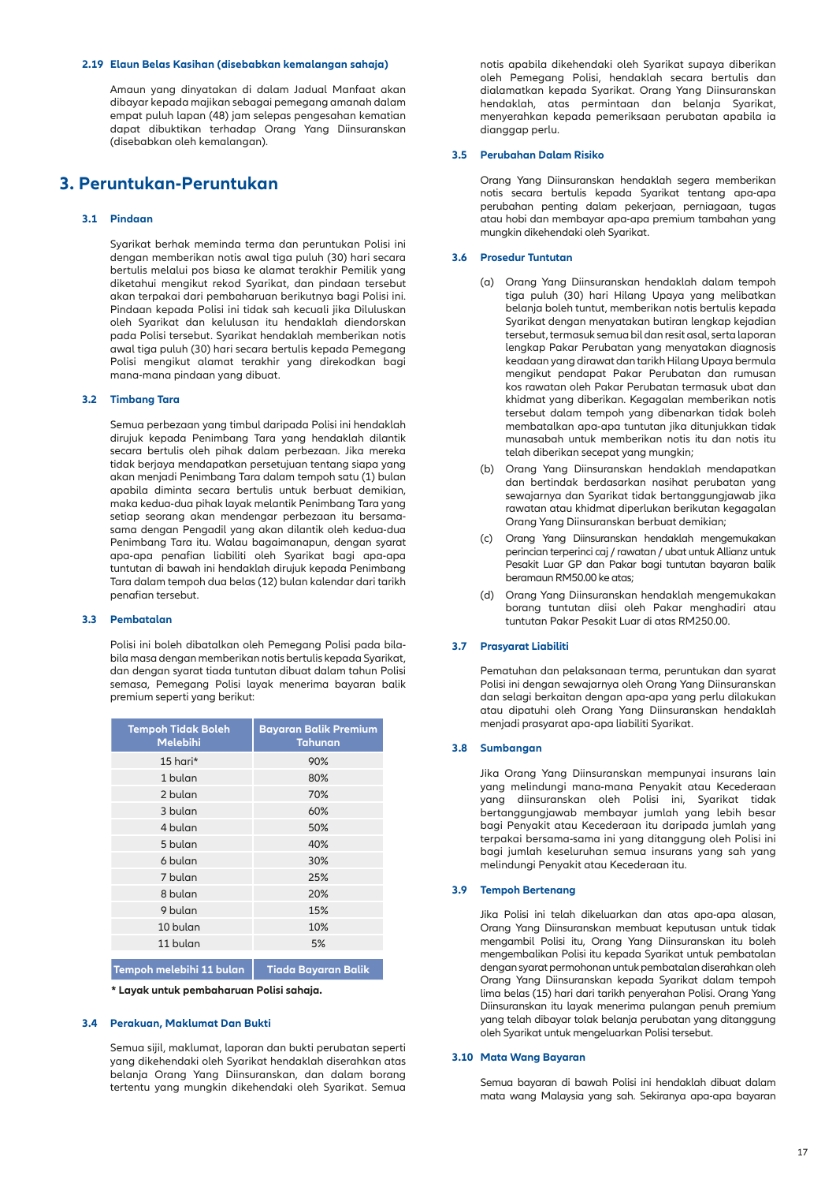### 2.19 Elaun Belas Kasihan (disebabkan kemalangan sahaja)

Amaun yang dinyatakan di dalam Jadual Manfaat akan dibayar kepada majikan sebagai pemegang amanah dalam empat puluh lapan (48) jam selepas pengesahan kematian dapat dibuktikan terhadap Orang Yang Diinsuranskan (disebabkan oleh kemalangan).

# 3. Peruntukan-Peruntukan

### 3.1 Pindaan

Syarikat berhak meminda terma dan peruntukan Polisi ini dengan memberikan notis awal tiga puluh (30) hari secara bertulis melalui pos biasa ke alamat terakhir Pemilik yang diketahui mengikut rekod Syarikat, dan pindaan tersebut akan terpakai dari pembaharuan berikutnya bagi Polisi ini. Pindaan kepada Polisi ini tidak sah kecuali jika Diluluskan oleh Syarikat dan kelulusan itu hendaklah diendorskan pada Polisi tersebut. Syarikat hendaklah memberikan notis awal tiga puluh (30) hari secara bertulis kepada Pemegang Polisi mengikut alamat terakhir yang direkodkan bagi mana-mana pindaan yang dibuat.

### 3.2 Timbang Tara

Semua perbezaan yang timbul daripada Polisi ini hendaklah dirujuk kepada Penimbang Tara yang hendaklah dilantik secara bertulis oleh pihak dalam perbezaan. Jika mereka tidak berjaya mendapatkan persetujuan tentang siapa yang akan menjadi Penimbang Tara dalam tempoh satu (1) bulan apabila diminta secara bertulis untuk berbuat demikian, maka kedua-dua pihak layak melantik Penimbang Tara yang setiap seorang akan mendengar perbezaan itu bersama-sama dengan Pengadil yang akan dilantik oleh kedua-dua Penimbang Tara itu. Walau bagaimanapun, dengan syarat apa-apa penafian liabiliti oleh Syarikat bagi apa-apa tuntutan di bawah ini hendaklah dirujuk kepada Penimbang Tara dalam tempoh dua belas (12) bulan kalendar dari tarikh penafian tersebut.

### 3.3 Pembatalan

Polisi ini boleh dibatalkan oleh Pemegang Polisi pada bila-bila masa dengan memberikan notis bertulis kepada Syarikat, dan dengan syarat tiada tuntutan dibuat dalam tahun Polisi semasa, Pemegang Polisi layak menerima bayaran balik premium seperti yang berikut:

| Tempoh Tidak Boleh Melebihi | Bayaran Balik Premium Tahunan |
|---|---|
| 15 hari* | 90% |
| 1 bulan | 80% |
| 2 bulan | 70% |
| 3 bulan | 60% |
| 4 bulan | 50% |
| 5 bulan | 40% |
| 6 bulan | 30% |
| 7 bulan | 25% |
| 8 bulan | 20% |
| 9 bulan | 15% |
| 10 bulan | 10% |
| 11 bulan | 5% |
| **Tempoh melebihi 11 bulan** | **Tiada Bayaran Balik** |

**\* Layak untuk pembaharuan Polisi sahaja.**

### 3.4 Perakuan, Maklumat Dan Bukti

Semua sijil, maklumat, laporan dan bukti perubatan seperti yang dikehendaki oleh Syarikat hendaklah diserahkan atas belanja Orang Yang Diinsuranskan, dan dalam borang tertentu yang mungkin dikehendaki oleh Syarikat. Semua notis apabila dikehendaki oleh Syarikat supaya diberikan oleh Pemegang Polisi, hendaklah secara bertulis dan dialamatkan kepada Syarikat. Orang Yang Diinsuranskan hendaklah, atas permintaan dan belanja Syarikat, menyerahkan kepada pemeriksaan perubatan apabila ia dianggap perlu.

### 3.5 Perubahan Dalam Risiko

Orang Yang Diinsuranskan hendaklah segera memberikan notis secara bertulis kepada Syarikat tentang apa-apa perubahan penting dalam pekerjaan, perniagaan, tugas atau hobi dan membayar apa-apa premium tambahan yang mungkin dikehendaki oleh Syarikat.

### 3.6 Prosedur Tuntutan

(a) Orang Yang Diinsuranskan hendaklah dalam tempoh tiga puluh (30) hari Hilang Upaya yang melibatkan belanja boleh tuntut, memberikan notis bertulis kepada Syarikat dengan menyatakan butiran lengkap kejadian tersebut, termasuk semua bil dan resit asal, serta laporan lengkap Pakar Perubatan yang menyatakan diagnosis keadaan yang dirawat dan tarikh Hilang Upaya bermula mengikut pendapat Pakar Perubatan dan rumusan kos rawatan oleh Pakar Perubatan termasuk ubat dan khidmat yang diberikan. Kegagalan memberikan notis tersebut dalam tempoh yang dibenarkan tidak boleh membatalkan apa-apa tuntutan jika ditunjukkan tidak munasabah untuk memberikan notis itu dan notis itu telah diberikan secepat yang mungkin;

(b) Orang Yang Diinsuranskan hendaklah mendapatkan dan bertindak berdasarkan nasihat perubatan yang sewajarnya dan Syarikat tidak bertanggungjawab jika rawatan atau khidmat diperlukan berikutan kegagalan Orang Yang Diinsuranskan berbuat demikian;

(c) Orang Yang Diinsuranskan hendaklah mengemukakan perincian terperinci caj / rawatan / ubat untuk Allianz untuk Pesakit Luar GP dan Pakar bagi tuntutan bayaran balik beramaun RM50.00 ke atas;

(d) Orang Yang Diinsuranskan hendaklah mengemukakan borang tuntutan diisi oleh Pakar menghadiri atau tuntutan Pakar Pesakit Luar di atas RM250.00.

### 3.7 Prasyarat Liabiliti

Pematuhan dan pelaksanaan terma, peruntukan dan syarat Polisi ini dengan sewajarnya oleh Orang Yang Diinsuranskan dan selagi berkaitan dengan apa-apa yang perlu dilakukan atau dipatuhi oleh Orang Yang Diinsuranskan hendaklah menjadi prasyarat apa-apa liabiliti Syarikat.

### 3.8 Sumbangan

Jika Orang Yang Diinsuranskan mempunyai insurans lain yang melindungi mana-mana Penyakit atau Kecederaan yang diinsuranskan oleh Polisi ini, Syarikat tidak bertanggungjawab membayar jumlah yang lebih besar bagi Penyakit atau Kecederaan itu daripada jumlah yang terpakai bersama-sama ini yang ditanggung oleh Polisi ini bagi jumlah keseluruhan semua insurans yang sah yang melindungi Penyakit atau Kecederaan itu.

### 3.9 Tempoh Bertenang

Jika Polisi ini telah dikeluarkan dan atas apa-apa alasan, Orang Yang Diinsuranskan membuat keputusan untuk tidak mengambil Polisi itu, Orang Yang Diinsuranskan itu boleh mengembalikan Polisi itu kepada Syarikat untuk pembatalan dengan syarat permohonan untuk pembatalan diserahkan oleh Orang Yang Diinsuranskan kepada Syarikat dalam tempoh lima belas (15) hari dari tarikh penyerahan Polisi. Orang Yang Diinsuranskan itu layak menerima pulangan penuh premium yang telah dibayar tolak belanja perubatan yang ditanggung oleh Syarikat untuk mengeluarkan Polisi tersebut.

### 3.10 Mata Wang Bayaran

Semua bayaran di bawah Polisi ini hendaklah dibuat dalam mata wang Malaysia yang sah. Sekiranya apa-apa bayaran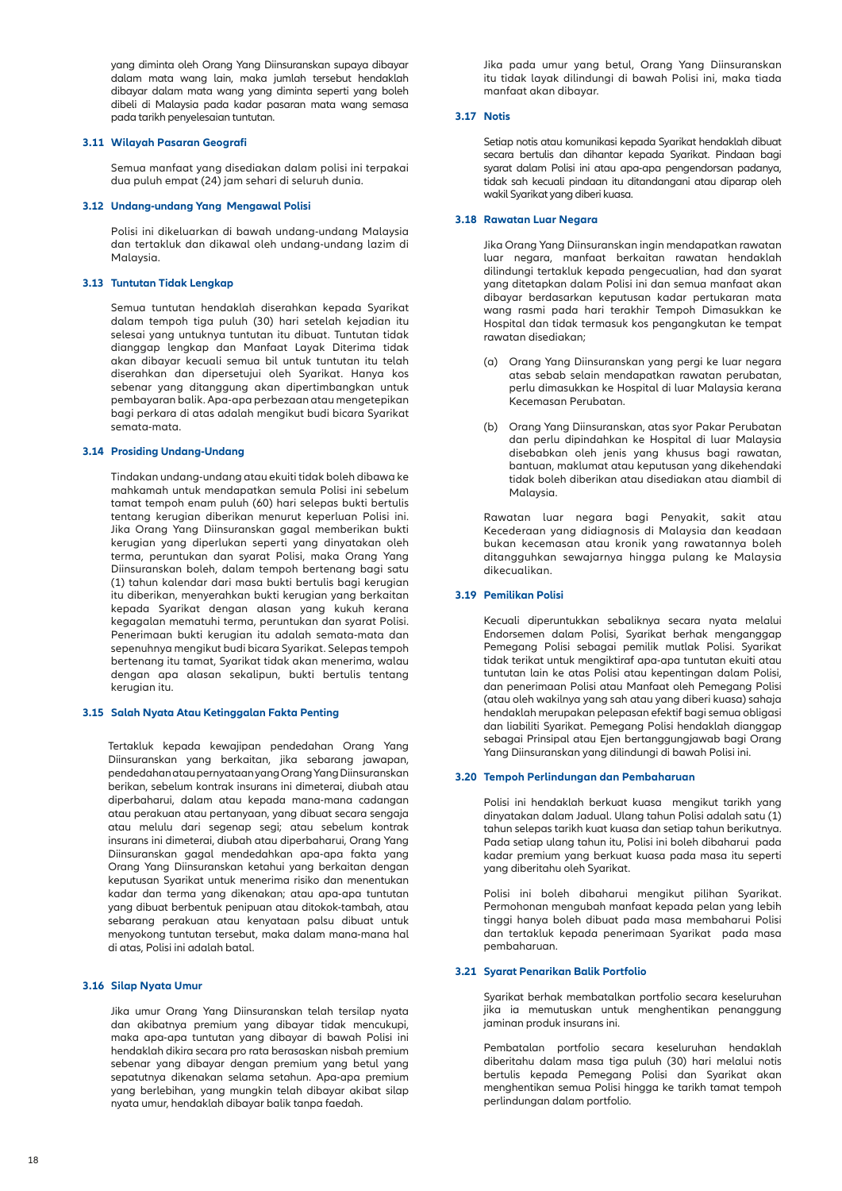yang diminta oleh Orang Yang Diinsuranskan supaya dibayar dalam mata wang lain, maka jumlah tersebut hendaklah dibayar dalam mata wang yang diminta seperti yang boleh dibeli di Malaysia pada kadar pasaran mata wang semasa pada tarikh penyelesaian tuntutan.

### 3.11 Wilayah Pasaran Geografi

Semua manfaat yang disediakan dalam polisi ini terpakai dua puluh empat (24) jam sehari di seluruh dunia.

### 3.12 Undang-undang Yang Mengawal Polisi

Polisi ini dikeluarkan di bawah undang-undang Malaysia dan tertakluk dan dikawal oleh undang-undang lazim di Malaysia.

### 3.13 Tuntutan Tidak Lengkap

Semua tuntutan hendaklah diserahkan kepada Syarikat dalam tempoh tiga puluh (30) hari setelah kejadian itu selesai yang untuknya tuntutan itu dibuat. Tuntutan tidak dianggap lengkap dan Manfaat Layak Diterima tidak akan dibayar kecuali semua bil untuk tuntutan itu telah diserahkan dan dipersetujui oleh Syarikat. Hanya kos sebenar yang ditanggung akan dipertimbangkan untuk pembayaran balik. Apa-apa perbezaan atau mengetepikan bagi perkara di atas adalah mengikut budi bicara Syarikat semata-mata.

### 3.14 Prosiding Undang-Undang

Tindakan undang-undang atau ekuiti tidak boleh dibawa ke mahkamah untuk mendapatkan semula Polisi ini sebelum tamat tempoh enam puluh (60) hari selepas bukti bertulis tentang kerugian diberikan menurut keperluan Polisi ini. Jika Orang Yang Diinsuranskan gagal memberikan bukti kerugian yang diperlukan seperti yang dinyatakan oleh terma, peruntukan dan syarat Polisi, maka Orang Yang Diinsuranskan boleh, dalam tempoh bertenang bagi satu (1) tahun kalendar dari masa bukti bertulis bagi kerugian itu diberikan, menyerahkan bukti kerugian yang berkaitan kepada Syarikat dengan alasan yang kukuh kerana kegagalan mematuhi terma, peruntukan dan syarat Polisi. Penerimaan bukti kerugian itu adalah semata-mata dan sepenuhnya mengikut budi bicara Syarikat. Selepas tempoh bertenang itu tamat, Syarikat tidak akan menerima, walau dengan apa alasan sekalipun, bukti bertulis tentang kerugian itu.

### 3.15 Salah Nyata Atau Ketinggalan Fakta Penting

Tertakluk kepada kewajipan pendedahan Orang Yang Diinsuranskan yang berkaitan, jika sebarang jawapan, pendedahan atau pernyataan yang Orang Yang Diinsuranskan berikan, sebelum kontrak insurans ini dimeterai, diubah atau diperbaharui, dalam atau kepada mana-mana cadangan atau perakuan atau pertanyaan, yang dibuat secara sengaja atau melulu dari segenap segi; atau sebelum kontrak insurans ini dimeterai, diubah atau diperbaharui, Orang Yang Diinsuranskan gagal mendedahkan apa-apa fakta yang Orang Yang Diinsuranskan ketahui yang berkaitan dengan keputusan Syarikat untuk menerima risiko dan menentukan kadar dan terma yang dikenakan; atau apa-apa tuntutan yang dibuat berbentuk penipuan atau ditokok-tambah, atau sebarang perakuan atau kenyataan palsu dibuat untuk menyokong tuntutan tersebut, maka dalam mana-mana hal di atas, Polisi ini adalah batal.

### 3.16 Silap Nyata Umur

Jika umur Orang Yang Diinsuranskan telah tersilap nyata dan akibatnya premium yang dibayar tidak mencukupi, maka apa-apa tuntutan yang dibayar di bawah Polisi ini hendaklah dikira secara pro rata berasaskan nisbah premium sebenar yang dibayar dengan premium yang betul yang sepatutnya dikenakan selama setahun. Apa-apa premium yang berlebihan, yang mungkin telah dibayar akibat silap nyata umur, hendaklah dibayar balik tanpa faedah.

Jika pada umur yang betul, Orang Yang Diinsuranskan itu tidak layak dilindungi di bawah Polisi ini, maka tiada manfaat akan dibayar.

### 3.17 Notis

Setiap notis atau komunikasi kepada Syarikat hendaklah dibuat secara bertulis dan dihantar kepada Syarikat. Pindaan bagi syarat dalam Polisi ini atau apa-apa pengendorsan padanya, tidak sah kecuali pindaan itu ditandangani atau diparap oleh wakil Syarikat yang diberi kuasa.

### 3.18 Rawatan Luar Negara

Jika Orang Yang Diinsuranskan ingin mendapatkan rawatan luar negara, manfaat berkaitan rawatan hendaklah dilindungi tertakluk kepada pengecualian, had dan syarat yang ditetapkan dalam Polisi ini dan semua manfaat akan dibayar berdasarkan keputusan kadar pertukaran mata wang rasmi pada hari terakhir Tempoh Dimasukkan ke Hospital dan tidak termasuk kos pengangkutan ke tempat rawatan disediakan;

(a) Orang Yang Diinsuranskan yang pergi ke luar negara atas sebab selain mendapatkan rawatan perubatan, perlu dimasukkan ke Hospital di luar Malaysia kerana Kecemasan Perubatan.

(b) Orang Yang Diinsuranskan, atas syor Pakar Perubatan dan perlu dipindahkan ke Hospital di luar Malaysia disebabkan oleh jenis yang khusus bagi rawatan, bantuan, maklumat atau keputusan yang dikehendaki tidak boleh diberikan atau disediakan atau diambil di Malaysia.

Rawatan luar negara bagi Penyakit, sakit atau Kecederaan yang didiagnosis di Malaysia dan keadaan bukan kecemasan atau kronik yang rawatannya boleh ditangguhkan sewajarnya hingga pulang ke Malaysia dikecualikan.

### 3.19 Pemilikan Polisi

Kecuali diperuntukkan sebaliknya secara nyata melalui Endorsemen dalam Polisi, Syarikat berhak menganggap Pemegang Polisi sebagai pemilik mutlak Polisi. Syarikat tidak terikat untuk mengiktiraf apa-apa tuntutan ekuiti atau tuntutan lain ke atas Polisi atau kepentingan dalam Polisi, dan penerimaan Polisi atau Manfaat oleh Pemegang Polisi (atau oleh wakilnya yang sah atau yang diberi kuasa) sahaja hendaklah merupakan pelepasan efektif bagi semua obligasi dan liabiliti Syarikat. Pemegang Polisi hendaklah dianggap sebagai Prinsipal atau Ejen bertanggungjawab bagi Orang Yang Diinsuranskan yang dilindungi di bawah Polisi ini.

### 3.20 Tempoh Perlindungan dan Pembaharuan

Polisi ini hendaklah berkuat kuasa mengikut tarikh yang dinyatakan dalam Jadual. Ulang tahun Polisi adalah satu (1) tahun selepas tarikh kuat kuasa dan setiap tahun berikutnya. Pada setiap ulang tahun itu, Polisi ini boleh dibaharui pada kadar premium yang berkuat kuasa pada masa itu seperti yang diberitahu oleh Syarikat.

Polisi ini boleh dibaharui mengikut pilihan Syarikat. Permohonan mengubah manfaat kepada pelan yang lebih tinggi hanya boleh dibuat pada masa membaharui Polisi dan tertakluk kepada penerimaan Syarikat pada masa pembaharuan.

### 3.21 Syarat Penarikan Balik Portfolio

Syarikat berhak membatalkan portfolio secara keseluruhan jika ia memutuskan untuk menghentikan penanggung jaminan produk insurans ini.

Pembatalan portfolio secara keseluruhan hendaklah diberitahu dalam masa tiga puluh (30) hari melalui notis bertulis kepada Pemegang Polisi dan Syarikat akan menghentikan semua Polisi hingga ke tarikh tamat tempoh perlindungan dalam portfolio.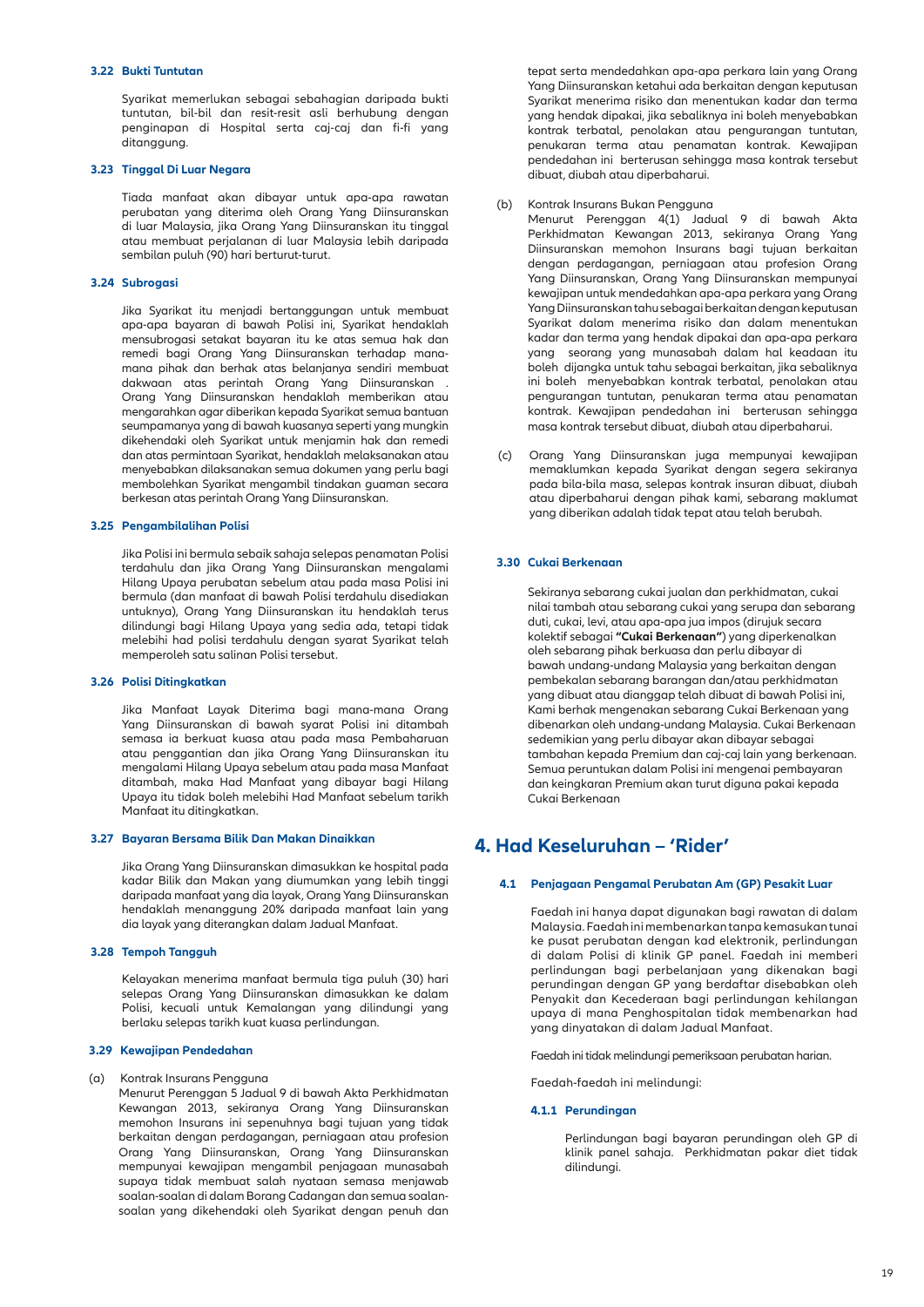### 3.22 Bukti Tuntutan

Syarikat memerlukan sebagai sebahagian daripada bukti tuntutan, bil-bil dan resit-resit asli berhubung dengan penginapan di Hospital serta caj-caj dan fi-fi yang ditanggung.

### 3.23 Tinggal Di Luar Negara

Tiada manfaat akan dibayar untuk apa-apa rawatan perubatan yang diterima oleh Orang Yang Diinsuranskan di luar Malaysia, jika Orang Yang Diinsuranskan itu tinggal atau membuat perjalanan di luar Malaysia lebih daripada sembilan puluh (90) hari berturut-turut.

### 3.24 Subrogasi

Jika Syarikat itu menjadi bertanggungan untuk membuat apa-apa bayaran di bawah Polisi ini, Syarikat hendaklah mensubrogasi setakat bayaran itu ke atas semua hak dan remedi bagi Orang Yang Diinsuranskan terhadap mana-mana pihak dan berhak atas belanjanya sendiri membuat dakwaan atas perintah Orang Yang Diinsuranskan . Orang Yang Diinsuranskan hendaklah memberikan atau mengarahkan agar diberikan kepada Syarikat semua bantuan seumpamanya yang di bawah kuasanya seperti yang mungkin dikehendaki oleh Syarikat untuk menjamin hak dan remedi dan atas permintaan Syarikat, hendaklah melaksanakan atau menyebabkan dilaksanakan semua dokumen yang perlu bagi membolehkan Syarikat mengambil tindakan guaman secara berkesan atas perintah Orang Yang Diinsuranskan.

### 3.25 Pengambilalihan Polisi

Jika Polisi ini bermula sebaik sahaja selepas penamatan Polisi terdahulu dan jika Orang Yang Diinsuranskan mengalami Hilang Upaya perubatan sebelum atau pada masa Polisi ini bermula (dan manfaat di bawah Polisi terdahulu disediakan untuknya), Orang Yang Diinsuranskan itu hendaklah terus dilindungi bagi Hilang Upaya yang sedia ada, tetapi tidak melebihi had polisi terdahulu dengan syarat Syarikat telah memperoleh satu salinan Polisi tersebut.

### 3.26 Polisi Ditingkatkan

Jika Manfaat Layak Diterima bagi mana-mana Orang Yang Diinsuranskan di bawah syarat Polisi ini ditambah semasa ia berkuat kuasa atau pada masa Pembaharuan atau penggantian dan jika Orang Yang Diinsuranskan itu mengalami Hilang Upaya sebelum atau pada masa Manfaat ditambah, maka Had Manfaat yang dibayar bagi Hilang Upaya itu tidak boleh melebihi Had Manfaat sebelum tarikh Manfaat itu ditingkatkan.

### 3.27 Bayaran Bersama Bilik Dan Makan Dinaikkan

Jika Orang Yang Diinsuranskan dimasukkan ke hospital pada kadar Bilik dan Makan yang diumumkan yang lebih tinggi daripada manfaat yang dia layak, Orang Yang Diinsuranskan hendaklah menanggung 20% daripada manfaat lain yang dia layak yang diterangkan dalam Jadual Manfaat.

### 3.28 Tempoh Tangguh

Kelayakan menerima manfaat bermula tiga puluh (30) hari selepas Orang Yang Diinsuranskan dimasukkan ke dalam Polisi, kecuali untuk Kemalangan yang dilindungi yang berlaku selepas tarikh kuat kuasa perlindungan.

### 3.29 Kewajipan Pendedahan

(a) Kontrak Insurans Pengguna

Menurut Perenggan 5 Jadual 9 di bawah Akta Perkhidmatan Kewangan 2013, sekiranya Orang Yang Diinsuranskan memohon Insurans ini sepenuhnya bagi tujuan yang tidak berkaitan dengan perdagangan, perniagaan atau profesion Orang Yang Diinsuranskan, Orang Yang Diinsuranskan mempunyai kewajipan mengambil penjagaan munasabah supaya tidak membuat salah nyataan semasa menjawab soalan-soalan di dalam Borang Cadangan dan semua soalan-soalan yang dikehendaki oleh Syarikat dengan penuh dan tepat serta mendedahkan apa-apa perkara lain yang Orang Yang Diinsuranskan ketahui ada berkaitan dengan keputusan Syarikat menerima risiko dan menentukan kadar dan terma yang hendak dipakai, jika sebaliknya ini boleh menyebabkan kontrak terbatal, penolakan atau pengurangan tuntutan, penukaran terma atau penamatan kontrak. Kewajipan pendedahan ini berterusan sehingga masa kontrak tersebut dibuat, diubah atau diperbaharui.

(b) Kontrak Insurans Bukan Pengguna

Menurut Perenggan 4(1) Jadual 9 di bawah Akta Perkhidmatan Kewangan 2013, sekiranya Orang Yang Diinsuranskan memohon Insurans bagi tujuan berkaitan dengan perdagangan, perniagaan atau profesion Orang Yang Diinsuranskan, Orang Yang Diinsuranskan mempunyai kewajipan untuk mendedahkan apa-apa perkara yang Orang Yang Diinsuranskan tahu sebagai berkaitan dengan keputusan Syarikat dalam menerima risiko dan dalam menentukan kadar dan terma yang hendak dipakai dan apa-apa perkara yang seorang yang munasabah dalam hal keadaan itu boleh dijangka untuk tahu sebagai berkaitan, jika sebaliknya ini boleh menyebabkan kontrak terbatal, penolakan atau pengurangan tuntutan, penukaran terma atau penamatan kontrak. Kewajipan pendedahan ini berterusan sehingga masa kontrak tersebut dibuat, diubah atau diperbaharui.

(c) Orang Yang Diinsuranskan juga mempunyai kewajipan memaklumkan kepada Syarikat dengan segera sekiranya pada bila-bila masa, selepas kontrak insuran dibuat, diubah atau diperbaharui dengan pihak kami, sebarang maklumat yang diberikan adalah tidak tepat atau telah berubah.

### 3.30 Cukai Berkenaan

Sekiranya sebarang cukai jualan dan perkhidmatan, cukai nilai tambah atau sebarang cukai yang serupa dan sebarang duti, cukai, levi, atau apa-apa jua impos (dirujuk secara kolektif sebagai **"Cukai Berkenaan"**) yang diperkenalkan oleh sebarang pihak berkuasa dan perlu dibayar di bawah undang-undang Malaysia yang berkaitan dengan pembekalan sebarang barangan dan/atau perkhidmatan yang dibuat atau dianggap telah dibuat di bawah Polisi ini, Kami berhak mengenakan sebarang Cukai Berkenaan yang dibenarkan oleh undang-undang Malaysia. Cukai Berkenaan sedemikian yang perlu dibayar akan dibayar sebagai tambahan kepada Premium dan caj-caj lain yang berkenaan. Semua peruntukan dalam Polisi ini mengenai pembayaran dan keingkaran Premium akan turut diguna pakai kepada Cukai Berkenaan

## 4. Had Keseluruhan – 'Rider'

### 4.1 Penjagaan Pengamal Perubatan Am (GP) Pesakit Luar

Faedah ini hanya dapat digunakan bagi rawatan di dalam Malaysia. Faedah ini membenarkan tanpa kemasukan tunai ke pusat perubatan dengan kad elektronik, perlindungan di dalam Polisi di klinik GP panel. Faedah ini memberi perlindungan bagi perbelanjaan yang dikenakan bagi perundingan dengan GP yang berdaftar disebabkan oleh Penyakit dan Kecederaan bagi perlindungan kehilangan upaya di mana Penghospitalan tidak membenarkan had yang dinyatakan di dalam Jadual Manfaat.

Faedah ini tidak melindungi pemeriksaan perubatan harian.

Faedah-faedah ini melindungi:

#### 4.1.1 Perundingan

Perlindungan bagi bayaran perundingan oleh GP di klinik panel sahaja. Perkhidmatan pakar diet tidak dilindungi.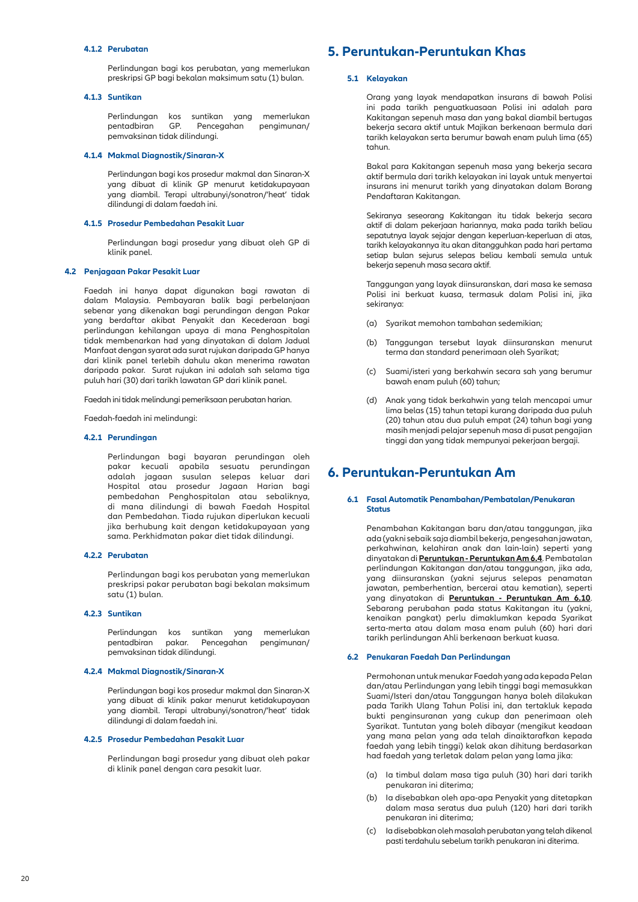#### 4.1.2 Perubatan

Perlindungan bagi kos perubatan, yang memerlukan preskripsi GP bagi bekalan maksimum satu (1) bulan.

#### 4.1.3 Suntikan

Perlindungan kos suntikan yang memerlukan pentadbiran GP. Pencegahan pengimunan/pemvaksinan tidak dilindungi.

#### 4.1.4 Makmal Diagnostik/Sinaran-X

Perlindungan bagi kos prosedur makmal dan Sinaran-X yang dibuat di klinik GP menurut ketidakupayaan yang diambil. Terapi ultrabunyi/sonatron/'heat' tidak dilindungi di dalam faedah ini.

#### 4.1.5 Prosedur Pembedahan Pesakit Luar

Perlindungan bagi prosedur yang dibuat oleh GP di klinik panel.

### 4.2 Penjagaan Pakar Pesakit Luar

Faedah ini hanya dapat digunakan bagi rawatan di dalam Malaysia. Pembayaran balik bagi perbelanjaan sebenar yang dikenakan bagi perundingan dengan Pakar yang berdaftar akibat Penyakit dan Kecederaan bagi perlindungan kehilangan upaya di mana Penghospitalan tidak membenarkan had yang dinyatakan di dalam Jadual Manfaat dengan syarat ada surat rujukan daripada GP hanya dari klinik panel terlebih dahulu akan menerima rawatan daripada pakar. Surat rujukan ini adalah sah selama tiga puluh hari (30) dari tarikh lawatan GP dari klinik panel.

Faedah ini tidak melindungi pemeriksaan perubatan harian.

Faedah-faedah ini melindungi:

#### 4.2.1 Perundingan

Perlindungan bagi bayaran perundingan oleh pakar kecuali apabila sesuatu perundingan adalah jagaan susulan selepas keluar dari Hospital atau prosedur Jagaan Harian bagi pembedahan Penghospitalan atau sebaliknya, di mana dilindungi di bawah Faedah Hospital dan Pembedahan. Tiada rujukan diperlukan kecuali jika berhubung kait dengan ketidakupayaan yang sama. Perkhidmatan pakar diet tidak dilindungi.

#### 4.2.2 Perubatan

Perlindungan bagi kos perubatan yang memerlukan preskripsi pakar perubatan bagi bekalan maksimum satu (1) bulan.

#### 4.2.3 Suntikan

Perlindungan kos suntikan yang memerlukan pentadbiran pakar. Pencegahan pengimunan/pemvaksinan tidak dilindungi.

#### 4.2.4 Makmal Diagnostik/Sinaran-X

Perlindungan bagi kos prosedur makmal dan Sinaran-X yang dibuat di klinik pakar menurut ketidakupayaan yang diambil. Terapi ultrabunyi/sonatron/'heat' tidak dilindungi di dalam faedah ini.

#### 4.2.5 Prosedur Pembedahan Pesakit Luar

Perlindungan bagi prosedur yang dibuat oleh pakar di klinik panel dengan cara pesakit luar.

## 5. Peruntukan-Peruntukan Khas

### 5.1 Kelayakan

Orang yang layak mendapatkan insurans di bawah Polisi ini pada tarikh penguatkuasaan Polisi ini adalah para Kakitangan sepenuh masa dan yang bakal diambil bertugas bekerja secara aktif untuk Majikan berkenaan bermula dari tarikh kelayakan serta berumur bawah enam puluh lima (65) tahun.

Bakal para Kakitangan sepenuh masa yang bekerja secara aktif bermula dari tarikh kelayakan ini layak untuk menyertai insurans ini menurut tarikh yang dinyatakan dalam Borang Pendaftaran Kakitangan.

Sekiranya seseorang Kakitangan itu tidak bekerja secara aktif di dalam pekerjaan hariannya, maka pada tarikh beliau sepatutnya layak sejajar dengan keperluan-keperluan di atas, tarikh kelayakannya itu akan ditangguhkan pada hari pertama setiap bulan sejurus selepas beliau kembali semula untuk bekerja sepenuh masa secara aktif.

Tanggungan yang layak diinsuranskan, dari masa ke semasa Polisi ini berkuat kuasa, termasuk dalam Polisi ini, jika sekiranya:

(a) Syarikat memohon tambahan sedemikian;

(b) Tanggungan tersebut layak diinsuranskan menurut terma dan standard penerimaan oleh Syarikat;

(c) Suami/isteri yang berkahwin secara sah yang berumur bawah enam puluh (60) tahun;

(d) Anak yang tidak berkahwin yang telah mencapai umur lima belas (15) tahun tetapi kurang daripada dua puluh (20) tahun atau dua puluh empat (24) tahun bagi yang masih menjadi pelajar sepenuh masa di pusat pengajian tinggi dan yang tidak mempunyai pekerjaan bergaji.

## 6. Peruntukan-Peruntukan Am

### 6.1 Fasal Automatik Penambahan/Pembatalan/Penukaran Status

Penambahan Kakitangan baru dan/atau tanggungan, jika ada (yakni sebaik saja diambil bekerja, pengesahan jawatan, perkahwinan, kelahiran anak dan lain-lain) seperti yang dinyatakan di **Peruntukan - Peruntukan Am 6.4**. Pembatalan perlindungan Kakitangan dan/atau tanggungan, jika ada, yang diinsuranskan (yakni sejurus selepas penamatan jawatan, pemberhentian, bercerai atau kematian), seperti yang dinyatakan di **Peruntukan - Peruntukan Am 6.10**. Sebarang perubahan pada status Kakitangan itu (yakni, kenaikan pangkat) perlu dimaklumkan kepada Syarikat serta-merta atau dalam masa enam puluh (60) hari dari tarikh perlindungan Ahli berkenaan berkuat kuasa.

### 6.2 Penukaran Faedah Dan Perlindungan

Permohonan untuk menukar Faedah yang ada kepada Pelan dan/atau Perlindungan yang lebih tinggi bagi memasukkan Suami/Isteri dan/atau Tanggungan hanya boleh dilakukan pada Tarikh Ulang Tahun Polisi ini, dan tertakluk kepada bukti penginsuranan yang cukup dan penerimaan oleh Syarikat. Tuntutan yang boleh dibayar (mengikut keadaan yang mana pelan yang ada telah dinaiktarafkan kepada faedah yang lebih tinggi) kelak akan dihitung berdasarkan had faedah yang terletak dalam pelan yang lama jika:

(a) Ia timbul dalam masa tiga puluh (30) hari dari tarikh penukaran ini diterima;

(b) Ia disebabkan oleh apa-apa Penyakit yang ditetapkan dalam masa seratus dua puluh (120) hari dari tarikh penukaran ini diterima;

(c) Ia disebabkan oleh masalah perubatan yang telah dikenal pasti terdahulu sebelum tarikh penukaran ini diterima.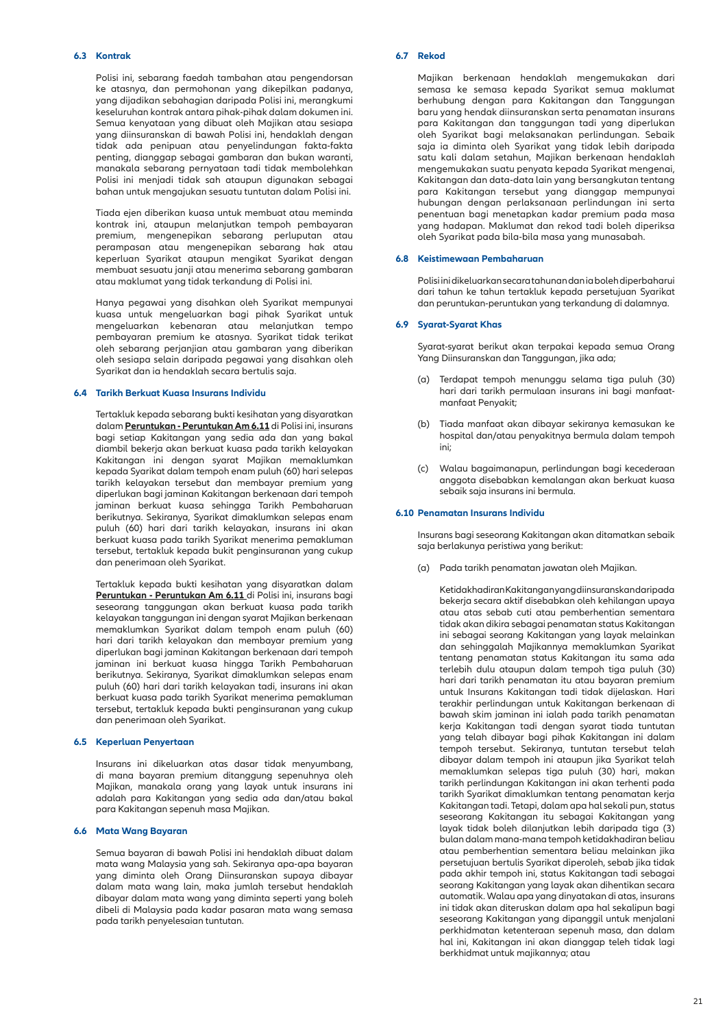### 6.3 Kontrak

Polisi ini, sebarang faedah tambahan atau pengendorsan ke atasnya, dan permohonan yang dikepilkan padanya, yang dijadikan sebahagian daripada Polisi ini, merangkumi keseluruhan kontrak antara pihak-pihak dalam dokumen ini. Semua kenyataan yang dibuat oleh Majikan atau sesiapa yang diinsuranskan di bawah Polisi ini, hendaklah dengan tidak ada penipuan atau penyelindungan fakta-fakta penting, dianggap sebagai gambaran dan bukan waranti, manakala sebarang pernyataan tadi tidak membolehkan Polisi ini menjadi tidak sah ataupun digunakan sebagai bahan untuk mengajukan sesuatu tuntutan dalam Polisi ini.

Tiada ejen diberikan kuasa untuk membuat atau meminda kontrak ini, ataupun melanjutkan tempoh pembayaran premium, mengenepikan sebarang perluputan atau perampasan atau mengenepikan sebarang hak atau keperluan Syarikat ataupun mengikat Syarikat dengan membuat sesuatu janji atau menerima sebarang gambaran atau maklumat yang tidak terkandung di Polisi ini.

Hanya pegawai yang disahkan oleh Syarikat mempunyai kuasa untuk mengeluarkan bagi pihak Syarikat untuk mengeluarkan kebenaran atau melanjutkan tempo pembayaran premium ke atasnya. Syarikat tidak terikat oleh sebarang perjanjian atau gambaran yang diberikan oleh sesiapa selain daripada pegawai yang disahkan oleh Syarikat dan ia hendaklah secara bertulis saja.

### 6.4 Tarikh Berkuat Kuasa Insurans Individu

Tertakluk kepada sebarang bukti kesihatan yang disyaratkan dalam **Peruntukan - Peruntukan Am 6.11** di Polisi ini, insurans bagi setiap Kakitangan yang sedia ada dan yang bakal diambil bekerja akan berkuat kuasa pada tarikh kelayakan Kakitangan ini dengan syarat Majikan memaklumkan kepada Syarikat dalam tempoh enam puluh (60) hari selepas tarikh kelayakan tersebut dan membayar premium yang diperlukan bagi jaminan Kakitangan berkenaan dari tempoh jaminan berkuat kuasa sehingga Tarikh Pembaharuan berikutnya. Sekiranya, Syarikat dimaklumkan selepas enam puluh (60) hari dari tarikh kelayakan, insurans ini akan berkuat kuasa pada tarikh Syarikat menerima pemakluman tersebut, tertakluk kepada bukit penginsuranan yang cukup dan penerimaan oleh Syarikat.

Tertakluk kepada bukti kesihatan yang disyaratkan dalam **Peruntukan - Peruntukan Am 6.11** di Polisi ini, insurans bagi seseorang tanggungan akan berkuat kuasa pada tarikh kelayakan tanggungan ini dengan syarat Majikan berkenaan memaklumkan Syarikat dalam tempoh enam puluh (60) hari dari tarikh kelayakan dan membayar premium yang diperlukan bagi jaminan Kakitangan berkenaan dari tempoh jaminan ini berkuat kuasa hingga Tarikh Pembaharuan berikutnya. Sekiranya, Syarikat dimaklumkan selepas enam puluh (60) hari dari tarikh kelayakan tadi, insurans ini akan berkuat kuasa pada tarikh Syarikat menerima pemakluman tersebut, tertakluk kepada bukti penginsuranan yang cukup dan penerimaan oleh Syarikat.

### 6.5 Keperluan Penyertaan

Insurans ini dikeluarkan atas dasar tidak menyumbang, di mana bayaran premium ditanggung sepenuhnya oleh Majikan, manakala orang yang layak untuk insurans ini adalah para Kakitangan yang sedia ada dan/atau bakal para Kakitangan sepenuh masa Majikan.

### 6.6 Mata Wang Bayaran

Semua bayaran di bawah Polisi ini hendaklah dibuat dalam mata wang Malaysia yang sah. Sekiranya apa-apa bayaran yang diminta oleh Orang Diinsuranskan supaya dibayar dalam mata wang lain, maka jumlah tersebut hendaklah dibayar dalam mata wang yang diminta seperti yang boleh dibeli di Malaysia pada kadar pasaran mata wang semasa pada tarikh penyelesaian tuntutan.

### 6.7 Rekod

Majikan berkenaan hendaklah mengemukakan dari semasa ke semasa kepada Syarikat semua maklumat berhubung dengan para Kakitangan dan Tanggungan baru yang hendak diinsuranskan serta penamatan insurans para Kakitangan dan tanggungan tadi yang diperlukan oleh Syarikat bagi melaksanakan perlindungan. Sebaik saja ia diminta oleh Syarikat yang tidak lebih daripada satu kali dalam setahun, Majikan berkenaan hendaklah mengemukakan suatu penyata kepada Syarikat mengenai, Kakitangan dan data-data lain yang bersangkutan tentang para Kakitangan tersebut yang dianggap mempunyai hubungan dengan perlaksanaan perlindungan ini serta penentuan bagi menetapkan kadar premium pada masa yang hadapan. Maklumat dan rekod tadi boleh diperiksa oleh Syarikat pada bila-bila masa yang munasabah.

### 6.8 Keistimewaan Pembaharuan

Polisi ini dikeluarkan secara tahunan dan ia boleh diperbaharui dari tahun ke tahun tertakluk kepada persetujuan Syarikat dan peruntukan-peruntukan yang terkandung di dalamnya.

### 6.9 Syarat-Syarat Khas

Syarat-syarat berikut akan terpakai kepada semua Orang Yang Diinsuranskan dan Tanggungan, jika ada;

(a) Terdapat tempoh menunggu selama tiga puluh (30) hari dari tarikh permulaan insurans ini bagi manfaat-manfaat Penyakit;

(b) Tiada manfaat akan dibayar sekiranya kemasukan ke hospital dan/atau penyakitnya bermula dalam tempoh ini;

(c) Walau bagaimanapun, perlindungan bagi kecederaan anggota disebabkan kemalangan akan berkuat kuasa sebaik saja insurans ini bermula.

### 6.10 Penamatan Insurans Individu

Insurans bagi seseorang Kakitangan akan ditamatkan sebaik saja berlakunya peristiwa yang berikut:

(a) Pada tarikh penamatan jawatan oleh Majikan.

Ketidakhadiran Kakitangan yang diinsuranskan daripada bekerja secara aktif disebabkan oleh kehilangan upaya atau atas sebab cuti atau pemberhentian sementara tidak akan dikira sebagai penamatan status Kakitangan ini sebagai seorang Kakitangan yang layak melainkan dan sehinggalah Majikannya memaklumkan Syarikat tentang penamatan status Kakitangan itu sama ada terlebih dulu ataupun dalam tempoh tiga puluh (30) hari dari tarikh penamatan itu atau bayaran premium untuk Insurans Kakitangan tadi tidak dijelaskan. Hari terakhir perlindungan untuk Kakitangan berkenaan di bawah skim jaminan ini ialah pada tarikh penamatan kerja Kakitangan tadi dengan syarat tiada tuntutan yang telah dibayar bagi pihak Kakitangan ini dalam tempoh tersebut. Sekiranya, tuntutan tersebut telah dibayar dalam tempoh ini ataupun jika Syarikat telah memaklumkan selepas tiga puluh (30) hari, makan tarikh perlindungan Kakitangan ini akan terhenti pada tarikh Syarikat dimaklumkan tentang penamatan kerja Kakitangan tadi. Tetapi, dalam apa hal sekali pun, status seseorang Kakitangan itu sebagai Kakitangan yang layak tidak boleh dilanjutkan lebih daripada tiga (3) bulan dalam mana-mana tempoh ketidakhadiran beliau atau pemberhentian sementara beliau melainkan jika persetujuan bertulis Syarikat diperoleh, sebab jika tidak pada akhir tempoh ini, status Kakitangan tadi sebagai seorang Kakitangan yang layak akan dihentikan secara automatik. Walau apa yang dinyatakan di atas, insurans ini tidak akan diteruskan dalam apa hal sekalipun bagi seseorang Kakitangan yang dipanggil untuk menjalani perkhidmatan ketenteraan sepenuh masa, dan dalam hal ini, Kakitangan ini akan dianggap teleh tidak lagi berkhidmat untuk majikannya; atau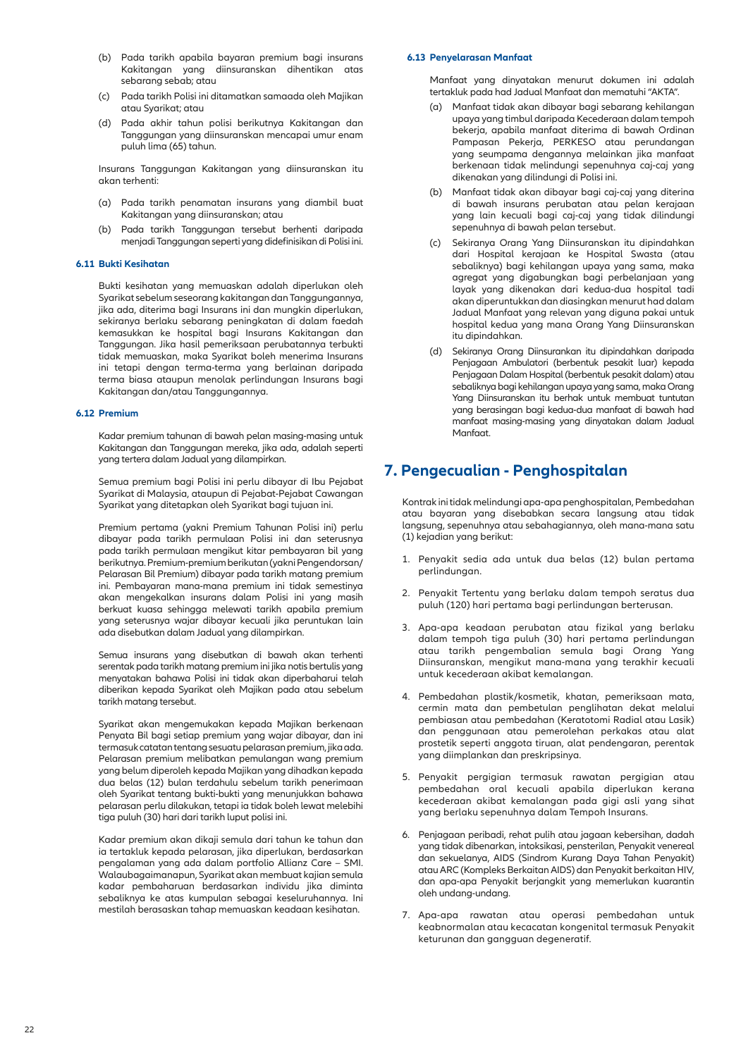(b) Pada tarikh apabila bayaran premium bagi insurans Kakitangan yang diinsuranskan dihentikan atas sebarang sebab; atau

(c) Pada tarikh Polisi ini ditamatkan samaada oleh Majikan atau Syarikat; atau

(d) Pada akhir tahun polisi berikutnya Kakitangan dan Tanggungan yang diinsuranskan mencapai umur enam puluh lima (65) tahun.

Insurans Tanggungan Kakitangan yang diinsuranskan itu akan terhenti:

(a) Pada tarikh penamatan insurans yang diambil buat Kakitangan yang diinsuranskan; atau

(b) Pada tarikh Tanggungan tersebut berhenti daripada menjadi Tanggungan seperti yang didefinisikan di Polisi ini.

### 6.11 Bukti Kesihatan

Bukti kesihatan yang memuaskan adalah diperlukan oleh Syarikat sebelum seseorang kakitangan dan Tanggungannya, jika ada, diterima bagi Insurans ini dan mungkin diperlukan, sekiranya berlaku sebarang peningkatan di dalam faedah kemasukkan ke hospital bagi Insurans Kakitangan dan Tanggungan. Jika hasil pemeriksaan perubatannya terbukti tidak memuaskan, maka Syarikat boleh menerima Insurans ini tetapi dengan terma-terma yang berlainan daripada terma biasa ataupun menolak perlindungan Insurans bagi Kakitangan dan/atau Tanggungannya.

### 6.12 Premium

Kadar premium tahunan di bawah pelan masing-masing untuk Kakitangan dan Tanggungan mereka, jika ada, adalah seperti yang tertera dalam Jadual yang dilampirkan.

Semua premium bagi Polisi ini perlu dibayar di Ibu Pejabat Syarikat di Malaysia, ataupun di Pejabat-Pejabat Cawangan Syarikat yang ditetapkan oleh Syarikat bagi tujuan ini.

Premium pertama (yakni Premium Tahunan Polisi ini) perlu dibayar pada tarikh permulaan Polisi ini dan seterusnya pada tarikh permulaan mengikut kitar pembayaran bil yang berikutnya. Premium-premium berikutan (yakni Pengendorsan/ Pelarasan Bil Premium) dibayar pada tarikh matang premium ini. Pembayaran mana-mana premium ini tidak semestinya akan mengekalkan insurans dalam Polisi ini yang masih berkuat kuasa sehingga melewati tarikh apabila premium yang seterusnya wajar dibayar kecuali jika peruntukan lain ada disebutkan dalam Jadual yang dilampirkan.

Semua insurans yang disebutkan di bawah akan terhenti serentak pada tarikh matang premium ini jika notis bertulis yang menyatakan bahawa Polisi ini tidak akan diperbaharui telah diberikan kepada Syarikat oleh Majikan pada atau sebelum tarikh matang tersebut.

Syarikat akan mengemukakan kepada Majikan berkenaan Penyata Bil bagi setiap premium yang wajar dibayar, dan ini termasuk catatan tentang sesuatu pelarasan premium, jika ada. Pelarasan premium melibatkan pemulangan wang premium yang belum diperoleh kepada Majikan yang dihadkan kepada dua belas (12) bulan terdahulu sebelum tarikh penerimaan oleh Syarikat tentang bukti-bukti yang menunjukkan bahawa pelarasan perlu dilakukan, tetapi ia tidak boleh lewat melebihi tiga puluh (30) hari dari tarikh luput polisi ini.

Kadar premium akan dikaji semula dari tahun ke tahun dan ia tertakluk kepada pelarasan, jika diperlukan, berdasarkan pengalaman yang ada dalam portfolio Allianz Care – SMI. Walaubagaimanapun, Syarikat akan membuat kajian semula kadar pembaharuan berdasarkan individu jika diminta sebaliknya ke atas kumpulan sebagai keseluruhannya. Ini mestilah berasaskan tahap memuaskan keadaan kesihatan.

### 6.13 Penyelarasan Manfaat

Manfaat yang dinyatakan menurut dokumen ini adalah tertakluk pada had Jadual Manfaat dan mematuhi "AKTA".

(a) Manfaat tidak akan dibayar bagi sebarang kehilangan upaya yang timbul daripada Kecederaan dalam tempoh bekerja, apabila manfaat diterima di bawah Ordinan Pampasan Pekerja, PERKESO atau perundangan yang seumpama dengannya melainkan jika manfaat berkenaan tidak melindungi sepenuhnya caj-caj yang dikenakan yang dilindungi di Polisi ini.

(b) Manfaat tidak akan dibayar bagi caj-caj yang diterima di bawah insurans perubatan atau pelan kerajaan yang lain kecuali bagi caj-caj yang tidak dilindungi sepenuhnya di bawah pelan tersebut.

(c) Sekiranya Orang Yang Diinsuranskan itu dipindahkan dari Hospital kerajaan ke Hospital Swasta (atau sebaliknya) bagi kehilangan upaya yang sama, maka agregat yang digabungkan bagi perbelanjaan yang layak yang dikenakan dari kedua-dua hospital tadi akan diperuntukkan dan diasingkan menurut had dalam Jadual Manfaat yang relevan yang diguna pakai untuk hospital kedua yang mana Orang Yang Diinsuranskan itu dipindahkan.

(d) Sekiranya Orang Diinsurankan itu dipindahkan daripada Penjagaan Ambulatori (berbentuk pesakit luar) kepada Penjagaan Dalam Hospital (berbentuk pesakit dalam) atau sebaliknya bagi kehilangan upaya yang sama, maka Orang Yang Diinsuranskan itu berhak untuk membuat tuntutan yang berasingan bagi kedua-dua manfaat di bawah had manfaat masing-masing yang dinyatakan dalam Jadual Manfaat.

## 7. Pengecualian - Penghospitalan

Kontrak ini tidak melindungi apa-apa penghospitalan, Pembedahan atau bayaran yang disebabkan secara langsung atau tidak langsung, sepenuhnya atau sebahagiannya, oleh mana-mana satu (1) kejadian yang berikut:

1. Penyakit sedia ada untuk dua belas (12) bulan pertama perlindungan.

2. Penyakit Tertentu yang berlaku dalam tempoh seratus dua puluh (120) hari pertama bagi perlindungan berterusan.

3. Apa-apa keadaan perubatan atau fizikal yang berlaku dalam tempoh tiga puluh (30) hari pertama perlindungan atau tarikh pengembalian semula bagi Orang Yang Diinsuranskan, mengikut mana-mana yang terakhir kecuali untuk kecederaan akibat kemalangan.

4. Pembedahan plastik/kosmetik, khatan, pemeriksaan mata, cermin mata dan pembetulan penglihatan dekat melalui pembiasan atau pembedahan (Keratotomi Radial atau Lasik) dan penggunaan atau pemerolehan perkakas atau alat prostetik seperti anggota tiruan, alat pendengaran, perentak yang diimplankan dan preskripsinya.

5. Penyakit pergigian termasuk rawatan pergigian atau pembedahan oral kecuali apabila diperlukan kerana kecederaan akibat kemalangan pada gigi asli yang sihat yang berlaku sepenuhnya dalam Tempoh Insurans.

6. Penjagaan peribadi, rehat pulih atau jagaan kebersihan, dadah yang tidak dibenarkan, intoksikasi, pensterilan, Penyakit venereal dan sekuelanya, AIDS (Sindrom Kurang Daya Tahan Penyakit) atau ARC (Kompleks Berkaitan AIDS) dan Penyakit berkaitan HIV, dan apa-apa Penyakit berjangkit yang memerlukan kuarantin oleh undang-undang.

7. Apa-apa rawatan atau operasi pembedahan untuk keabnormalan atau kecacatan kongenital termasuk Penyakit keturunan dan gangguan degeneratif.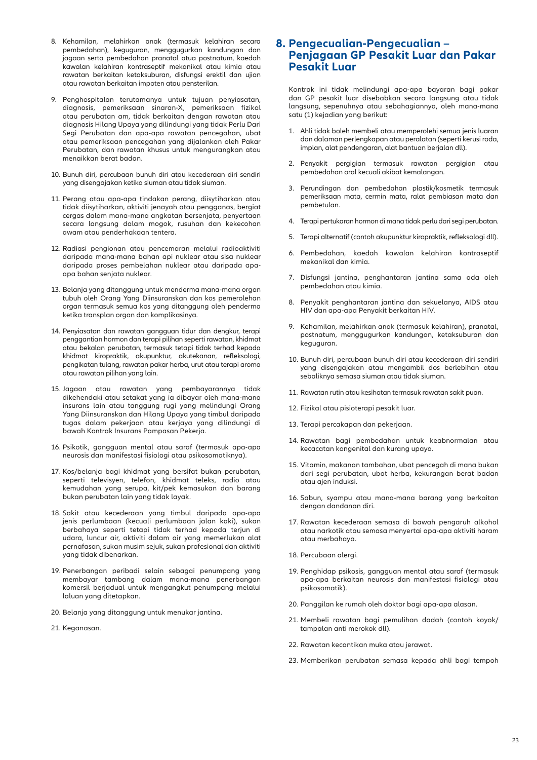8. Kehamilan, melahirkan anak (termasuk kelahiran secara pembedahan), keguguran, menggugurkan kandungan dan jagaan serta pembedahan pranatal atua postnatum, kaedah kawalan kelahiran kontraseptif mekanikal atau kimia atau rawatan berkaitan ketaksuburan, disfungsi erektil dan ujian atau rawatan berkaitan impoten atau pensterilan.

9. Penghospitalan terutamanya untuk tujuan penyiasatan, diagnosis, pemeriksaan sinaran-X, pemeriksaan fizikal atau perubatan am, tidak berkaitan dengan rawatan atau diagnosis Hilang Upaya yang dilindungi yang tidak Perlu Dari Segi Perubatan dan apa-apa rawatan pencegahan, ubat atau pemeriksaan pencegahan yang dijalankan oleh Pakar Perubatan, dan rawatan khusus untuk mengurangkan atau menaikkan berat badan.

10. Bunuh diri, percubaan bunuh diri atau kecederaan diri sendiri yang disengajakan ketika siuman atau tidak siuman.

11. Perang atau apa-apa tindakan perang, diisytiharkan atau tidak diisytiharkan, aktiviti jenayah atau pengganas, bergiat cergas dalam mana-mana angkatan bersenjata, penyertaan secara langsung dalam mogok, rusuhan dan kekecohan awam atau penderhakaan tentera.

12. Radiasi pengionan atau pencemaran melalui radioaktiviti daripada mana-mana bahan api nuklear atau sisa nuklear daripada proses pembelahan nuklear atau daripada apa-apa bahan senjata nuklear.

13. Belanja yang ditanggung untuk menderma mana-mana organ tubuh oleh Orang Yang Diinsuranskan dan kos pemerolehan organ termasuk semua kos yang ditanggung oleh penderma ketika transplan organ dan komplikasinya.

14. Penyiasatan dan rawatan gangguan tidur dan dengkur, terapi penggantian hormon dan terapi pilihan seperti rawatan, khidmat atau bekalan perubatan, termasuk tetapi tidak terhad kepada khidmat kiropraktik, akupunktur, akutekanan, refleksologi, pengikatan tulang, rawatan pakar herba, urut atau terapi aroma atau rawatan pilihan yang lain.

15. Jagaan atau rawatan yang pembayarannya tidak dikehendaki atau setakat yang ia dibayar oleh mana-mana insurans lain atau tanggung rugi yang melindungi Orang Yang Diinsuranskan dan Hilang Upaya yang timbul daripada tugas dalam pekerjaan atau kerjaya yang dilindungi di bawah Kontrak Insurans Pampasan Pekerja.

16. Psikotik, gangguan mental atau saraf (termasuk apa-apa neurosis dan manifestasi fisiologi atau psikosomatiknya).

17. Kos/belanja bagi khidmat yang bersifat bukan perubatan, seperti televisyen, telefon, khidmat teleks, radio atau kemudahan yang serupa, kit/pek kemasukan dan barang bukan perubatan lain yang tidak layak.

18. Sakit atau kecederaan yang timbul daripada apa-apa jenis perlumbaan (kecuali perlumbaan jalan kaki), sukan berbahaya seperti tetapi tidak terhad kepada terjun di udara, luncur air, aktiviti dalam air yang memerlukan alat pernafasan, sukan musim sejuk, sukan profesional dan aktiviti yang tidak dibenarkan.

19. Penerbangan peribadi selain sebagai penumpang yang membayar tambang dalam mana-mana penerbangan komersil berjadual untuk mengangkut penumpang melalui laluan yang ditetapkan.

20. Belanja yang ditanggung untuk menukar jantina.

21. Keganasan.

## 8. Pengecualian-Pengecualian – Penjagaan GP Pesakit Luar dan Pakar Pesakit Luar

Kontrak ini tidak melindungi apa-apa bayaran bagi pakar dan GP pesakit luar disebabkan secara langsung atau tidak langsung, sepenuhnya atau sebahagiannya, oleh mana-mana satu (1) kejadian yang berikut:

1. Ahli tidak boleh membeli atau memperolehi semua jenis luaran dan dalaman perlengkapan atau peralatan (seperti kerusi roda, implan, alat pendengaran, alat bantuan berjalan dll).

2. Penyakit pergigian termasuk rawatan pergigian atau pembedahan oral kecuali akibat kemalangan.

3. Perundingan dan pembedahan plastik/kosmetik termasuk pemeriksaan mata, cermin mata, ralat pembiasan mata dan pembetulan.

4. Terapi pertukaran hormon di mana tidak perlu dari segi perubatan.

5. Terapi alternatif (contoh akupunktur kiropraktik, refleksologi dll).

6. Pembedahan, kaedah kawalan kelahiran kontraseptif mekanikal dan kimia.

7. Disfungsi jantina, penghantaran jantina sama ada oleh pembedahan atau kimia.

8. Penyakit penghantaran jantina dan sekuelanya, AIDS atau HIV dan apa-apa Penyakit berkaitan HIV.

9. Kehamilan, melahirkan anak (termasuk kelahiran), pranatal, postnatum, menggugurkan kandungan, ketaksuburan dan keguguran.

10. Bunuh diri, percubaan bunuh diri atau kecederaan diri sendiri yang disengajakan atau mengambil dos berlebihan atau sebaliknya semasa siuman atau tidak siuman.

11. Rawatan rutin atau kesihatan termasuk rawatan sakit puan.

12. Fizikal atau pisioterapi pesakit luar.

13. Terapi percakapan dan pekerjaan.

14. Rawatan bagi pembedahan untuk keabnormalan atau kecacatan kongenital dan kurang upaya.

15. Vitamin, makanan tambahan, ubat pencegah di mana bukan dari segi perubatan, ubat herba, kekurangan berat badan atau ajen induksi.

16. Sabun, syampu atau mana-mana barang yang berkaitan dengan dandanan diri.

17. Rawatan kecederaan semasa di bawah pengaruh alkohol atau narkotik atau semasa menyertai apa-apa aktiviti haram atau merbahaya.

18. Percubaan alergi.

19. Penghidap psikosis, gangguan mental atau saraf (termasuk apa-apa berkaitan neurosis dan manifestasi fisiologi atau psikosomatik).

20. Panggilan ke rumah oleh doktor bagi apa-apa alasan.

21. Membeli rawatan bagi pemulihan dadah (contoh koyok/ tampalan anti merokok dll).

22. Rawatan kecantikan muka atau jerawat.

23. Memberikan perubatan semasa kepada ahli bagi tempoh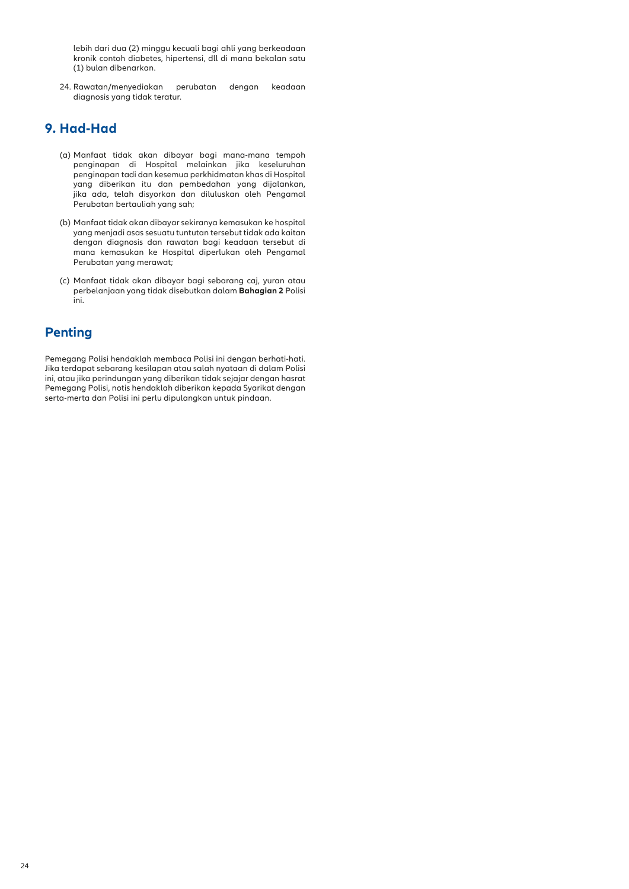lebih dari dua (2) minggu kecuali bagi ahli yang berkeadaan kronik contoh diabetes, hipertensi, dll di mana bekalan satu (1) bulan dibenarkan.

24. Rawatan/menyediakan perubatan dengan keadaan diagnosis yang tidak teratur.

## 9. Had-Had

(a) Manfaat tidak akan dibayar bagi mana-mana tempoh penginapan di Hospital melainkan jika keseluruhan penginapan tadi dan kesemua perkhidmatan khas di Hospital yang diberikan itu dan pembedahan yang dijalankan, jika ada, telah disyorkan dan diluluskan oleh Pengamal Perubatan bertauliah yang sah;

(b) Manfaat tidak akan dibayar sekiranya kemasukan ke hospital yang menjadi asas sesuatu tuntutan tersebut tidak ada kaitan dengan diagnosis dan rawatan bagi keadaan tersebut di mana kemasukan ke Hospital diperlukan oleh Pengamal Perubatan yang merawat;

(c) Manfaat tidak akan dibayar bagi sebarang caj, yuran atau perbelanjaan yang tidak disebutkan dalam **Bahagian 2** Polisi ini.

## Penting

Pemegang Polisi hendaklah membaca Polisi ini dengan berhati-hati. Jika terdapat sebarang kesilapan atau salah nyataan di dalam Polisi ini, atau jika perindungan yang diberikan tidak sejajar dengan hasrat Pemegang Polisi, notis hendaklah diberikan kepada Syarikat dengan serta-merta dan Polisi ini perlu dipulangkan untuk pindaan.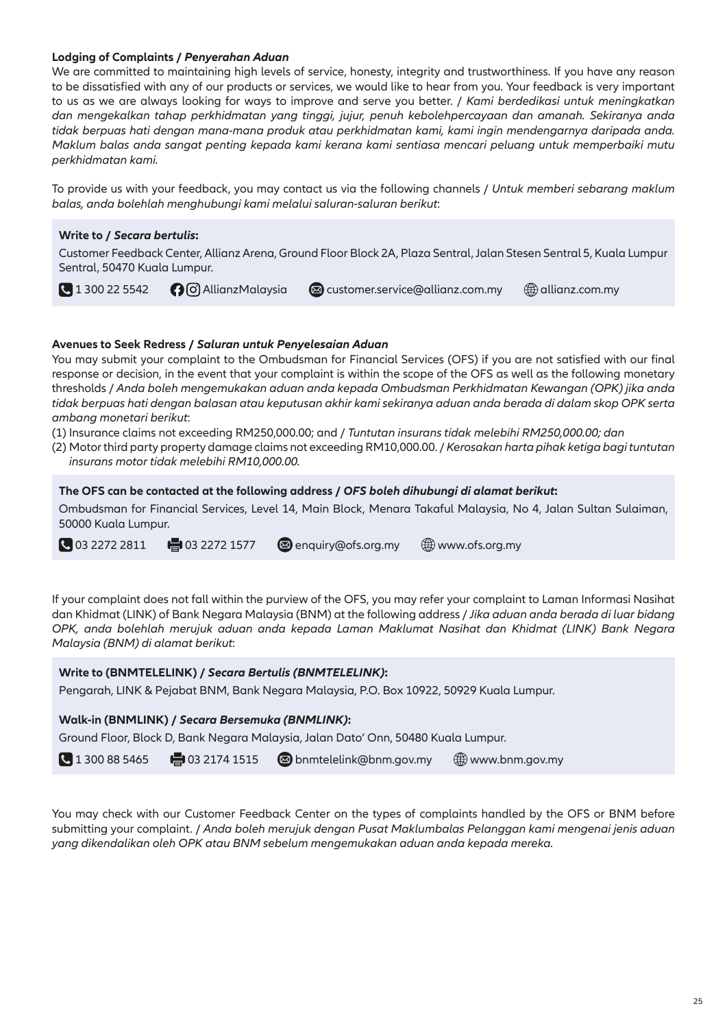**Lodging of Complaints /** ***Penyerahan Aduan***

We are committed to maintaining high levels of service, honesty, integrity and trustworthiness. If you have any reason to be dissatisfied with any of our products or services, we would like to hear from you. Your feedback is very important to us as we are always looking for ways to improve and serve you better. / *Kami berdedikasi untuk meningkatkan dan mengekalkan tahap perkhidmatan yang tinggi, jujur, penuh kebolehpercayaan dan amanah. Sekiranya anda tidak berpuas hati dengan mana-mana produk atau perkhidmatan kami, kami ingin mendengarnya daripada anda. Maklum balas anda sangat penting kepada kami kerana kami sentiasa mencari peluang untuk memperbaiki mutu perkhidmatan kami.*

To provide us with your feedback, you may contact us via the following channels / *Untuk memberi sebarang maklum balas, anda bolehlah menghubungi kami melalui saluran-saluran berikut*:

**Write to /** ***Secara bertulis*****:**

Customer Feedback Center, Allianz Arena, Ground Floor Block 2A, Plaza Sentral, Jalan Stesen Sentral 5, Kuala Lumpur Sentral, 50470 Kuala Lumpur.

1 300 22 5542 AllianzMalaysia customer.service@allianz.com.my allianz.com.my

**Avenues to Seek Redress /** ***Saluran untuk Penyelesaian Aduan***

You may submit your complaint to the Ombudsman for Financial Services (OFS) if you are not satisfied with our final response or decision, in the event that your complaint is within the scope of the OFS as well as the following monetary thresholds / *Anda boleh mengemukakan aduan anda kepada Ombudsman Perkhidmatan Kewangan (OPK) jika anda tidak berpuas hati dengan balasan atau keputusan akhir kami sekiranya aduan anda berada di dalam skop OPK serta ambang monetari berikut*:

(1) Insurance claims not exceeding RM250,000.00; and / *Tuntutan insurans tidak melebihi RM250,000.00; dan*
(2) Motor third party property damage claims not exceeding RM10,000.00. / *Kerosakan harta pihak ketiga bagi tuntutan insurans motor tidak melebihi RM10,000.00.*

**The OFS can be contacted at the following address /** ***OFS boleh dihubungi di alamat berikut*****:**

Ombudsman for Financial Services, Level 14, Main Block, Menara Takaful Malaysia, No 4, Jalan Sultan Sulaiman, 50000 Kuala Lumpur.

03 2272 2811 03 2272 1577 enquiry@ofs.org.my www.ofs.org.my

If your complaint does not fall within the purview of the OFS, you may refer your complaint to Laman Informasi Nasihat dan Khidmat (LINK) of Bank Negara Malaysia (BNM) at the following address / *Jika aduan anda berada di luar bidang OPK, anda bolehlah merujuk aduan anda kepada Laman Maklumat Nasihat dan Khidmat (LINK) Bank Negara Malaysia (BNM) di alamat berikut*:

**Write to (BNMTELELINK) /** ***Secara Bertulis (BNMTELELINK)*****:**

Pengarah, LINK & Pejabat BNM, Bank Negara Malaysia, P.O. Box 10922, 50929 Kuala Lumpur.

**Walk-in (BNMLINK) /** ***Secara Bersemuka (BNMLINK)*****:**

Ground Floor, Block D, Bank Negara Malaysia, Jalan Dato' Onn, 50480 Kuala Lumpur.

1 300 88 5465 03 2174 1515 bnmtelelink@bnm.gov.my www.bnm.gov.my

You may check with our Customer Feedback Center on the types of complaints handled by the OFS or BNM before submitting your complaint. / *Anda boleh merujuk dengan Pusat Maklumbalas Pelanggan kami mengenai jenis aduan yang dikendalikan oleh OPK atau BNM sebelum mengemukakan aduan anda kepada mereka.*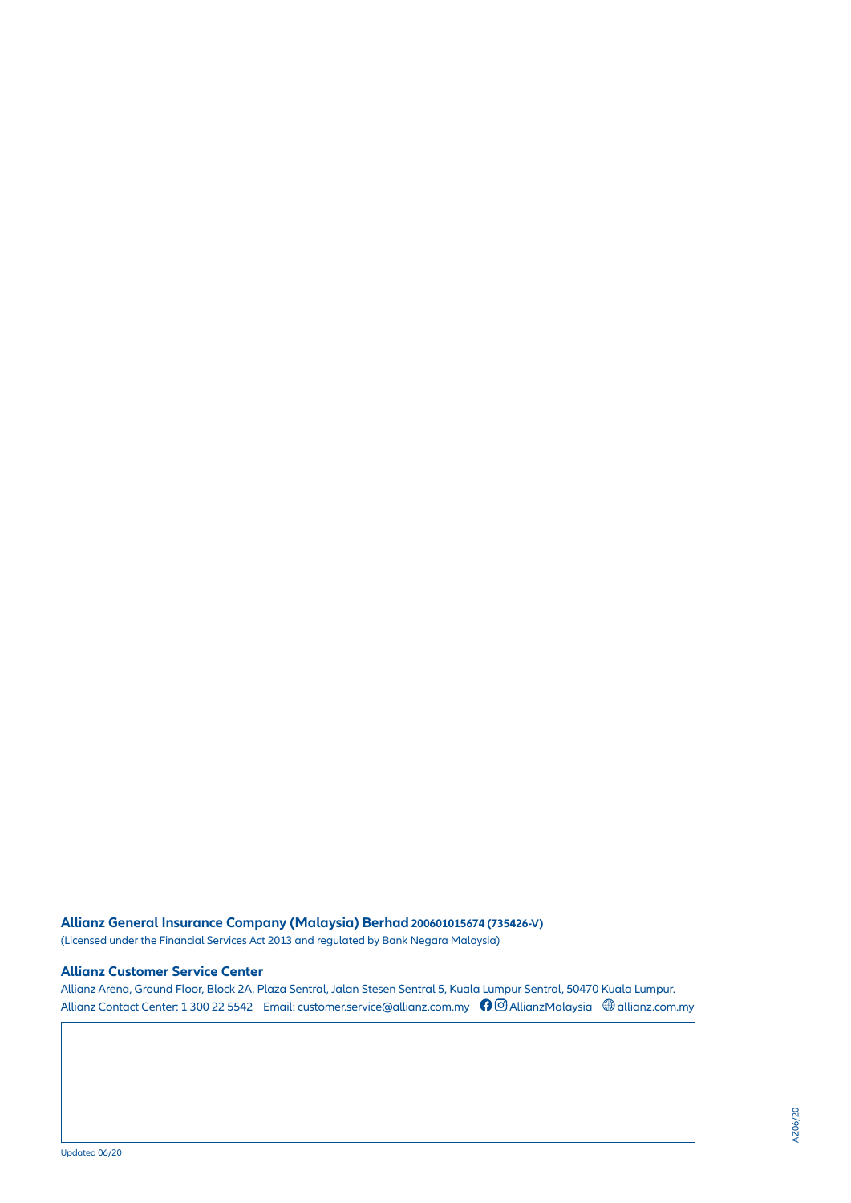**Allianz General Insurance Company (Malaysia) Berhad** **200601015674 (735426-V)**
(Licensed under the Financial Services Act 2013 and regulated by Bank Negara Malaysia)

**Allianz Customer Service Center**
Allianz Arena, Ground Floor, Block 2A, Plaza Sentral, Jalan Stesen Sentral 5, Kuala Lumpur Sentral, 50470 Kuala Lumpur.
Allianz Contact Center: 1 300 22 5542 Email: customer.service@allianz.com.my AllianzMalaysia allianz.com.my

Updated 06/20

AZ06/20